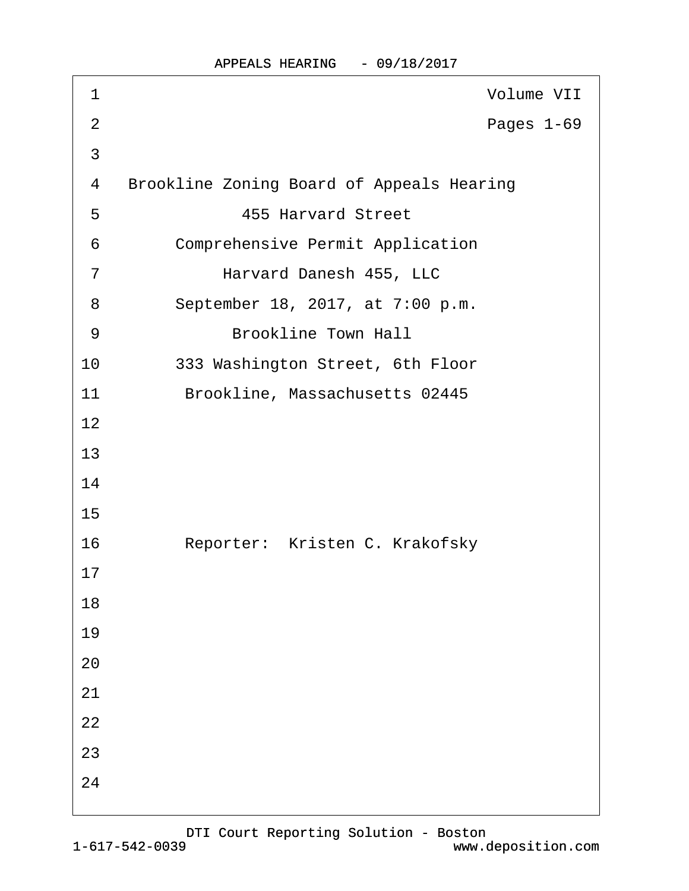Volume VII

Pages 1-69

Brookline Zoning Board of Appeals Hearing

455 Harvard Street

Comprehensive Permit Application

Harvard Danesh 455, LLC

September 18, 2017, at 7:00 p.m.

Brookline Town Hall

333 Washington Street, 6th Floor

Brookline, Massachusetts 02445

Reporter: Kristen C. Krakofsky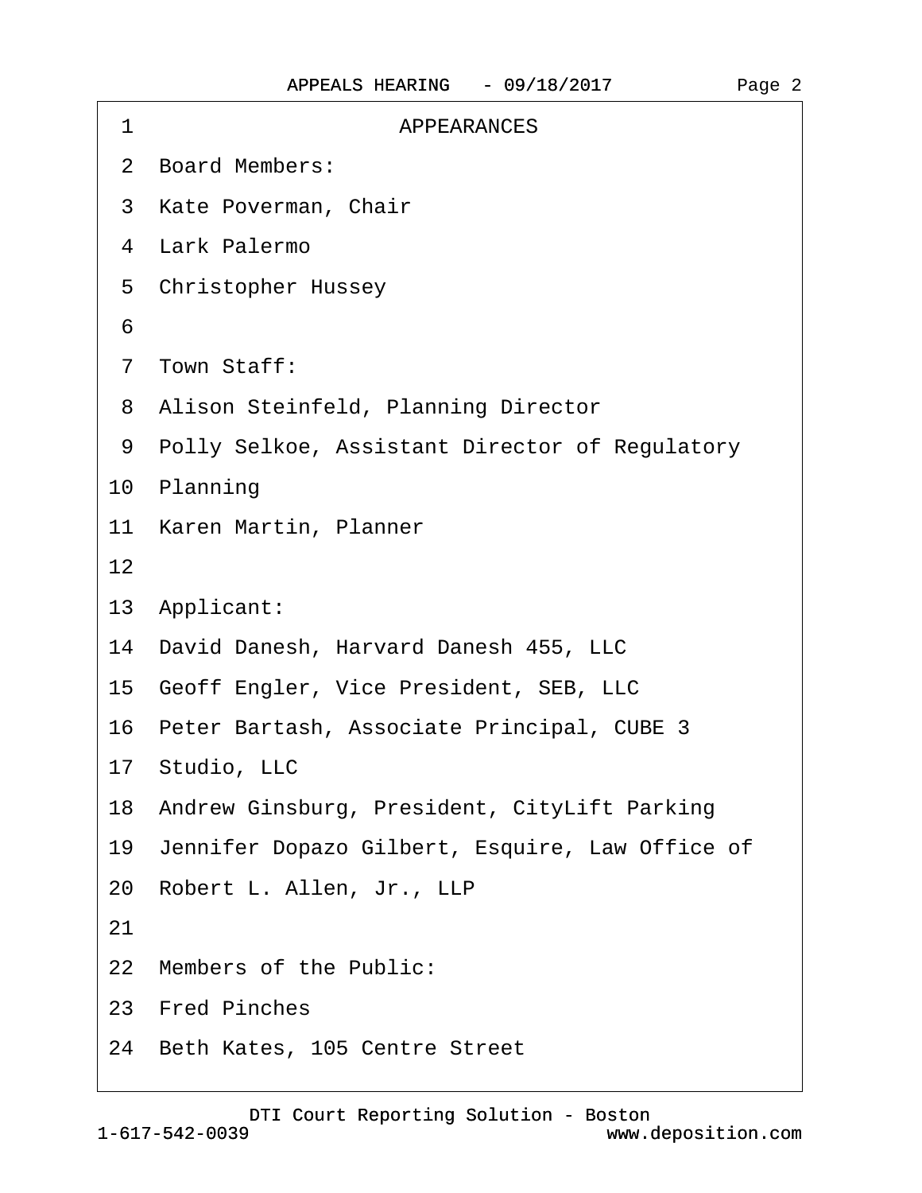## APPEARANCES

**Board Members:**

Kate Poverman, Chair
Lark Palermo
Christopher Hussey

**Town Staff:**

Alison Steinfeld, Planning Director
Polly Selkoe, Assistant Director of Regulatory Planning
Karen Martin, Planner

**Applicant:**

David Danesh, Harvard Danesh 455, LLC
Geoff Engler, Vice President, SEB, LLC
Peter Bartash, Associate Principal, CUBE 3 Studio, LLC
Andrew Ginsburg, President, CityLift Parking
Jennifer Dopazo Gilbert, Esquire, Law Office of Robert L. Allen, Jr., LLP

**Members of the Public:**

Fred Pinches
Beth Kates, 105 Centre Street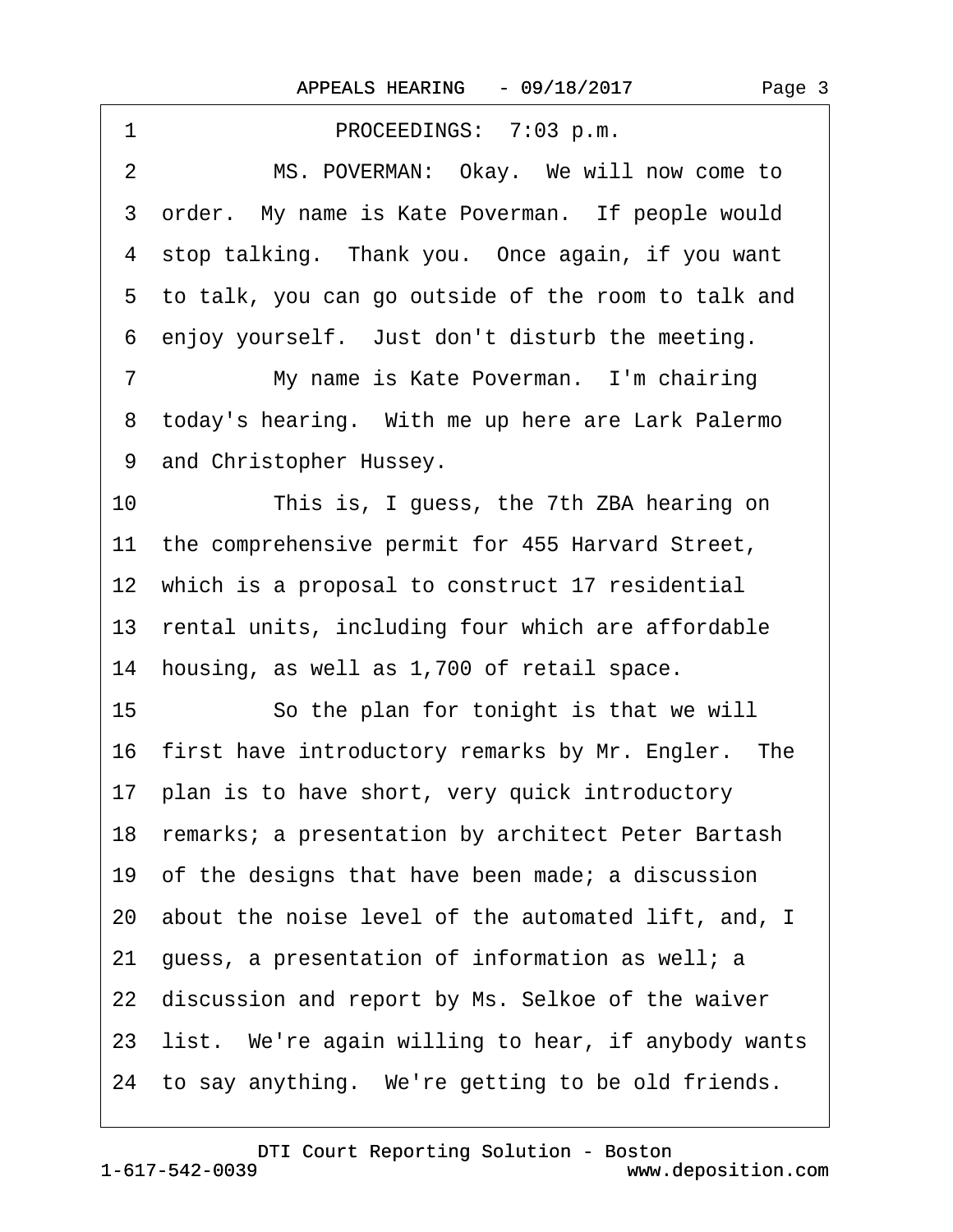1 PROCEEDINGS: 7:03 p.m.

2 MS. POVERMAN: Okay. We will now come to

3 order. My name is Kate Poverman. If people would

4 stop talking. Thank you. Once again, if you want

5 to talk, you can go outside of the room to talk and

6 enjoy yourself. Just don't disturb the meeting.

7 My name is Kate Poverman. I'm chairing

8 today's hearing. With me up here are Lark Palermo

9 and Christopher Hussey.

10 This is, I guess, the 7th ZBA hearing on

11 the comprehensive permit for 455 Harvard Street,

12 which is a proposal to construct 17 residential

13 rental units, including four which are affordable

14 housing, as well as 1,700 of retail space.

15 So the plan for tonight is that we will

16 first have introductory remarks by Mr. Engler. The

17 plan is to have short, very quick introductory

18 remarks; a presentation by architect Peter Bartash

19 of the designs that have been made; a discussion

20 about the noise level of the automated lift, and, I

21 guess, a presentation of information as well; a

22 discussion and report by Ms. Selkoe of the waiver

23 list. We're again willing to hear, if anybody wants

24 to say anything. We're getting to be old friends.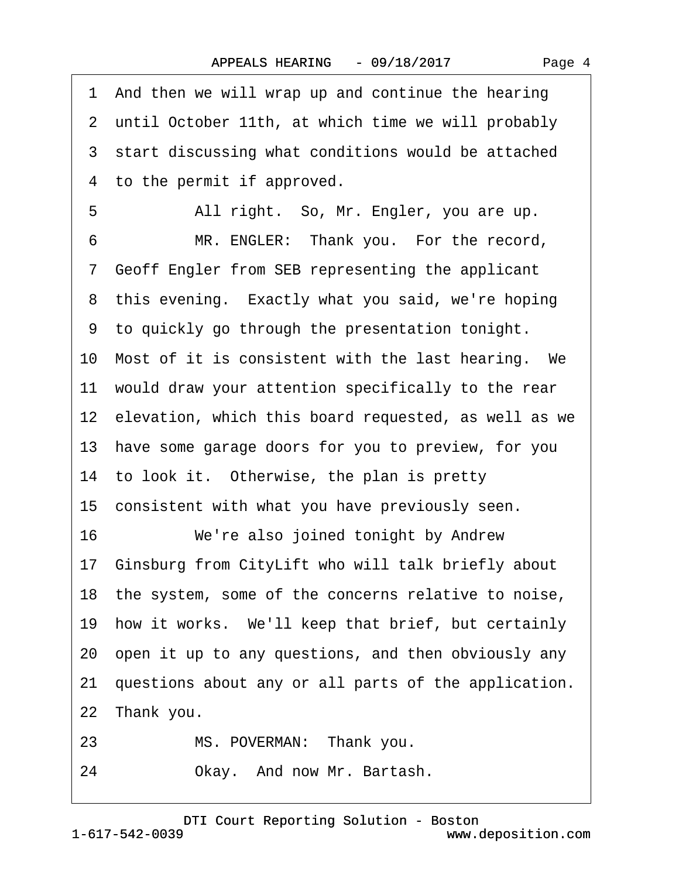1 And then we will wrap up and continue the hearing
2 until October 11th, at which time we will probably
3 start discussing what conditions would be attached
4 to the permit if approved.

5 All right. So, Mr. Engler, you are up.

6 MR. ENGLER: Thank you. For the record,
7 Geoff Engler from SEB representing the applicant
8 this evening. Exactly what you said, we're hoping
9 to quickly go through the presentation tonight.
10 Most of it is consistent with the last hearing. We
11 would draw your attention specifically to the rear
12 elevation, which this board requested, as well as we
13 have some garage doors for you to preview, for you
14 to look it. Otherwise, the plan is pretty
15 consistent with what you have previously seen.

16 We're also joined tonight by Andrew
17 Ginsburg from CityLift who will talk briefly about
18 the system, some of the concerns relative to noise,
19 how it works. We'll keep that brief, but certainly
20 open it up to any questions, and then obviously any
21 questions about any or all parts of the application.
22 Thank you.

23 MS. POVERMAN: Thank you.

24 Okay. And now Mr. Bartash.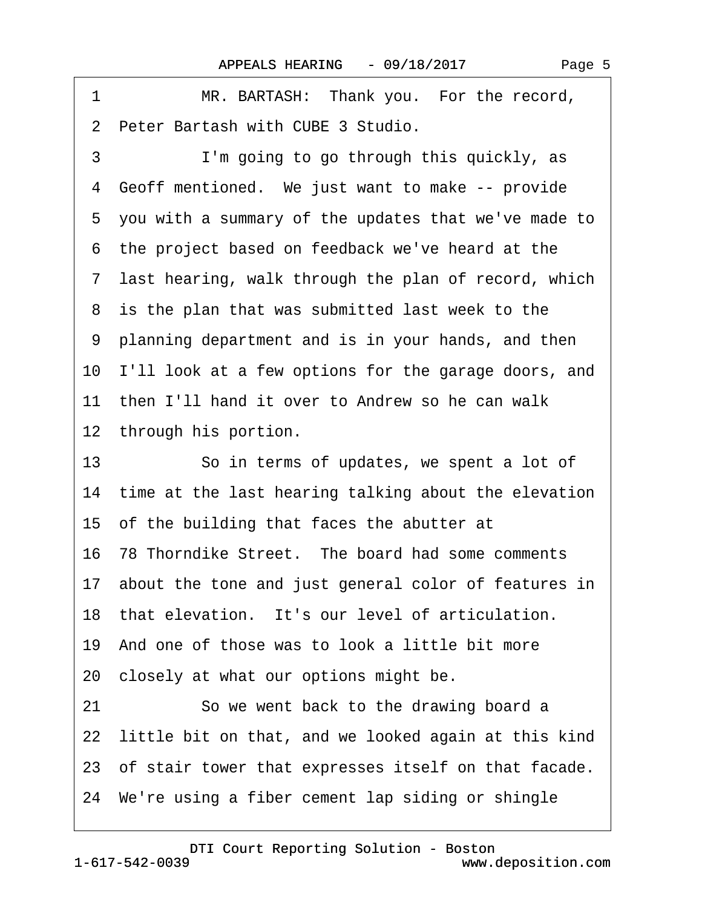1 MR. BARTASH: Thank you. For the record,
2 Peter Bartash with CUBE 3 Studio.
3 I'm going to go through this quickly, as
4 Geoff mentioned. We just want to make -- provide
5 you with a summary of the updates that we've made to
6 the project based on feedback we've heard at the
7 last hearing, walk through the plan of record, which
8 is the plan that was submitted last week to the
9 planning department and is in your hands, and then
10 I'll look at a few options for the garage doors, and
11 then I'll hand it over to Andrew so he can walk
12 through his portion.
13 So in terms of updates, we spent a lot of
14 time at the last hearing talking about the elevation
15 of the building that faces the abutter at
16 78 Thorndike Street. The board had some comments
17 about the tone and just general color of features in
18 that elevation. It's our level of articulation.
19 And one of those was to look a little bit more
20 closely at what our options might be.
21 So we went back to the drawing board a
22 little bit on that, and we looked again at this kind
23 of stair tower that expresses itself on that facade.
24 We're using a fiber cement lap siding or shingle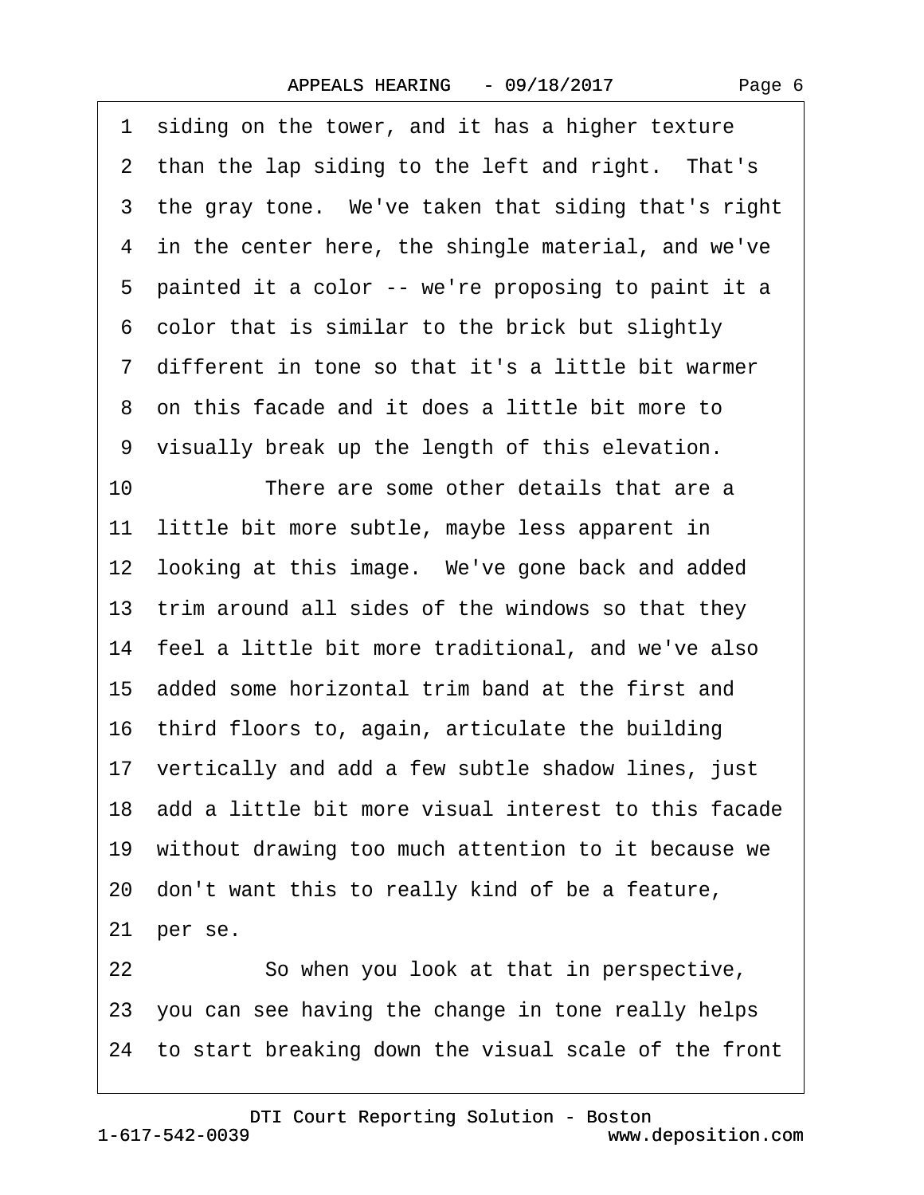1 siding on the tower, and it has a higher texture
2 than the lap siding to the left and right. That's
3 the gray tone. We've taken that siding that's right
4 in the center here, the shingle material, and we've
5 painted it a color -- we're proposing to paint it a
6 color that is similar to the brick but slightly
7 different in tone so that it's a little bit warmer
8 on this facade and it does a little bit more to
9 visually break up the length of this elevation.
10 There are some other details that are a
11 little bit more subtle, maybe less apparent in
12 looking at this image. We've gone back and added
13 trim around all sides of the windows so that they
14 feel a little bit more traditional, and we've also
15 added some horizontal trim band at the first and
16 third floors to, again, articulate the building
17 vertically and add a few subtle shadow lines, just
18 add a little bit more visual interest to this facade
19 without drawing too much attention to it because we
20 don't want this to really kind of be a feature,
21 per se.
22 So when you look at that in perspective,
23 you can see having the change in tone really helps
24 to start breaking down the visual scale of the front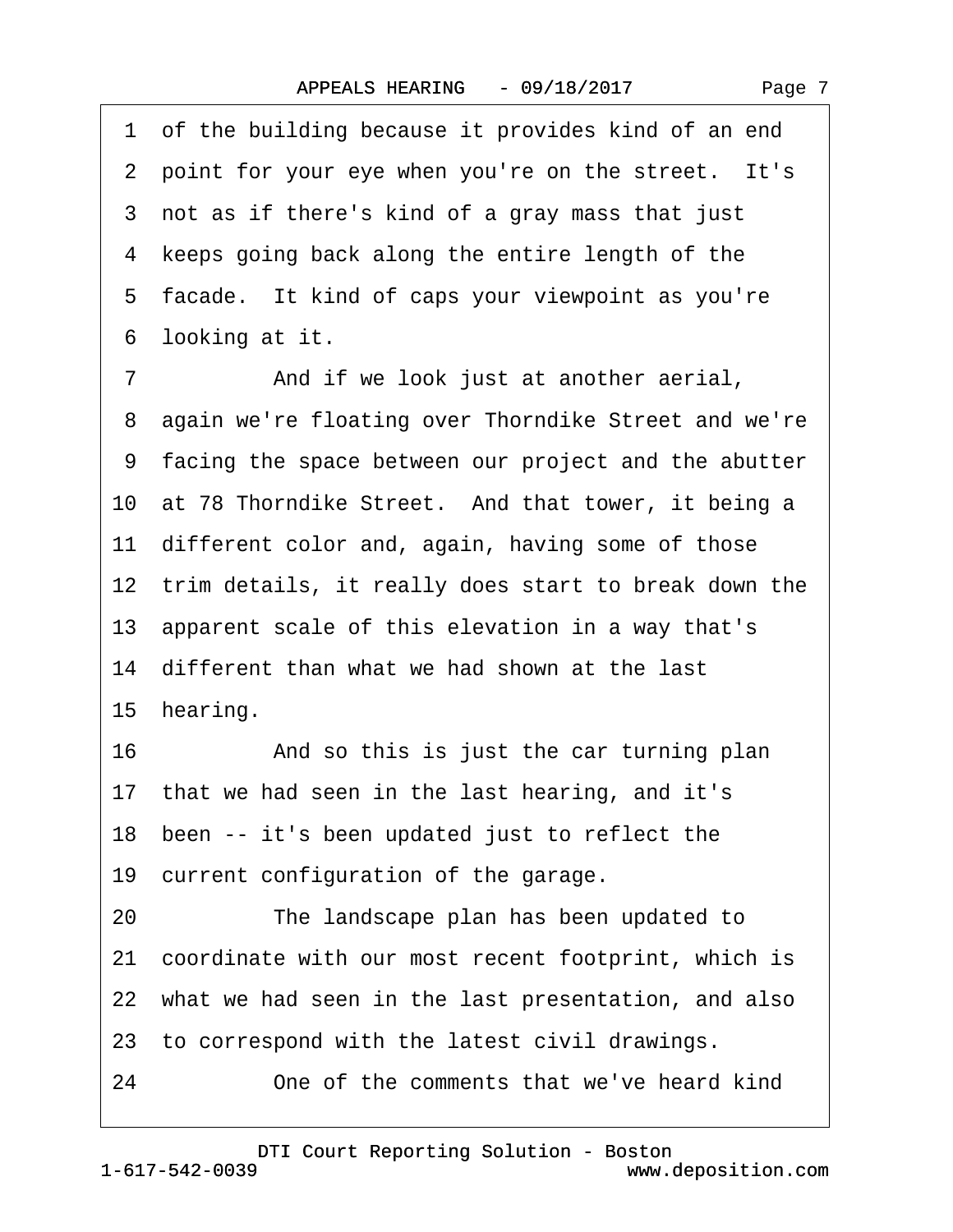1 of the building because it provides kind of an end
2 point for your eye when you're on the street. It's
3 not as if there's kind of a gray mass that just
4 keeps going back along the entire length of the
5 facade. It kind of caps your viewpoint as you're
6 looking at it.
7 And if we look just at another aerial,
8 again we're floating over Thorndike Street and we're
9 facing the space between our project and the abutter
10 at 78 Thorndike Street. And that tower, it being a
11 different color and, again, having some of those
12 trim details, it really does start to break down the
13 apparent scale of this elevation in a way that's
14 different than what we had shown at the last
15 hearing.
16 And so this is just the car turning plan
17 that we had seen in the last hearing, and it's
18 been -- it's been updated just to reflect the
19 current configuration of the garage.
20 The landscape plan has been updated to
21 coordinate with our most recent footprint, which is
22 what we had seen in the last presentation, and also
23 to correspond with the latest civil drawings.
24 One of the comments that we've heard kind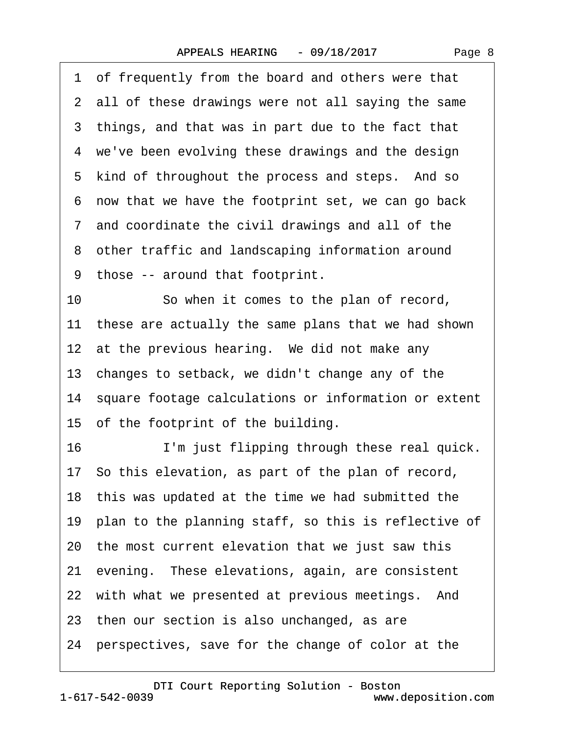1 of frequently from the board and others were that

2 all of these drawings were not all saying the same

3 things, and that was in part due to the fact that

4 we've been evolving these drawings and the design

5 kind of throughout the process and steps. And so

6 now that we have the footprint set, we can go back

7 and coordinate the civil drawings and all of the

8 other traffic and landscaping information around

9 those -- around that footprint.

10 So when it comes to the plan of record,

11 these are actually the same plans that we had shown

12 at the previous hearing. We did not make any

13 changes to setback, we didn't change any of the

14 square footage calculations or information or extent

15 of the footprint of the building.

16 I'm just flipping through these real quick.

17 So this elevation, as part of the plan of record,

18 this was updated at the time we had submitted the

19 plan to the planning staff, so this is reflective of

20 the most current elevation that we just saw this

21 evening. These elevations, again, are consistent

22 with what we presented at previous meetings. And

23 then our section is also unchanged, as are

24 perspectives, save for the change of color at the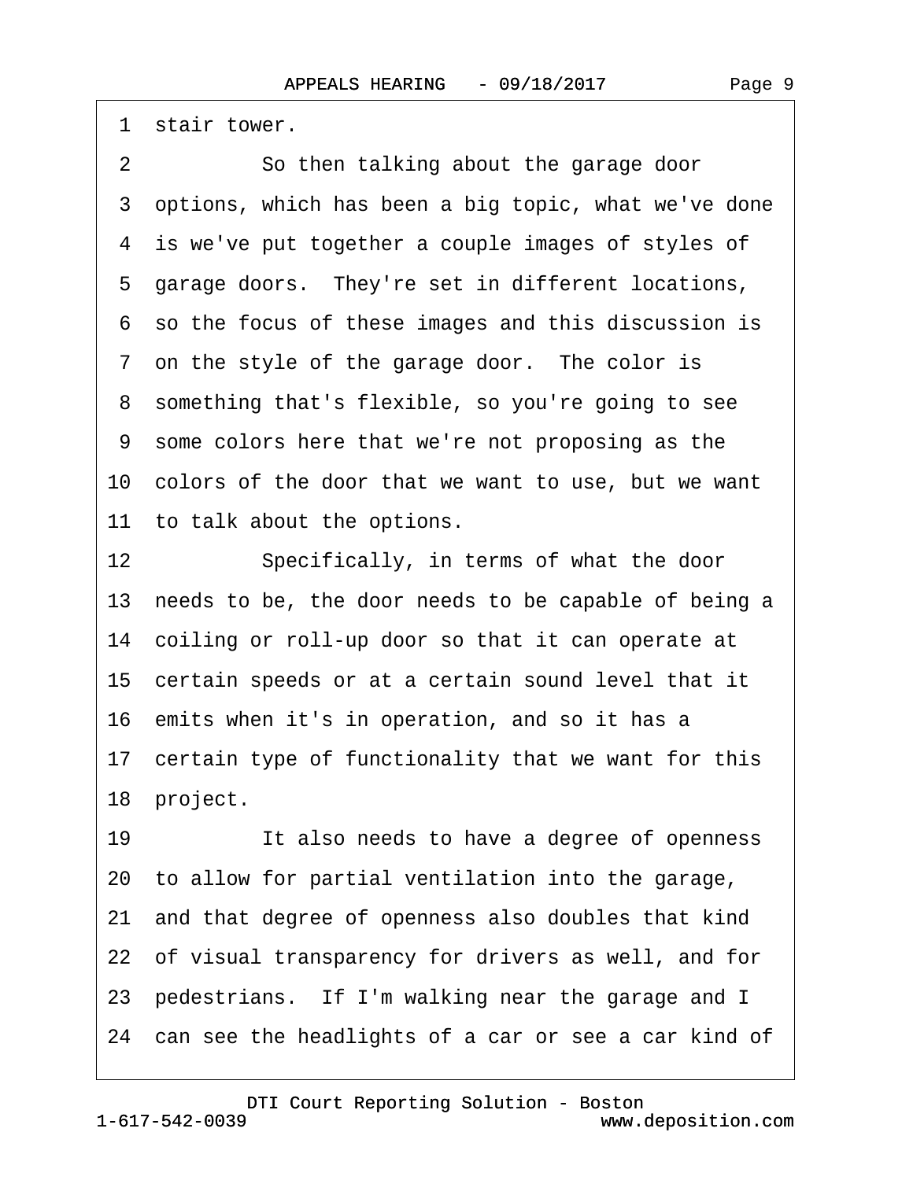1 stair tower.

2 So then talking about the garage door

3 options, which has been a big topic, what we've done

4 is we've put together a couple images of styles of

5 garage doors. They're set in different locations,

6 so the focus of these images and this discussion is

7 on the style of the garage door. The color is

8 something that's flexible, so you're going to see

9 some colors here that we're not proposing as the

10 colors of the door that we want to use, but we want

11 to talk about the options.

12 Specifically, in terms of what the door

13 needs to be, the door needs to be capable of being a

14 coiling or roll-up door so that it can operate at

15 certain speeds or at a certain sound level that it

16 emits when it's in operation, and so it has a

17 certain type of functionality that we want for this

18 project.

19 It also needs to have a degree of openness

20 to allow for partial ventilation into the garage,

21 and that degree of openness also doubles that kind

22 of visual transparency for drivers as well, and for

23 pedestrians. If I'm walking near the garage and I

24 can see the headlights of a car or see a car kind of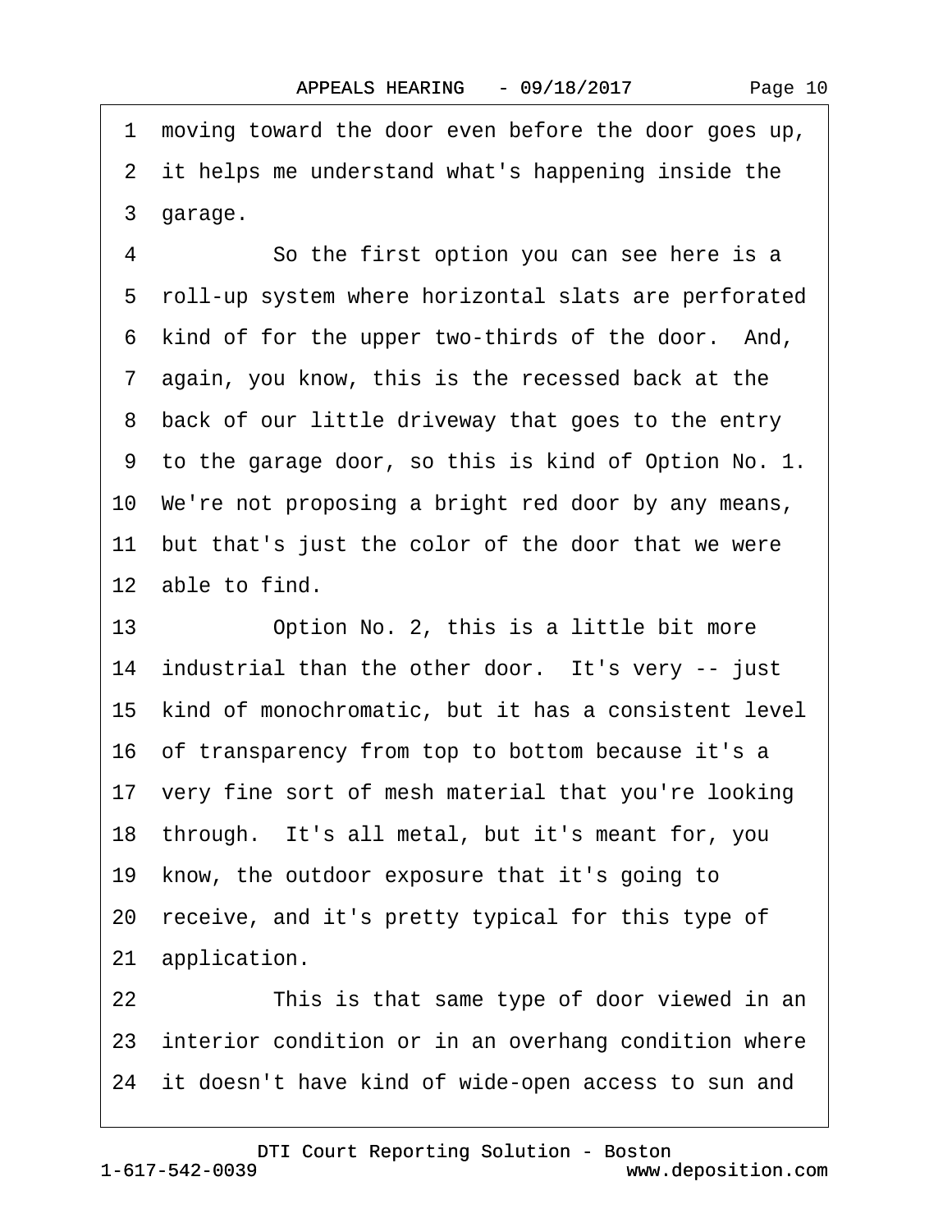1 moving toward the door even before the door goes up,
2 it helps me understand what's happening inside the
3 garage.

4 So the first option you can see here is a
5 roll-up system where horizontal slats are perforated
6 kind of for the upper two-thirds of the door. And,
7 again, you know, this is the recessed back at the
8 back of our little driveway that goes to the entry
9 to the garage door, so this is kind of Option No. 1.
10 We're not proposing a bright red door by any means,
11 but that's just the color of the door that we were
12 able to find.

13 Option No. 2, this is a little bit more
14 industrial than the other door. It's very -- just
15 kind of monochromatic, but it has a consistent level
16 of transparency from top to bottom because it's a
17 very fine sort of mesh material that you're looking
18 through. It's all metal, but it's meant for, you
19 know, the outdoor exposure that it's going to
20 receive, and it's pretty typical for this type of
21 application.

22 This is that same type of door viewed in an
23 interior condition or in an overhang condition where
24 it doesn't have kind of wide-open access to sun and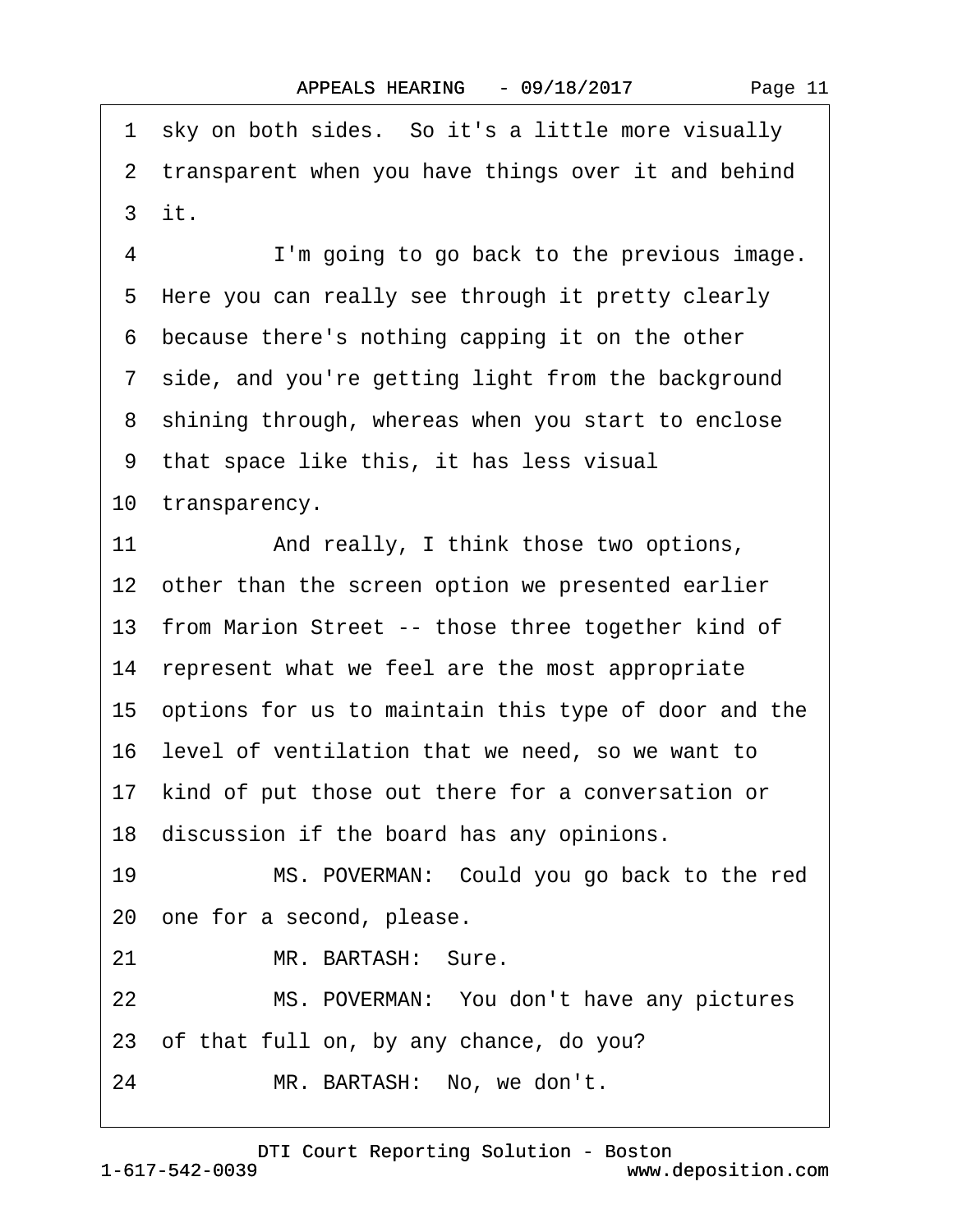1 sky on both sides. So it's a little more visually
2 transparent when you have things over it and behind
3 it.
4 I'm going to go back to the previous image.
5 Here you can really see through it pretty clearly
6 because there's nothing capping it on the other
7 side, and you're getting light from the background
8 shining through, whereas when you start to enclose
9 that space like this, it has less visual
10 transparency.
11 And really, I think those two options,
12 other than the screen option we presented earlier
13 from Marion Street -- those three together kind of
14 represent what we feel are the most appropriate
15 options for us to maintain this type of door and the
16 level of ventilation that we need, so we want to
17 kind of put those out there for a conversation or
18 discussion if the board has any opinions.
19 MS. POVERMAN: Could you go back to the red
20 one for a second, please.
21 MR. BARTASH: Sure.
22 MS. POVERMAN: You don't have any pictures
23 of that full on, by any chance, do you?
24 MR. BARTASH: No, we don't.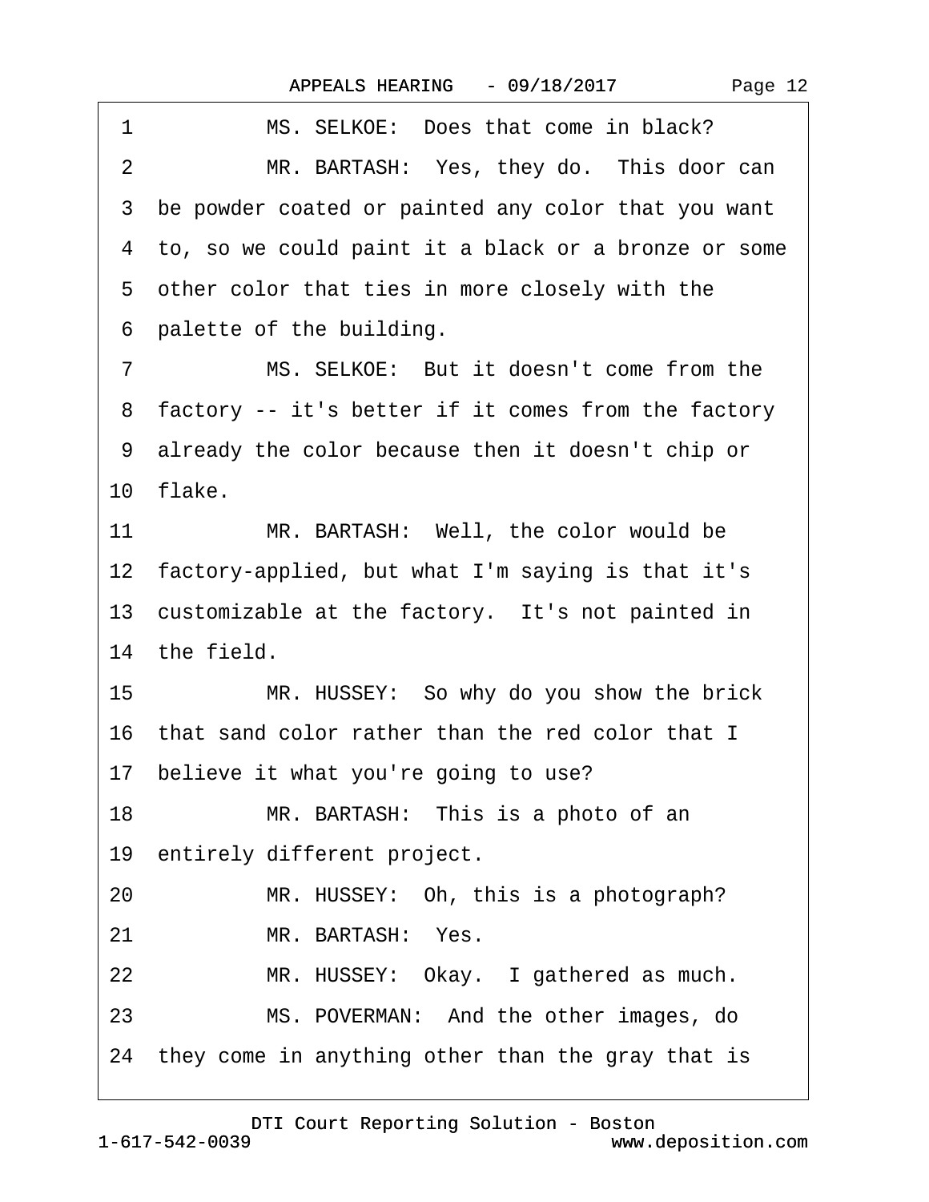1 MS. SELKOE: Does that come in black?

2 MR. BARTASH: Yes, they do. This door can

3 be powder coated or painted any color that you want

4 to, so we could paint it a black or a bronze or some

5 other color that ties in more closely with the

6 palette of the building.

7 MS. SELKOE: But it doesn't come from the

8 factory -- it's better if it comes from the factory

9 already the color because then it doesn't chip or

10 flake.

11 MR. BARTASH: Well, the color would be

12 factory-applied, but what I'm saying is that it's

13 customizable at the factory. It's not painted in

14 the field.

15 MR. HUSSEY: So why do you show the brick

16 that sand color rather than the red color that I

17 believe it what you're going to use?

18 MR. BARTASH: This is a photo of an

19 entirely different project.

20 MR. HUSSEY: Oh, this is a photograph?

21 MR. BARTASH: Yes.

22 MR. HUSSEY: Okay. I gathered as much.

23 MS. POVERMAN: And the other images, do

24 they come in anything other than the gray that is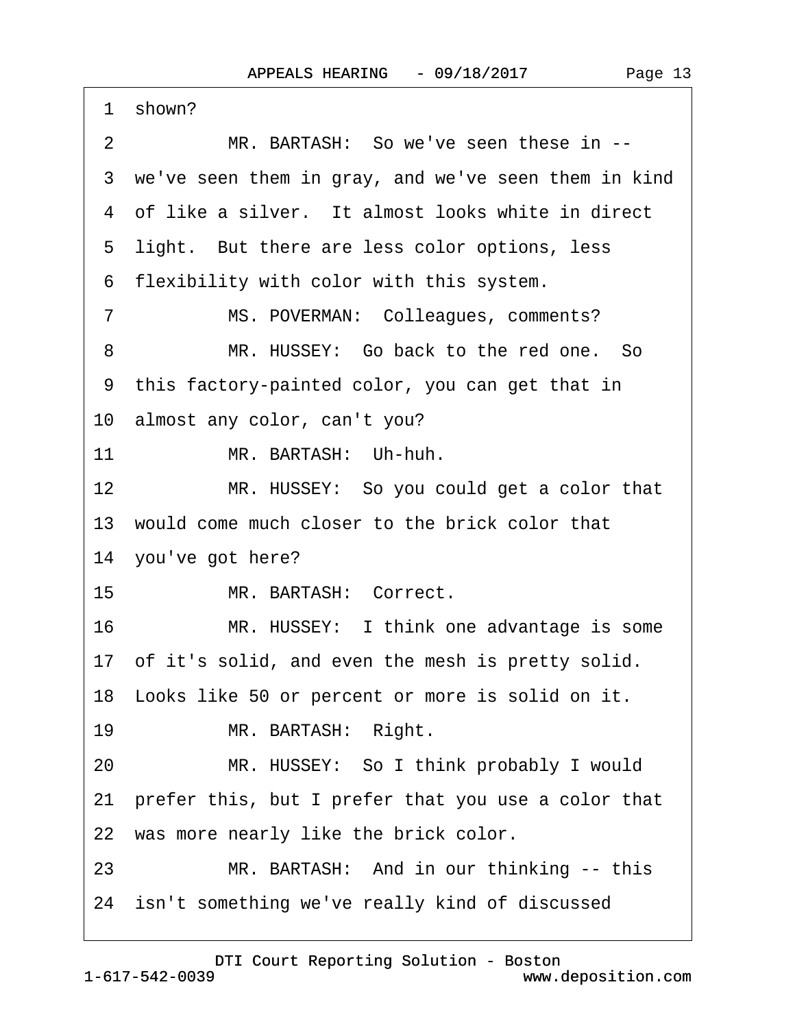1 shown?

2 MR. BARTASH: So we've seen these in --

3 we've seen them in gray, and we've seen them in kind

4 of like a silver. It almost looks white in direct

5 light. But there are less color options, less

6 flexibility with color with this system.

7 MS. POVERMAN: Colleagues, comments?

8 MR. HUSSEY: Go back to the red one. So

9 this factory-painted color, you can get that in

10 almost any color, can't you?

11 MR. BARTASH: Uh-huh.

12 MR. HUSSEY: So you could get a color that

13 would come much closer to the brick color that

14 you've got here?

15 MR. BARTASH: Correct.

16 MR. HUSSEY: I think one advantage is some

17 of it's solid, and even the mesh is pretty solid.

18 Looks like 50 or percent or more is solid on it.

19 MR. BARTASH: Right.

20 MR. HUSSEY: So I think probably I would

21 prefer this, but I prefer that you use a color that

22 was more nearly like the brick color.

23 MR. BARTASH: And in our thinking -- this

24 isn't something we've really kind of discussed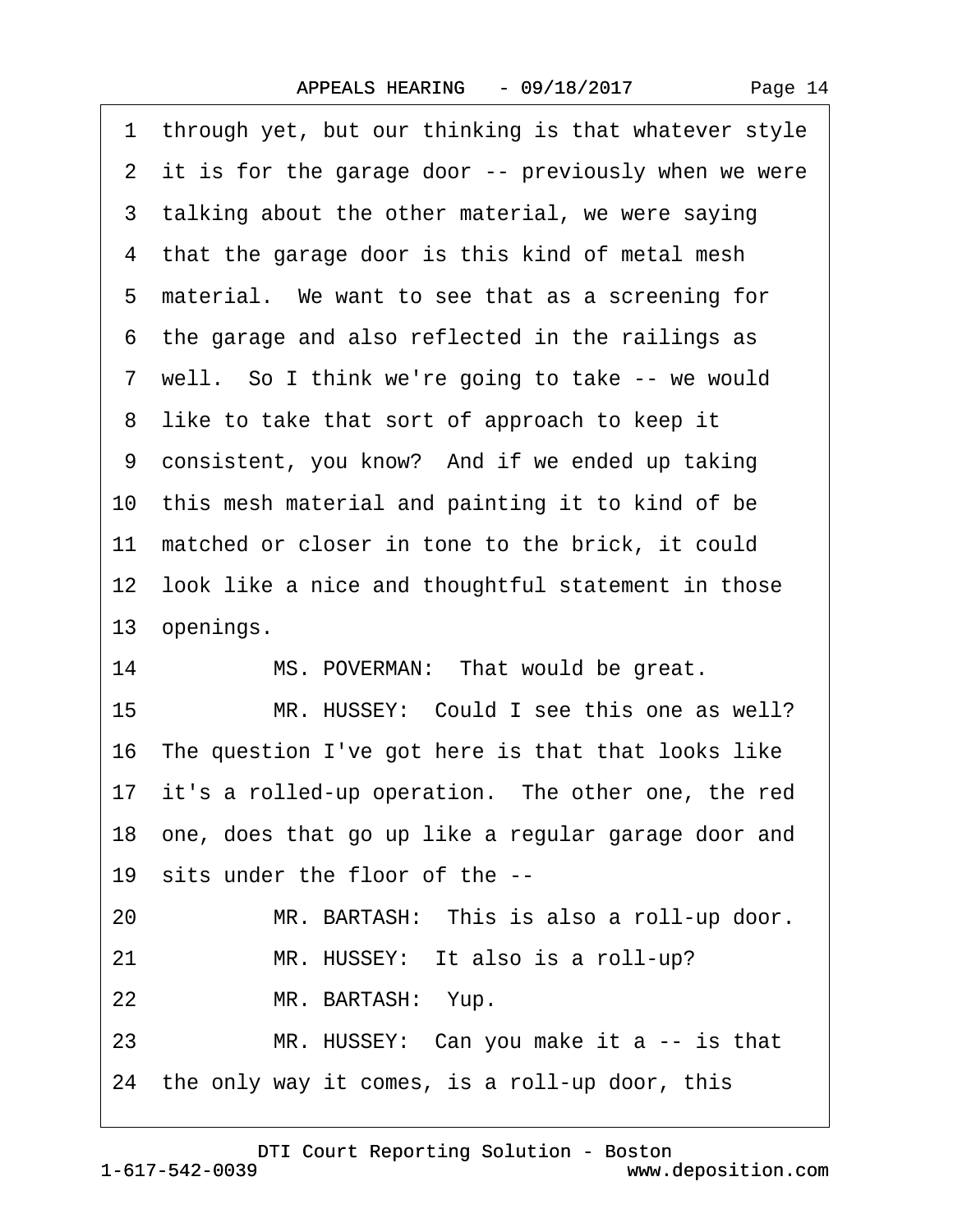1 through yet, but our thinking is that whatever style
2 it is for the garage door -- previously when we were
3 talking about the other material, we were saying
4 that the garage door is this kind of metal mesh
5 material. We want to see that as a screening for
6 the garage and also reflected in the railings as
7 well. So I think we're going to take -- we would
8 like to take that sort of approach to keep it
9 consistent, you know? And if we ended up taking
10 this mesh material and painting it to kind of be
11 matched or closer in tone to the brick, it could
12 look like a nice and thoughtful statement in those
13 openings.
14 MS. POVERMAN: That would be great.
15 MR. HUSSEY: Could I see this one as well?
16 The question I've got here is that that looks like
17 it's a rolled-up operation. The other one, the red
18 one, does that go up like a regular garage door and
19 sits under the floor of the --
20 MR. BARTASH: This is also a roll-up door.
21 MR. HUSSEY: It also is a roll-up?
22 MR. BARTASH: Yup.
23 MR. HUSSEY: Can you make it a -- is that
24 the only way it comes, is a roll-up door, this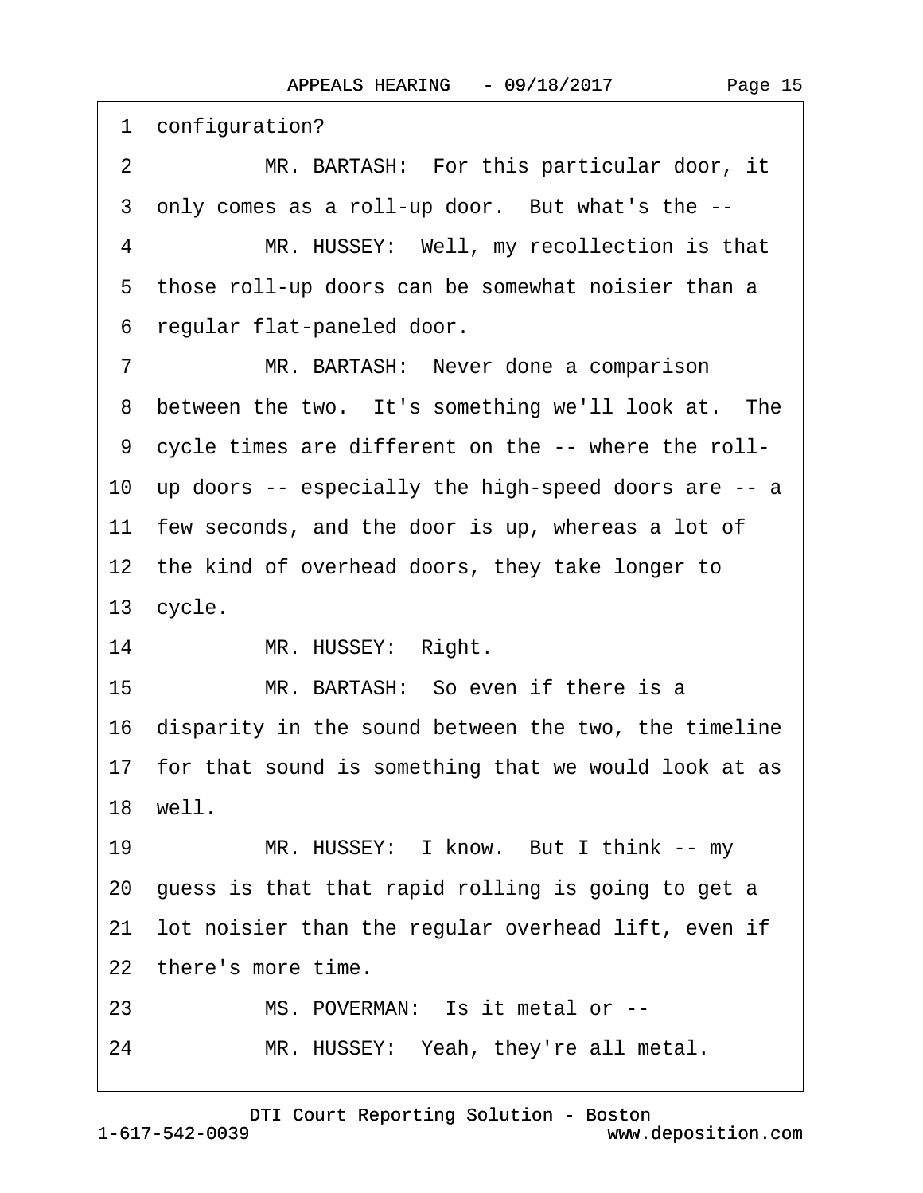1 configuration?

2 MR. BARTASH: For this particular door, it

3 only comes as a roll-up door. But what's the --

4 MR. HUSSEY: Well, my recollection is that

5 those roll-up doors can be somewhat noisier than a

6 regular flat-paneled door.

7 MR. BARTASH: Never done a comparison

8 between the two. It's something we'll look at. The

9 cycle times are different on the -- where the roll-

10 up doors -- especially the high-speed doors are -- a

11 few seconds, and the door is up, whereas a lot of

12 the kind of overhead doors, they take longer to

13 cycle.

14 MR. HUSSEY: Right.

15 MR. BARTASH: So even if there is a

16 disparity in the sound between the two, the timeline

17 for that sound is something that we would look at as

18 well.

19 MR. HUSSEY: I know. But I think -- my

20 guess is that that rapid rolling is going to get a

21 lot noisier than the regular overhead lift, even if

22 there's more time.

23 MS. POVERMAN: Is it metal or --

24 MR. HUSSEY: Yeah, they're all metal.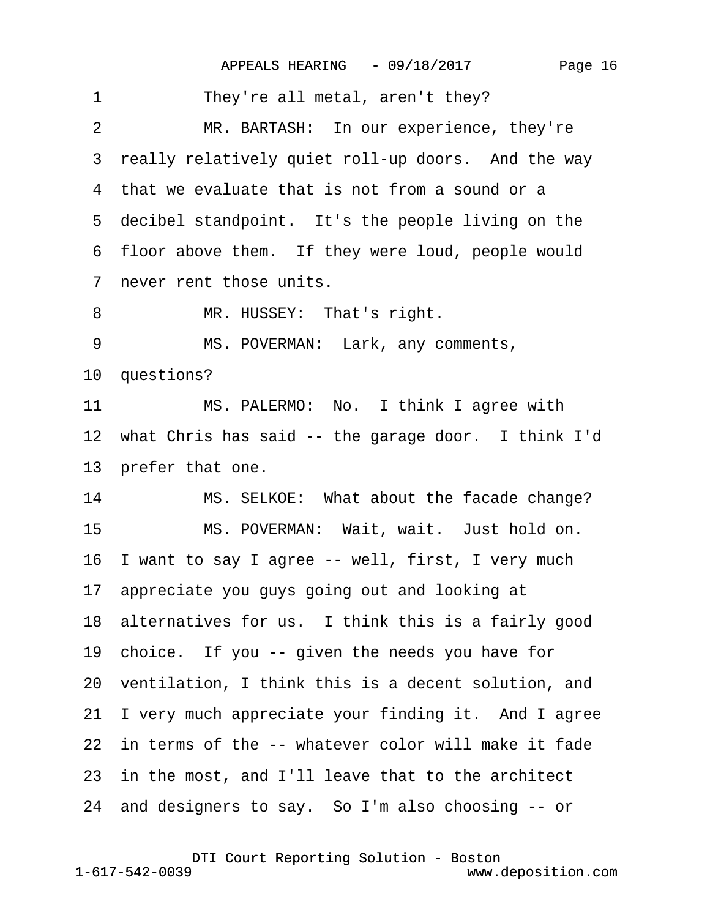1 They're all metal, aren't they?

2 MR. BARTASH: In our experience, they're

3 really relatively quiet roll-up doors. And the way

4 that we evaluate that is not from a sound or a

5 decibel standpoint. It's the people living on the

6 floor above them. If they were loud, people would

7 never rent those units.

8 MR. HUSSEY: That's right.

9 MS. POVERMAN: Lark, any comments,

10 questions?

11 MS. PALERMO: No. I think I agree with

12 what Chris has said -- the garage door. I think I'd

13 prefer that one.

14 MS. SELKOE: What about the facade change?

15 MS. POVERMAN: Wait, wait. Just hold on.

16 I want to say I agree -- well, first, I very much

17 appreciate you guys going out and looking at

18 alternatives for us. I think this is a fairly good

19 choice. If you -- given the needs you have for

20 ventilation, I think this is a decent solution, and

21 I very much appreciate your finding it. And I agree

22 in terms of the -- whatever color will make it fade

23 in the most, and I'll leave that to the architect

24 and designers to say. So I'm also choosing -- or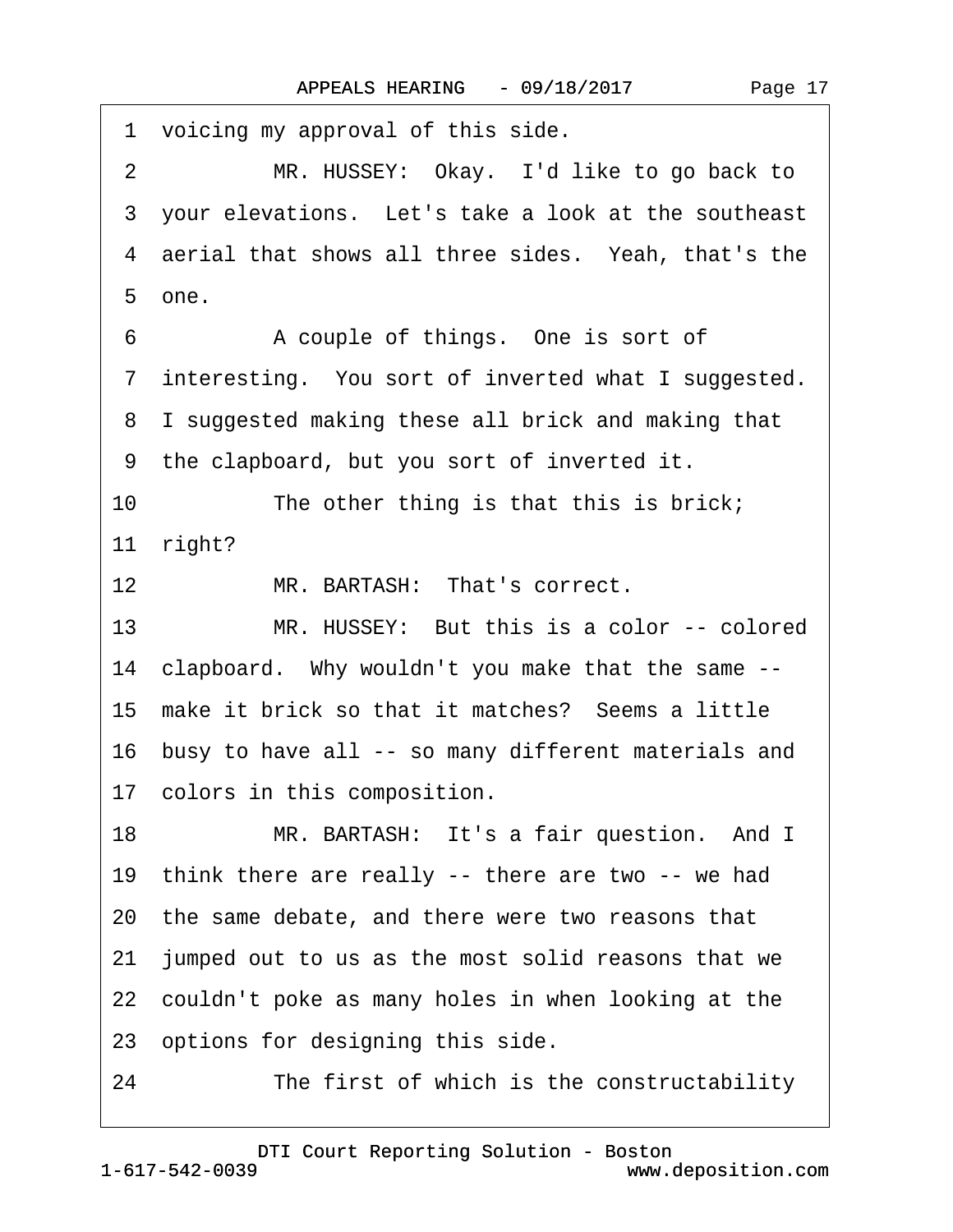1 voicing my approval of this side.

2 MR. HUSSEY: Okay. I'd like to go back to

3 your elevations. Let's take a look at the southeast

4 aerial that shows all three sides. Yeah, that's the

5 one.

6 A couple of things. One is sort of

7 interesting. You sort of inverted what I suggested.

8 I suggested making these all brick and making that

9 the clapboard, but you sort of inverted it.

10 The other thing is that this is brick;

11 right?

12 MR. BARTASH: That's correct.

13 MR. HUSSEY: But this is a color -- colored

14 clapboard. Why wouldn't you make that the same --

15 make it brick so that it matches? Seems a little

16 busy to have all -- so many different materials and

17 colors in this composition.

18 MR. BARTASH: It's a fair question. And I

19 think there are really -- there are two -- we had

20 the same debate, and there were two reasons that

21 jumped out to us as the most solid reasons that we

22 couldn't poke as many holes in when looking at the

23 options for designing this side.

24 The first of which is the constructability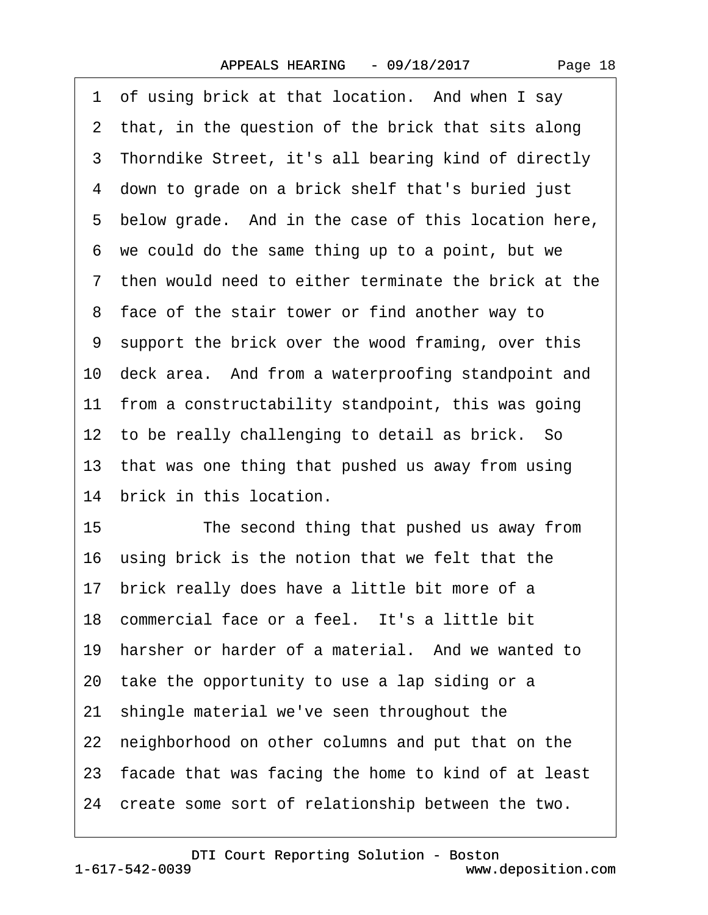1 of using brick at that location. And when I say
2 that, in the question of the brick that sits along
3 Thorndike Street, it's all bearing kind of directly
4 down to grade on a brick shelf that's buried just
5 below grade. And in the case of this location here,
6 we could do the same thing up to a point, but we
7 then would need to either terminate the brick at the
8 face of the stair tower or find another way to
9 support the brick over the wood framing, over this
10 deck area. And from a waterproofing standpoint and
11 from a constructability standpoint, this was going
12 to be really challenging to detail as brick. So
13 that was one thing that pushed us away from using
14 brick in this location.
15 The second thing that pushed us away from
16 using brick is the notion that we felt that the
17 brick really does have a little bit more of a
18 commercial face or a feel. It's a little bit
19 harsher or harder of a material. And we wanted to
20 take the opportunity to use a lap siding or a
21 shingle material we've seen throughout the
22 neighborhood on other columns and put that on the
23 facade that was facing the home to kind of at least
24 create some sort of relationship between the two.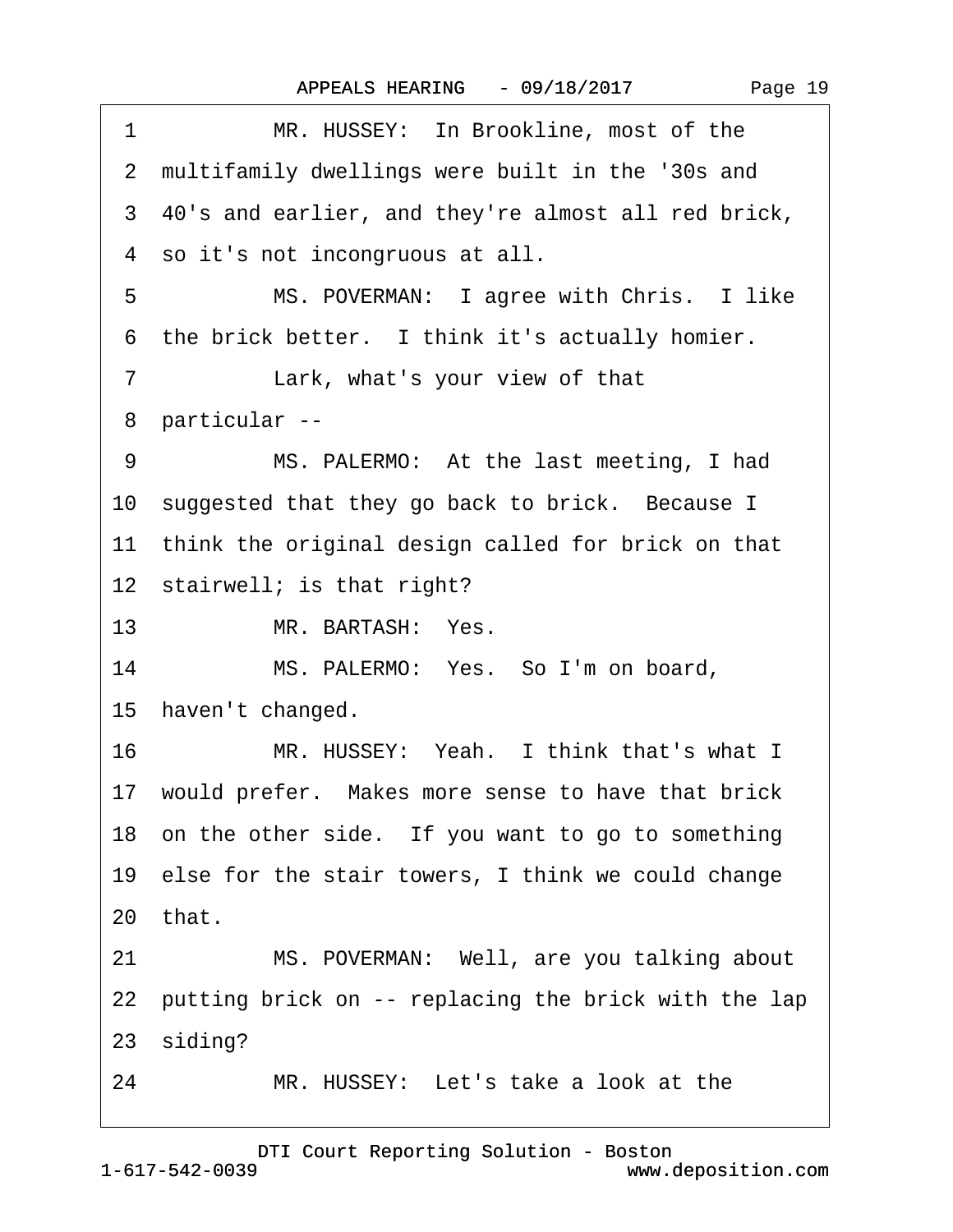1 MR. HUSSEY: In Brookline, most of the
2 multifamily dwellings were built in the '30s and
3 40's and earlier, and they're almost all red brick,
4 so it's not incongruous at all.
5 MS. POVERMAN: I agree with Chris. I like
6 the brick better. I think it's actually homier.
7 Lark, what's your view of that
8 particular --
9 MS. PALERMO: At the last meeting, I had
10 suggested that they go back to brick. Because I
11 think the original design called for brick on that
12 stairwell; is that right?
13 MR. BARTASH: Yes.
14 MS. PALERMO: Yes. So I'm on board,
15 haven't changed.
16 MR. HUSSEY: Yeah. I think that's what I
17 would prefer. Makes more sense to have that brick
18 on the other side. If you want to go to something
19 else for the stair towers, I think we could change
20 that.
21 MS. POVERMAN: Well, are you talking about
22 putting brick on -- replacing the brick with the lap
23 siding?
24 MR. HUSSEY: Let's take a look at the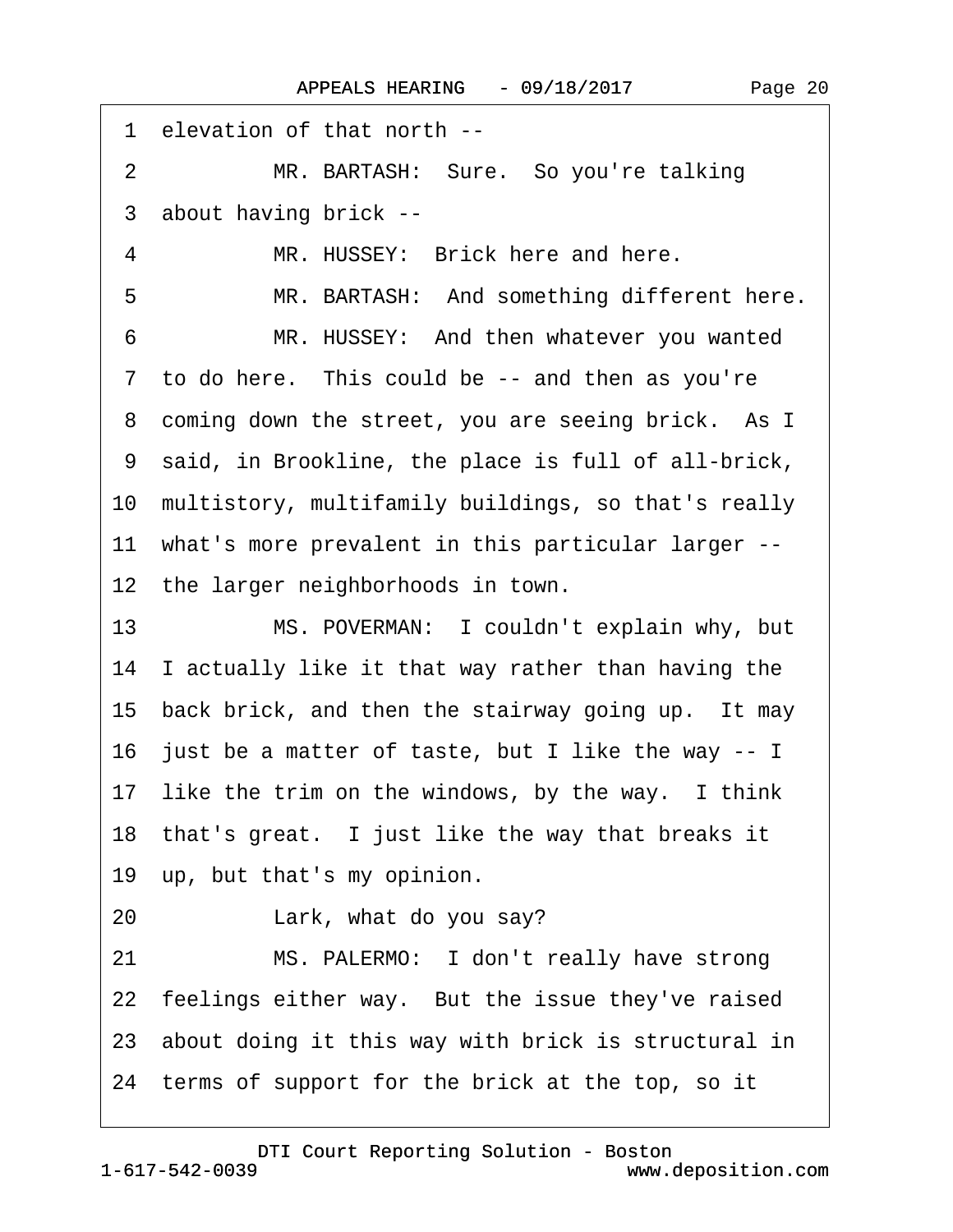1 elevation of that north --

2 MR. BARTASH: Sure. So you're talking

3 about having brick --

4 MR. HUSSEY: Brick here and here.

5 MR. BARTASH: And something different here.

6 MR. HUSSEY: And then whatever you wanted

7 to do here. This could be -- and then as you're

8 coming down the street, you are seeing brick. As I

9 said, in Brookline, the place is full of all-brick,

10 multistory, multifamily buildings, so that's really

11 what's more prevalent in this particular larger --

12 the larger neighborhoods in town.

13 MS. POVERMAN: I couldn't explain why, but

14 I actually like it that way rather than having the

15 back brick, and then the stairway going up. It may

16 just be a matter of taste, but I like the way -- I

17 like the trim on the windows, by the way. I think

18 that's great. I just like the way that breaks it

19 up, but that's my opinion.

20 Lark, what do you say?

21 MS. PALERMO: I don't really have strong

22 feelings either way. But the issue they've raised

23 about doing it this way with brick is structural in

24 terms of support for the brick at the top, so it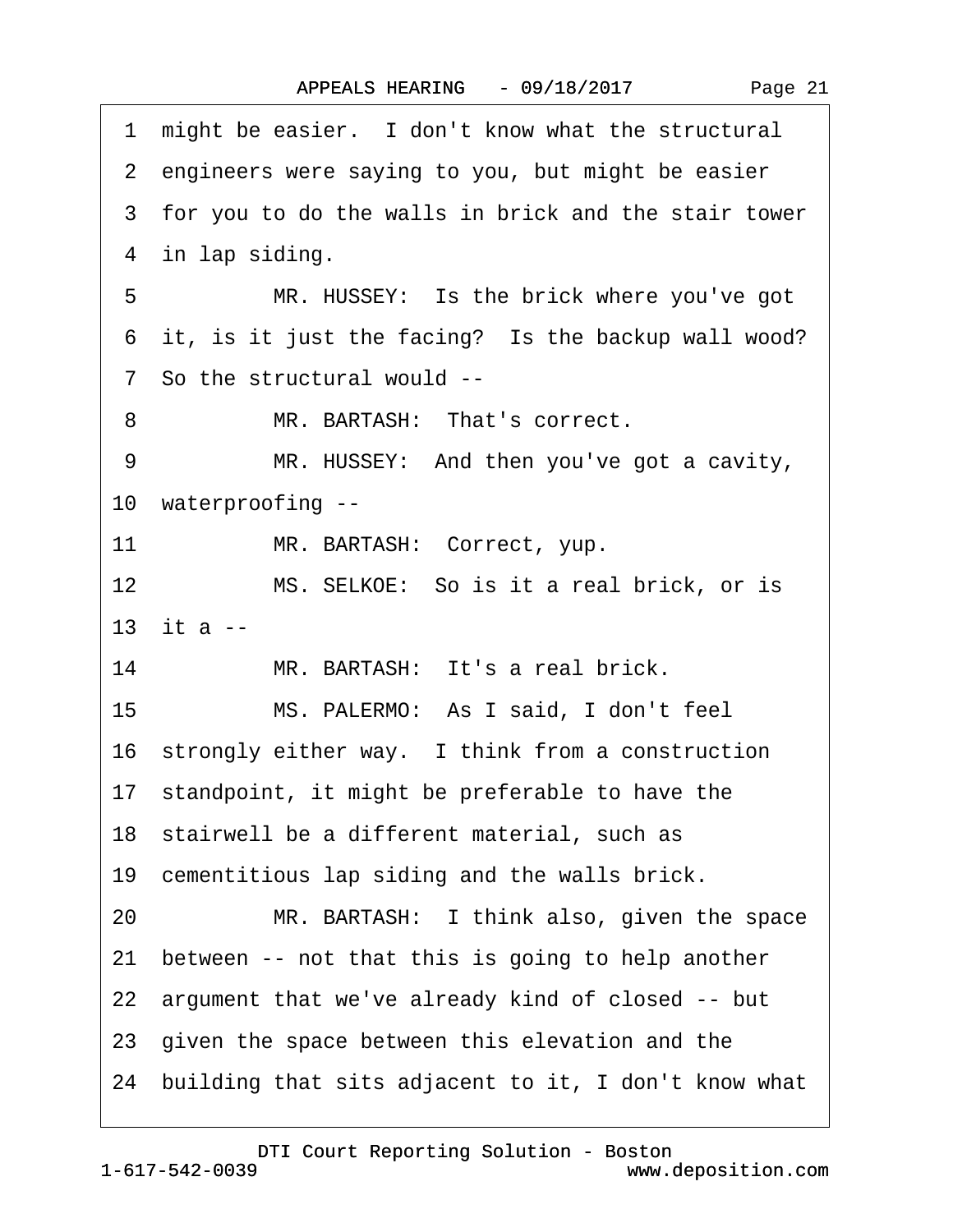1 might be easier. I don't know what the structural
2 engineers were saying to you, but might be easier
3 for you to do the walls in brick and the stair tower
4 in lap siding.

5 MR. HUSSEY: Is the brick where you've got
6 it, is it just the facing? Is the backup wall wood?
7 So the structural would --

8 MR. BARTASH: That's correct.

9 MR. HUSSEY: And then you've got a cavity,
10 waterproofing --

11 MR. BARTASH: Correct, yup.

12 MS. SELKOE: So is it a real brick, or is
13 it a --

14 MR. BARTASH: It's a real brick.

15 MS. PALERMO: As I said, I don't feel
16 strongly either way. I think from a construction
17 standpoint, it might be preferable to have the
18 stairwell be a different material, such as
19 cementitious lap siding and the walls brick.

20 MR. BARTASH: I think also, given the space
21 between -- not that this is going to help another
22 argument that we've already kind of closed -- but
23 given the space between this elevation and the
24 building that sits adjacent to it, I don't know what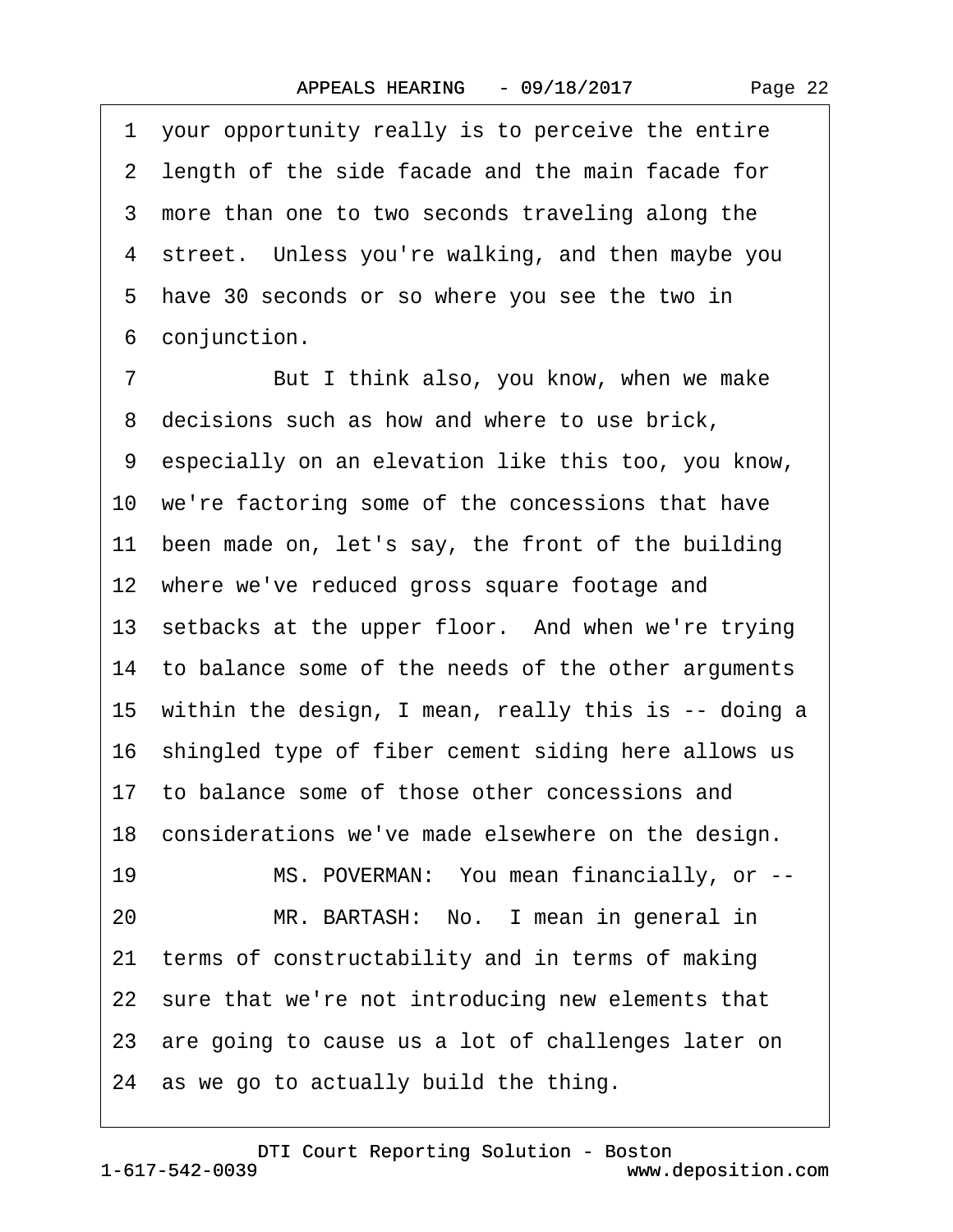1 your opportunity really is to perceive the entire
2 length of the side facade and the main facade for
3 more than one to two seconds traveling along the
4 street. Unless you're walking, and then maybe you
5 have 30 seconds or so where you see the two in
6 conjunction.

7 But I think also, you know, when we make
8 decisions such as how and where to use brick,
9 especially on an elevation like this too, you know,
10 we're factoring some of the concessions that have
11 been made on, let's say, the front of the building
12 where we've reduced gross square footage and
13 setbacks at the upper floor. And when we're trying
14 to balance some of the needs of the other arguments
15 within the design, I mean, really this is -- doing a
16 shingled type of fiber cement siding here allows us
17 to balance some of those other concessions and
18 considerations we've made elsewhere on the design.

19 MS. POVERMAN: You mean financially, or --

20 MR. BARTASH: No. I mean in general in
21 terms of constructability and in terms of making
22 sure that we're not introducing new elements that
23 are going to cause us a lot of challenges later on
24 as we go to actually build the thing.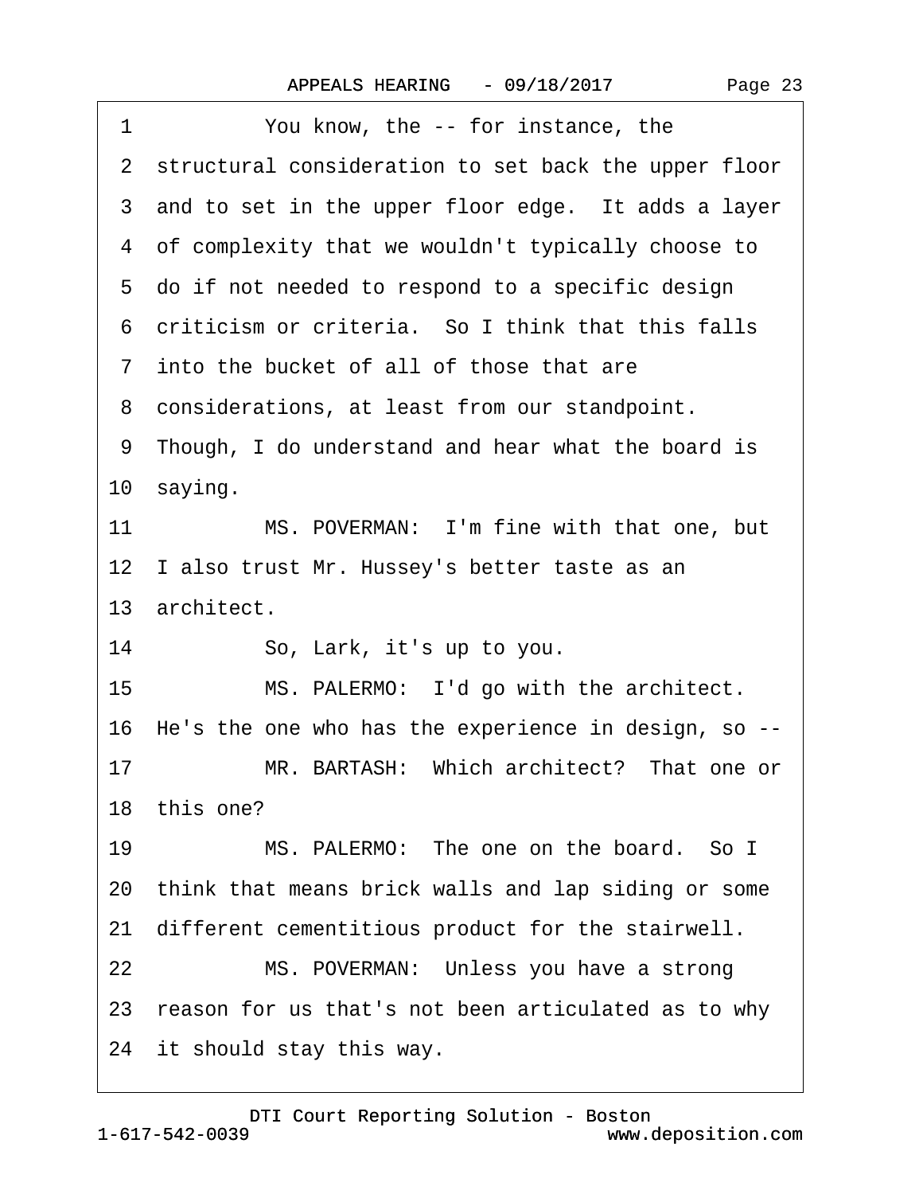1 You know, the -- for instance, the
2 structural consideration to set back the upper floor
3 and to set in the upper floor edge. It adds a layer
4 of complexity that we wouldn't typically choose to
5 do if not needed to respond to a specific design
6 criticism or criteria. So I think that this falls
7 into the bucket of all of those that are
8 considerations, at least from our standpoint.
9 Though, I do understand and hear what the board is
10 saying.
11 MS. POVERMAN: I'm fine with that one, but
12 I also trust Mr. Hussey's better taste as an
13 architect.
14 So, Lark, it's up to you.
15 MS. PALERMO: I'd go with the architect.
16 He's the one who has the experience in design, so --
17 MR. BARTASH: Which architect? That one or
18 this one?
19 MS. PALERMO: The one on the board. So I
20 think that means brick walls and lap siding or some
21 different cementitious product for the stairwell.
22 MS. POVERMAN: Unless you have a strong
23 reason for us that's not been articulated as to why
24 it should stay this way.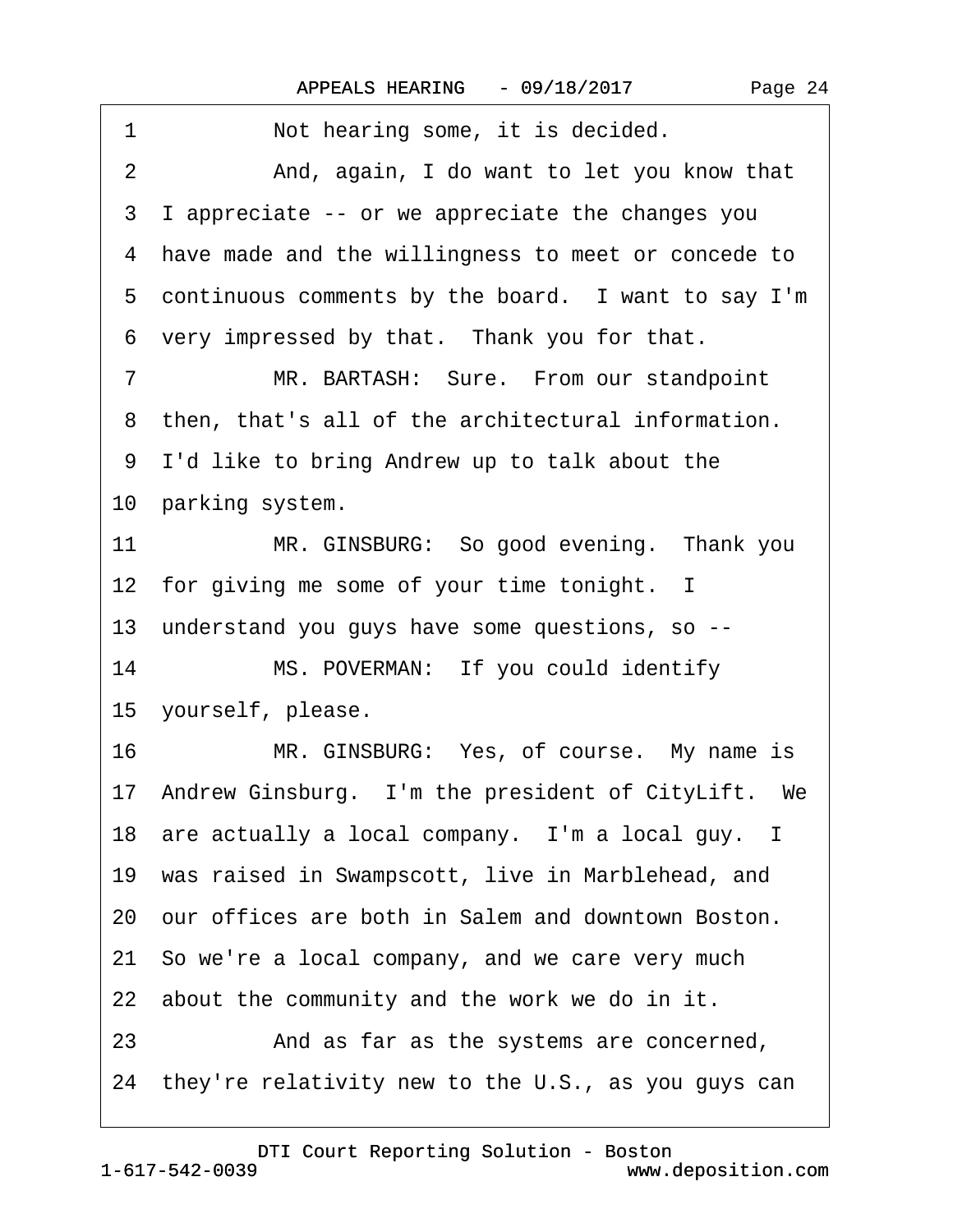1 Not hearing some, it is decided.

2 And, again, I do want to let you know that

3 I appreciate -- or we appreciate the changes you

4 have made and the willingness to meet or concede to

5 continuous comments by the board. I want to say I'm

6 very impressed by that. Thank you for that.

7 MR. BARTASH: Sure. From our standpoint

8 then, that's all of the architectural information.

9 I'd like to bring Andrew up to talk about the

10 parking system.

11 MR. GINSBURG: So good evening. Thank you

12 for giving me some of your time tonight. I

13 understand you guys have some questions, so --

14 MS. POVERMAN: If you could identify

15 yourself, please.

16 MR. GINSBURG: Yes, of course. My name is

17 Andrew Ginsburg. I'm the president of CityLift. We

18 are actually a local company. I'm a local guy. I

19 was raised in Swampscott, live in Marblehead, and

20 our offices are both in Salem and downtown Boston.

21 So we're a local company, and we care very much

22 about the community and the work we do in it.

23 And as far as the systems are concerned,

24 they're relativity new to the U.S., as you guys can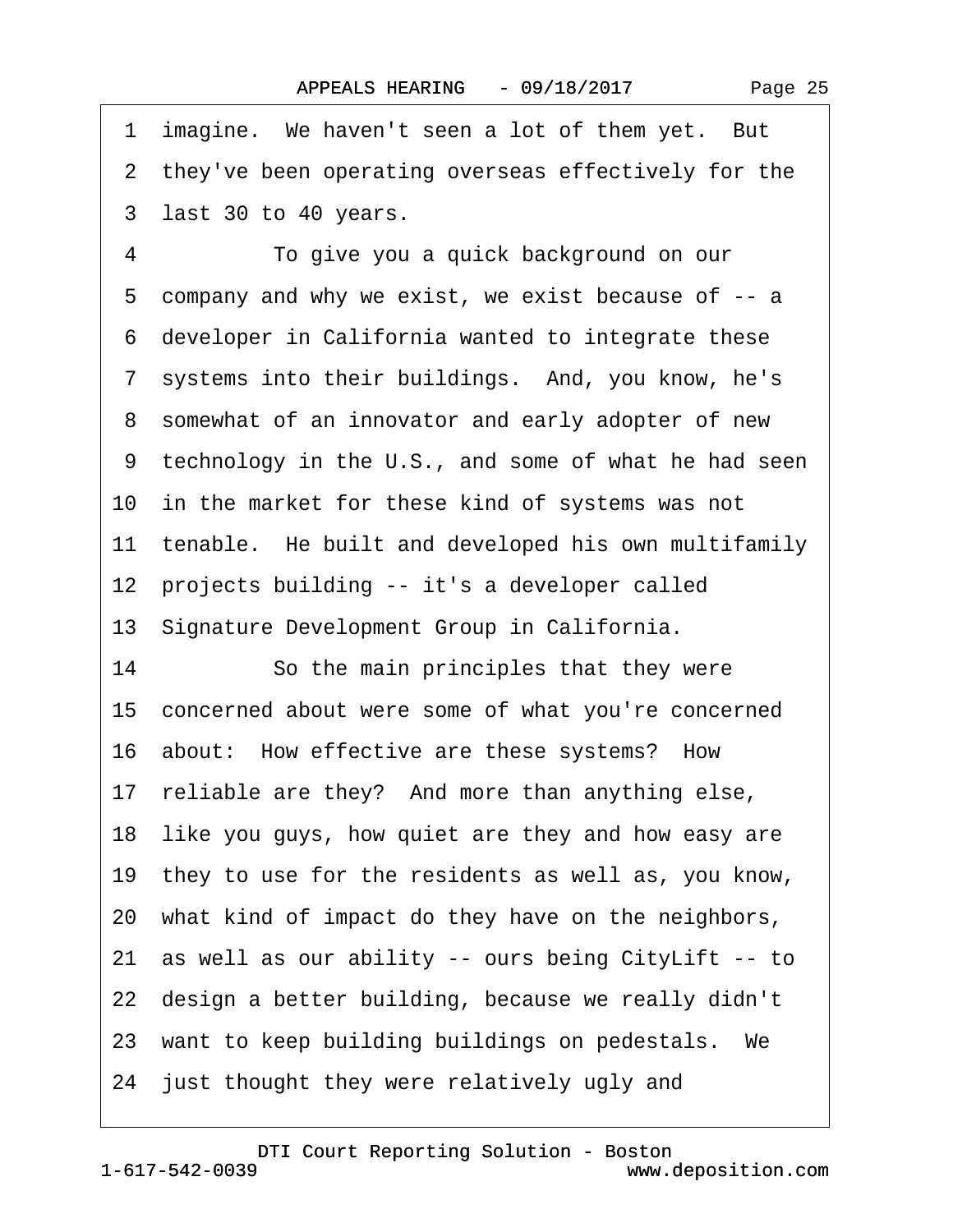1 imagine. We haven't seen a lot of them yet. But
2 they've been operating overseas effectively for the
3 last 30 to 40 years.
4 To give you a quick background on our
5 company and why we exist, we exist because of -- a
6 developer in California wanted to integrate these
7 systems into their buildings. And, you know, he's
8 somewhat of an innovator and early adopter of new
9 technology in the U.S., and some of what he had seen
10 in the market for these kind of systems was not
11 tenable. He built and developed his own multifamily
12 projects building -- it's a developer called
13 Signature Development Group in California.
14 So the main principles that they were
15 concerned about were some of what you're concerned
16 about: How effective are these systems? How
17 reliable are they? And more than anything else,
18 like you guys, how quiet are they and how easy are
19 they to use for the residents as well as, you know,
20 what kind of impact do they have on the neighbors,
21 as well as our ability -- ours being CityLift -- to
22 design a better building, because we really didn't
23 want to keep building buildings on pedestals. We
24 just thought they were relatively ugly and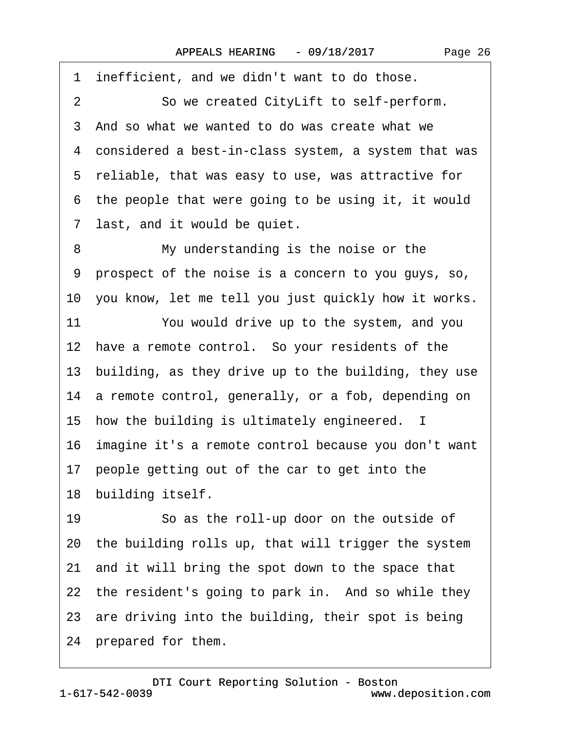1 inefficient, and we didn't want to do those.

2 So we created CityLift to self-perform.

3 And so what we wanted to do was create what we

4 considered a best-in-class system, a system that was

5 reliable, that was easy to use, was attractive for

6 the people that were going to be using it, it would

7 last, and it would be quiet.

8 My understanding is the noise or the

9 prospect of the noise is a concern to you guys, so,

10 you know, let me tell you just quickly how it works.

11 You would drive up to the system, and you

12 have a remote control. So your residents of the

13 building, as they drive up to the building, they use

14 a remote control, generally, or a fob, depending on

15 how the building is ultimately engineered. I

16 imagine it's a remote control because you don't want

17 people getting out of the car to get into the

18 building itself.

19 So as the roll-up door on the outside of

20 the building rolls up, that will trigger the system

21 and it will bring the spot down to the space that

22 the resident's going to park in. And so while they

23 are driving into the building, their spot is being

24 prepared for them.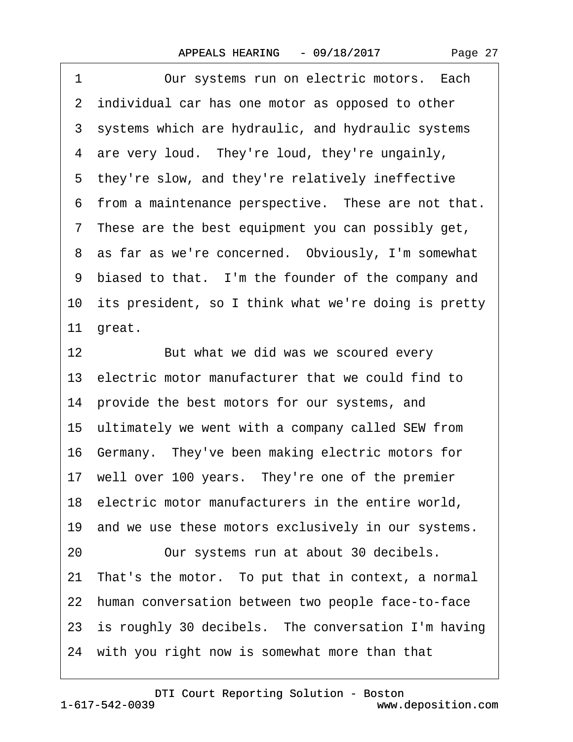1 Our systems run on electric motors. Each
2 individual car has one motor as opposed to other
3 systems which are hydraulic, and hydraulic systems
4 are very loud. They're loud, they're ungainly,
5 they're slow, and they're relatively ineffective
6 from a maintenance perspective. These are not that.
7 These are the best equipment you can possibly get,
8 as far as we're concerned. Obviously, I'm somewhat
9 biased to that. I'm the founder of the company and
10 its president, so I think what we're doing is pretty
11 great.
12 But what we did was we scoured every
13 electric motor manufacturer that we could find to
14 provide the best motors for our systems, and
15 ultimately we went with a company called SEW from
16 Germany. They've been making electric motors for
17 well over 100 years. They're one of the premier
18 electric motor manufacturers in the entire world,
19 and we use these motors exclusively in our systems.
20 Our systems run at about 30 decibels.
21 That's the motor. To put that in context, a normal
22 human conversation between two people face-to-face
23 is roughly 30 decibels. The conversation I'm having
24 with you right now is somewhat more than that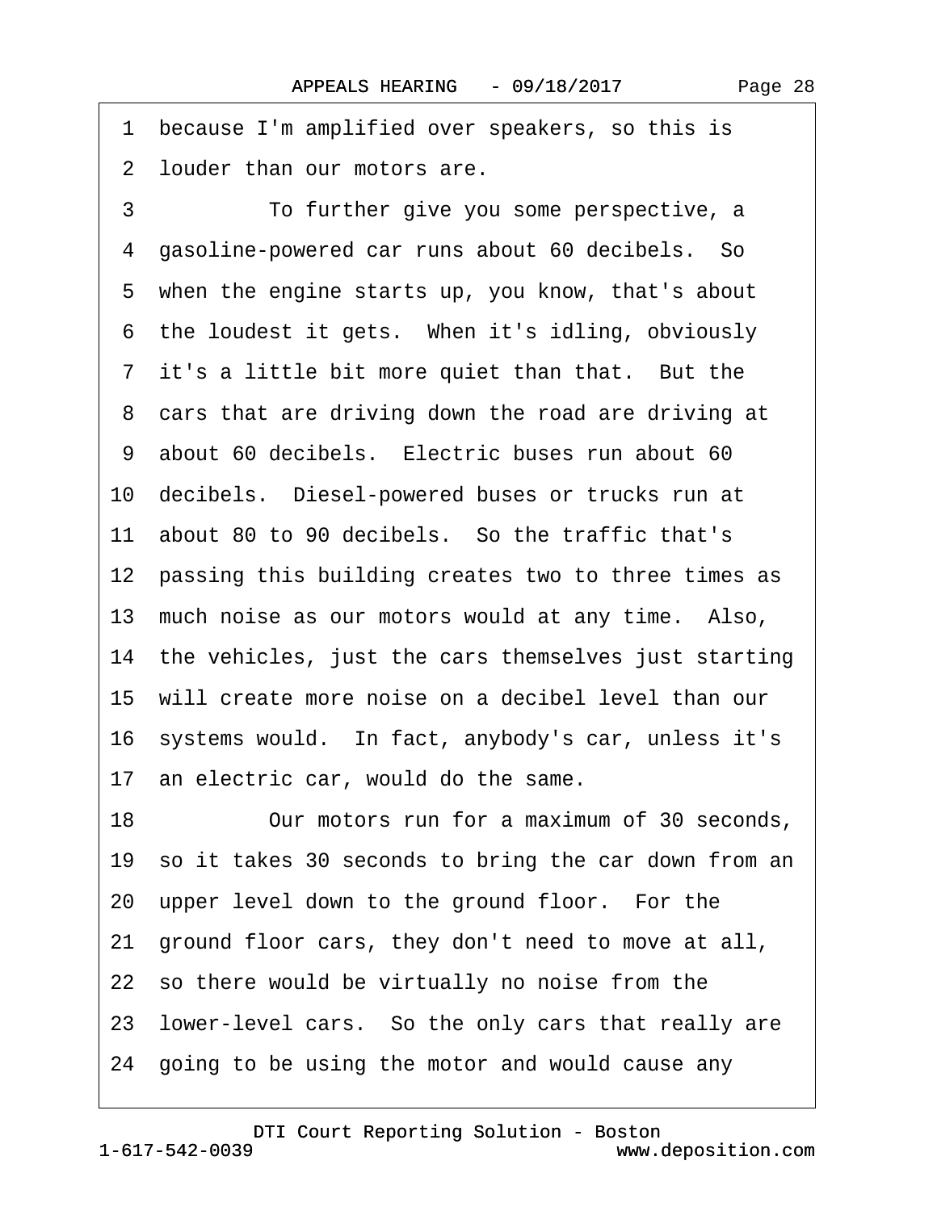1 because I'm amplified over speakers, so this is
2 louder than our motors are.
3 To further give you some perspective, a
4 gasoline-powered car runs about 60 decibels. So
5 when the engine starts up, you know, that's about
6 the loudest it gets. When it's idling, obviously
7 it's a little bit more quiet than that. But the
8 cars that are driving down the road are driving at
9 about 60 decibels. Electric buses run about 60
10 decibels. Diesel-powered buses or trucks run at
11 about 80 to 90 decibels. So the traffic that's
12 passing this building creates two to three times as
13 much noise as our motors would at any time. Also,
14 the vehicles, just the cars themselves just starting
15 will create more noise on a decibel level than our
16 systems would. In fact, anybody's car, unless it's
17 an electric car, would do the same.
18 Our motors run for a maximum of 30 seconds,
19 so it takes 30 seconds to bring the car down from an
20 upper level down to the ground floor. For the
21 ground floor cars, they don't need to move at all,
22 so there would be virtually no noise from the
23 lower-level cars. So the only cars that really are
24 going to be using the motor and would cause any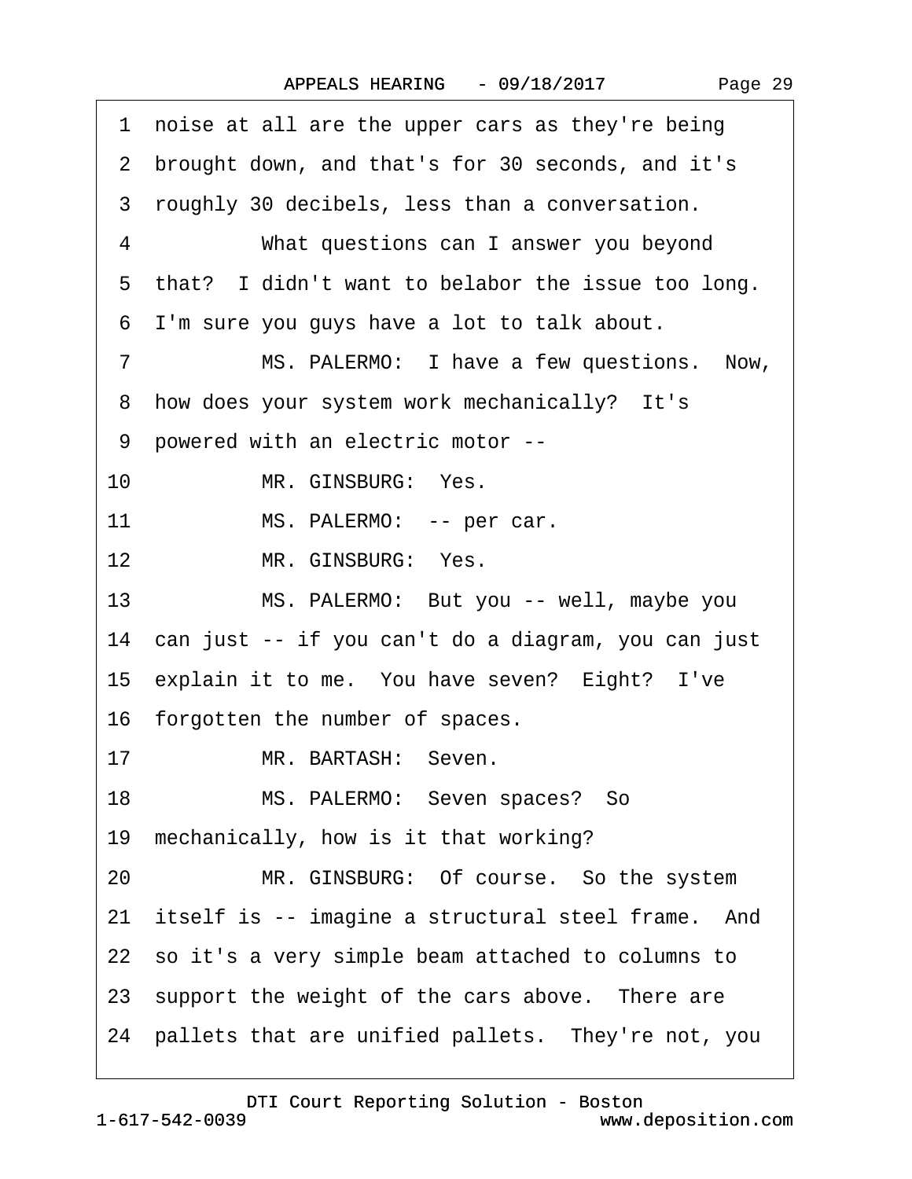1 noise at all are the upper cars as they're being
2 brought down, and that's for 30 seconds, and it's
3 roughly 30 decibels, less than a conversation.
4 What questions can I answer you beyond
5 that? I didn't want to belabor the issue too long.
6 I'm sure you guys have a lot to talk about.
7 MS. PALERMO: I have a few questions. Now,
8 how does your system work mechanically? It's
9 powered with an electric motor --
10 MR. GINSBURG: Yes.
11 MS. PALERMO: -- per car.
12 MR. GINSBURG: Yes.
13 MS. PALERMO: But you -- well, maybe you
14 can just -- if you can't do a diagram, you can just
15 explain it to me. You have seven? Eight? I've
16 forgotten the number of spaces.
17 MR. BARTASH: Seven.
18 MS. PALERMO: Seven spaces? So
19 mechanically, how is it that working?
20 MR. GINSBURG: Of course. So the system
21 itself is -- imagine a structural steel frame. And
22 so it's a very simple beam attached to columns to
23 support the weight of the cars above. There are
24 pallets that are unified pallets. They're not, you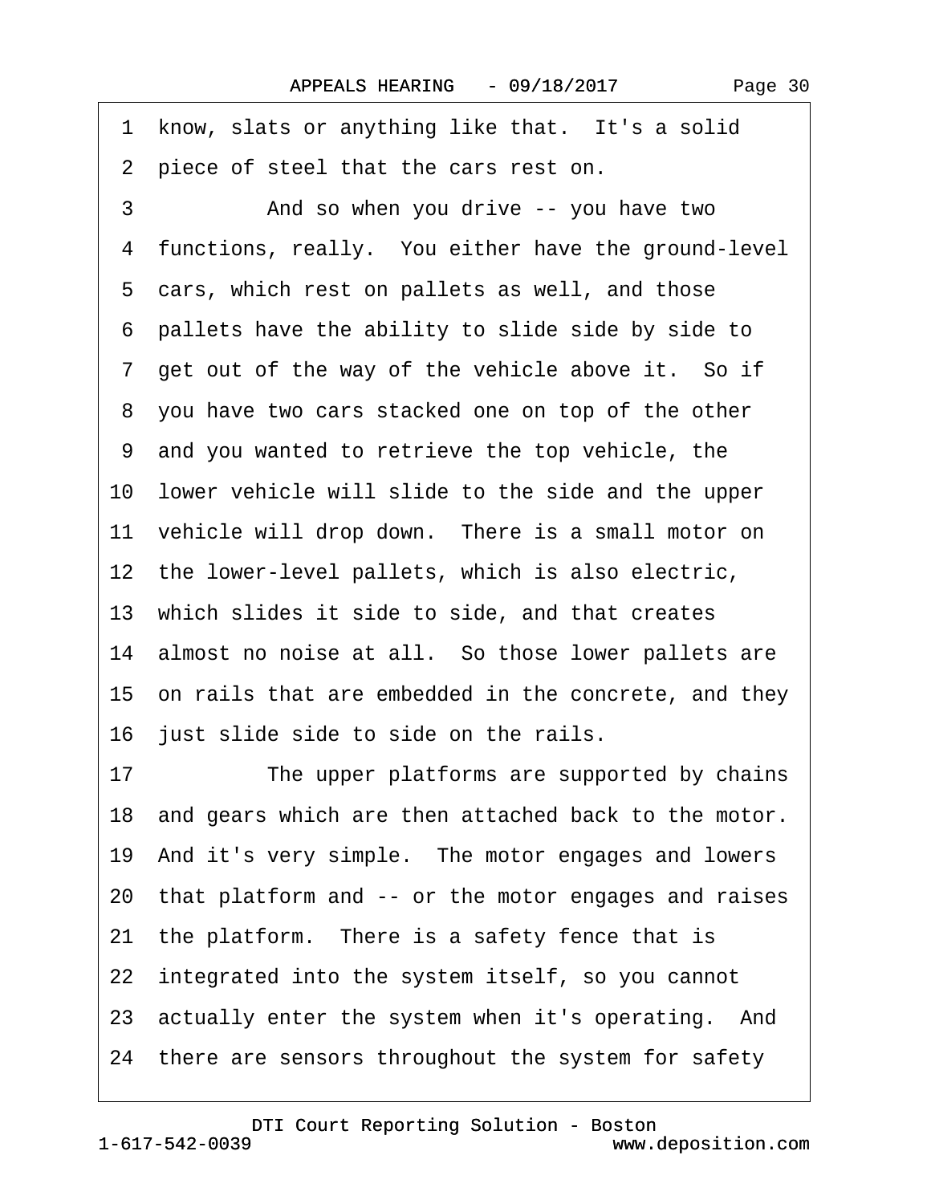1 know, slats or anything like that. It's a solid
2 piece of steel that the cars rest on.
3 And so when you drive -- you have two
4 functions, really. You either have the ground-level
5 cars, which rest on pallets as well, and those
6 pallets have the ability to slide side by side to
7 get out of the way of the vehicle above it. So if
8 you have two cars stacked one on top of the other
9 and you wanted to retrieve the top vehicle, the
10 lower vehicle will slide to the side and the upper
11 vehicle will drop down. There is a small motor on
12 the lower-level pallets, which is also electric,
13 which slides it side to side, and that creates
14 almost no noise at all. So those lower pallets are
15 on rails that are embedded in the concrete, and they
16 just slide side to side on the rails.
17 The upper platforms are supported by chains
18 and gears which are then attached back to the motor.
19 And it's very simple. The motor engages and lowers
20 that platform and -- or the motor engages and raises
21 the platform. There is a safety fence that is
22 integrated into the system itself, so you cannot
23 actually enter the system when it's operating. And
24 there are sensors throughout the system for safety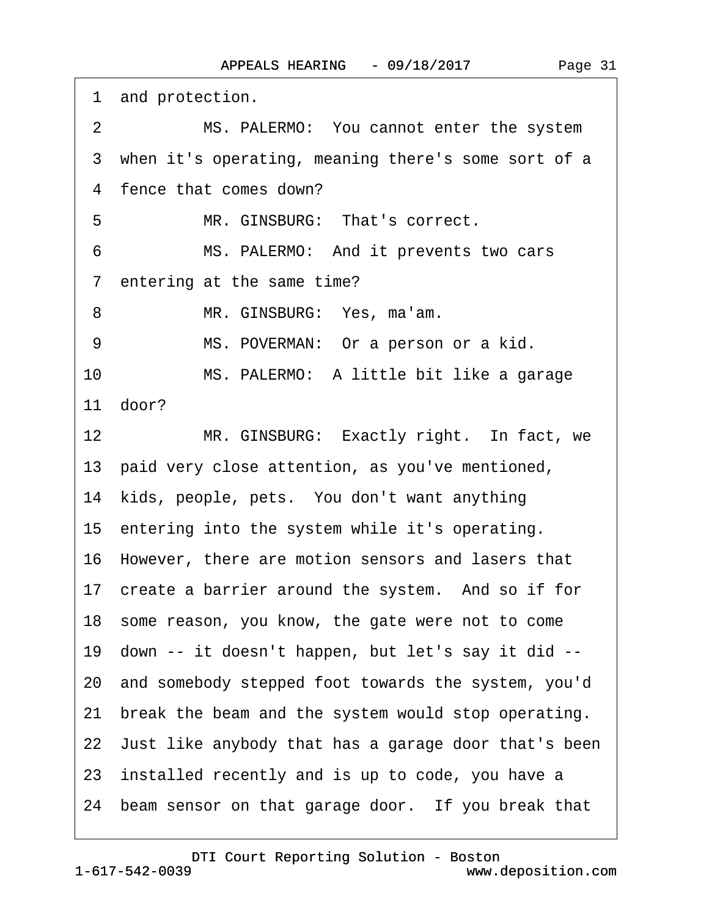1 and protection.

2 MS. PALERMO: You cannot enter the system

3 when it's operating, meaning there's some sort of a

4 fence that comes down?

5 MR. GINSBURG: That's correct.

6 MS. PALERMO: And it prevents two cars

7 entering at the same time?

8 MR. GINSBURG: Yes, ma'am.

9 MS. POVERMAN: Or a person or a kid.

10 MS. PALERMO: A little bit like a garage

11 door?

12 MR. GINSBURG: Exactly right. In fact, we

13 paid very close attention, as you've mentioned,

14 kids, people, pets. You don't want anything

15 entering into the system while it's operating.

16 However, there are motion sensors and lasers that

17 create a barrier around the system. And so if for

18 some reason, you know, the gate were not to come

19 down -- it doesn't happen, but let's say it did --

20 and somebody stepped foot towards the system, you'd

21 break the beam and the system would stop operating.

22 Just like anybody that has a garage door that's been

23 installed recently and is up to code, you have a

24 beam sensor on that garage door. If you break that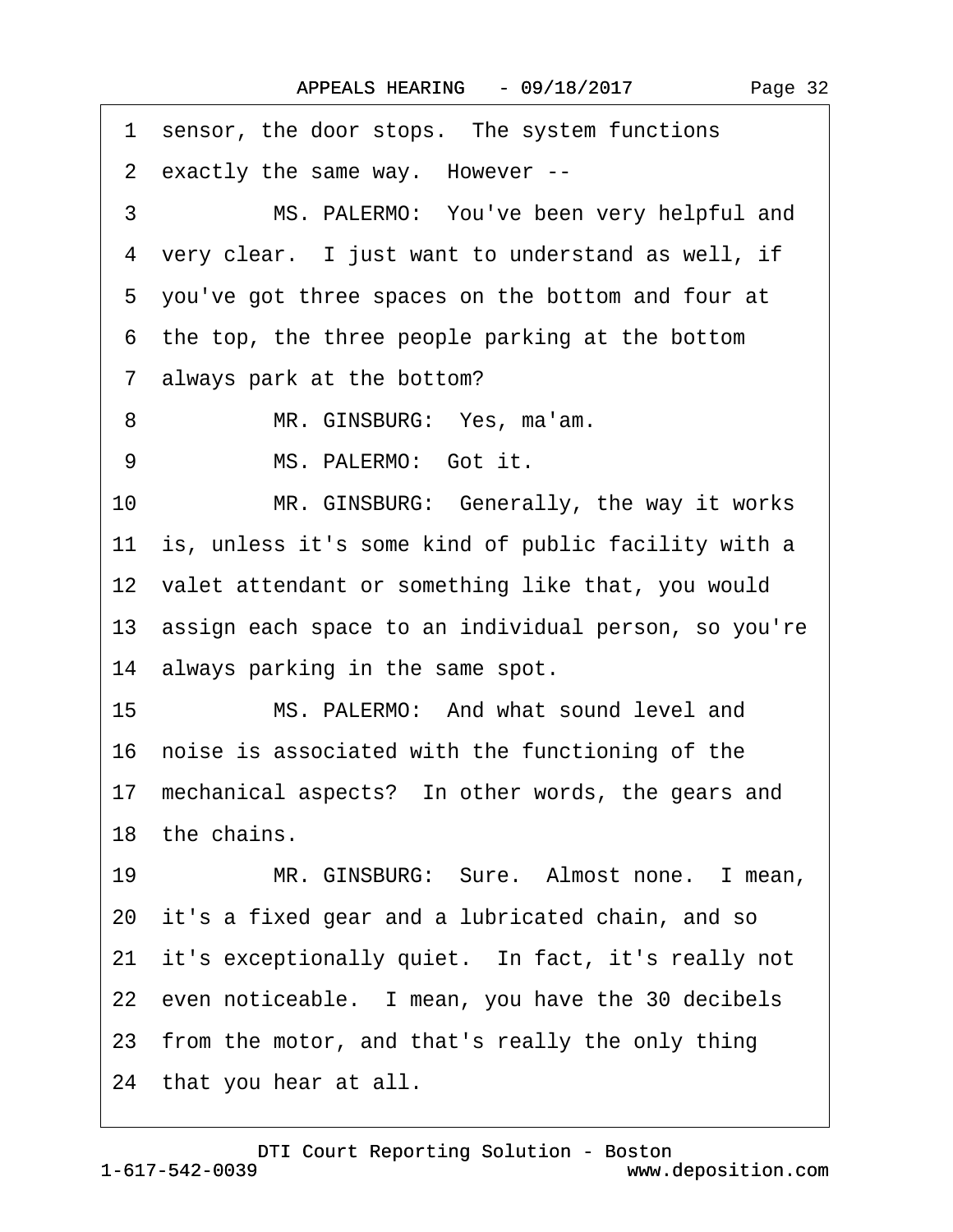1 sensor, the door stops. The system functions
2 exactly the same way. However --
3 MS. PALERMO: You've been very helpful and
4 very clear. I just want to understand as well, if
5 you've got three spaces on the bottom and four at
6 the top, the three people parking at the bottom
7 always park at the bottom?
8 MR. GINSBURG: Yes, ma'am.
9 MS. PALERMO: Got it.
10 MR. GINSBURG: Generally, the way it works
11 is, unless it's some kind of public facility with a
12 valet attendant or something like that, you would
13 assign each space to an individual person, so you're
14 always parking in the same spot.
15 MS. PALERMO: And what sound level and
16 noise is associated with the functioning of the
17 mechanical aspects? In other words, the gears and
18 the chains.
19 MR. GINSBURG: Sure. Almost none. I mean,
20 it's a fixed gear and a lubricated chain, and so
21 it's exceptionally quiet. In fact, it's really not
22 even noticeable. I mean, you have the 30 decibels
23 from the motor, and that's really the only thing
24 that you hear at all.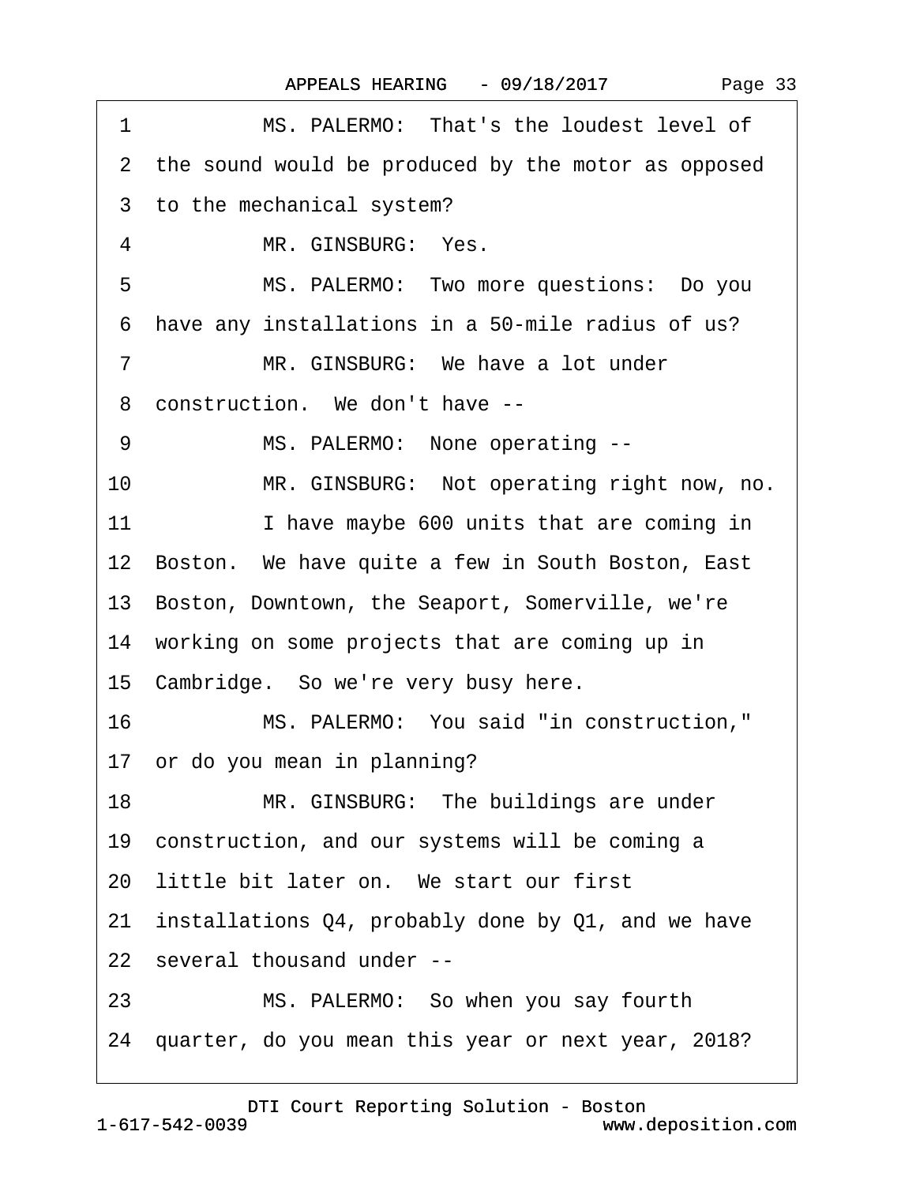1 MS. PALERMO: That's the loudest level of
2 the sound would be produced by the motor as opposed
3 to the mechanical system?
4 MR. GINSBURG: Yes.
5 MS. PALERMO: Two more questions: Do you
6 have any installations in a 50-mile radius of us?
7 MR. GINSBURG: We have a lot under
8 construction. We don't have --
9 MS. PALERMO: None operating --
10 MR. GINSBURG: Not operating right now, no.
11 I have maybe 600 units that are coming in
12 Boston. We have quite a few in South Boston, East
13 Boston, Downtown, the Seaport, Somerville, we're
14 working on some projects that are coming up in
15 Cambridge. So we're very busy here.
16 MS. PALERMO: You said "in construction,"
17 or do you mean in planning?
18 MR. GINSBURG: The buildings are under
19 construction, and our systems will be coming a
20 little bit later on. We start our first
21 installations Q4, probably done by Q1, and we have
22 several thousand under --
23 MS. PALERMO: So when you say fourth
24 quarter, do you mean this year or next year, 2018?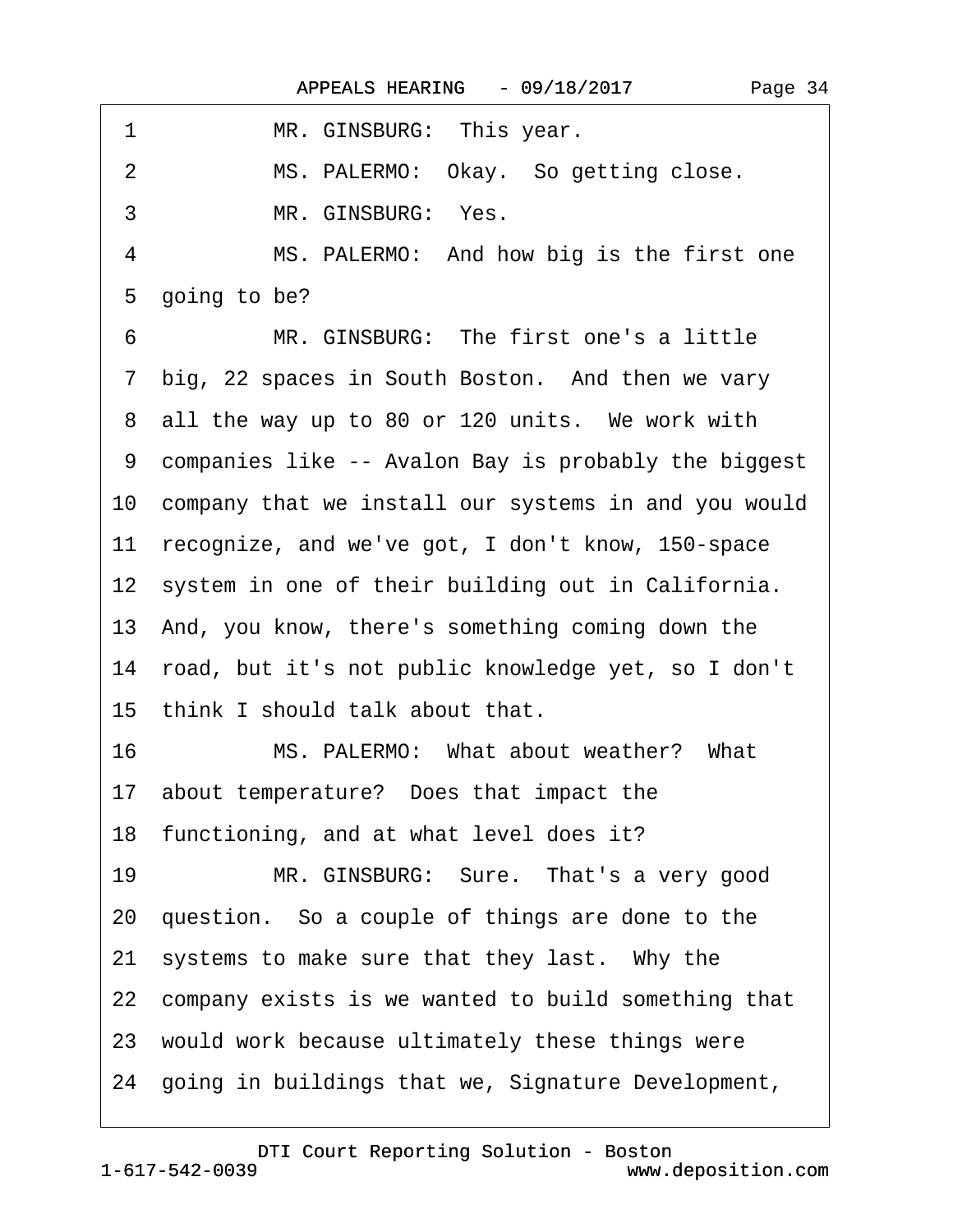1 MR. GINSBURG: This year.

2 MS. PALERMO: Okay. So getting close.

3 MR. GINSBURG: Yes.

4 MS. PALERMO: And how big is the first one

5 going to be?

6 MR. GINSBURG: The first one's a little

7 big, 22 spaces in South Boston. And then we vary

8 all the way up to 80 or 120 units. We work with

9 companies like -- Avalon Bay is probably the biggest

10 company that we install our systems in and you would

11 recognize, and we've got, I don't know, 150-space

12 system in one of their building out in California.

13 And, you know, there's something coming down the

14 road, but it's not public knowledge yet, so I don't

15 think I should talk about that.

16 MS. PALERMO: What about weather? What

17 about temperature? Does that impact the

18 functioning, and at what level does it?

19 MR. GINSBURG: Sure. That's a very good

20 question. So a couple of things are done to the

21 systems to make sure that they last. Why the

22 company exists is we wanted to build something that

23 would work because ultimately these things were

24 going in buildings that we, Signature Development,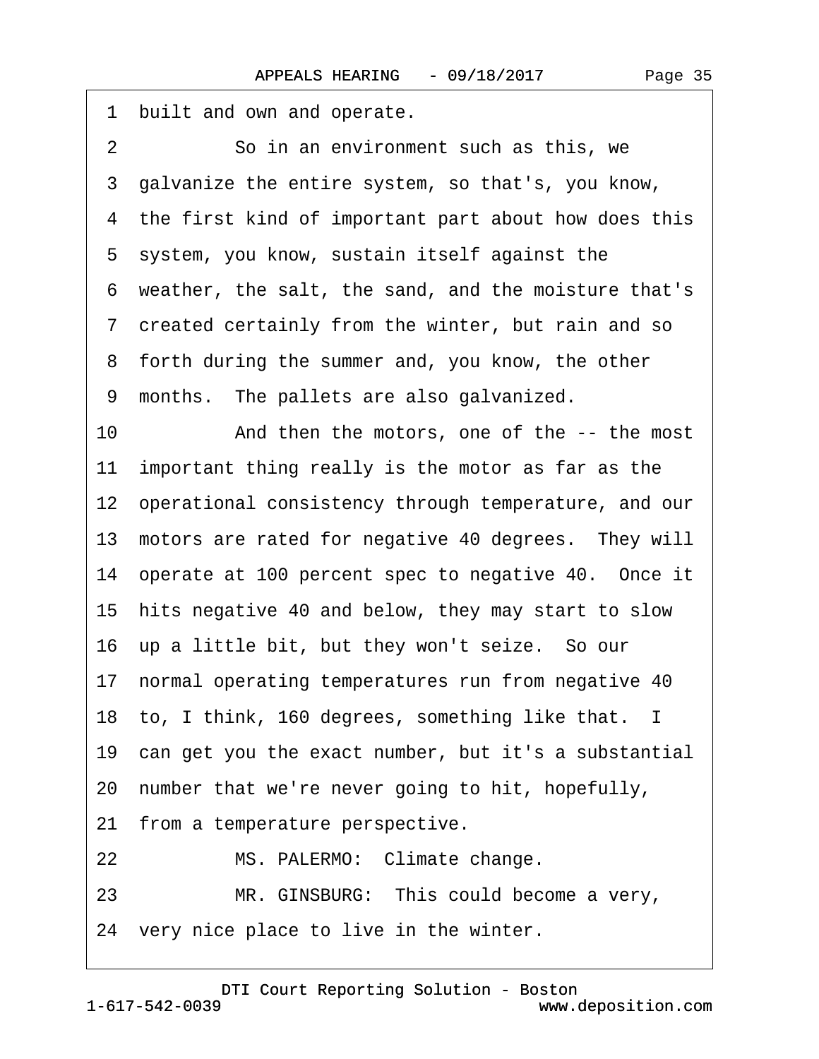1 built and own and operate.

2 So in an environment such as this, we

3 galvanize the entire system, so that's, you know,

4 the first kind of important part about how does this

5 system, you know, sustain itself against the

6 weather, the salt, the sand, and the moisture that's

7 created certainly from the winter, but rain and so

8 forth during the summer and, you know, the other

9 months. The pallets are also galvanized.

10 And then the motors, one of the -- the most

11 important thing really is the motor as far as the

12 operational consistency through temperature, and our

13 motors are rated for negative 40 degrees. They will

14 operate at 100 percent spec to negative 40. Once it

15 hits negative 40 and below, they may start to slow

16 up a little bit, but they won't seize. So our

17 normal operating temperatures run from negative 40

18 to, I think, 160 degrees, something like that. I

19 can get you the exact number, but it's a substantial

20 number that we're never going to hit, hopefully,

21 from a temperature perspective.

22 MS. PALERMO: Climate change.

23 MR. GINSBURG: This could become a very,

24 very nice place to live in the winter.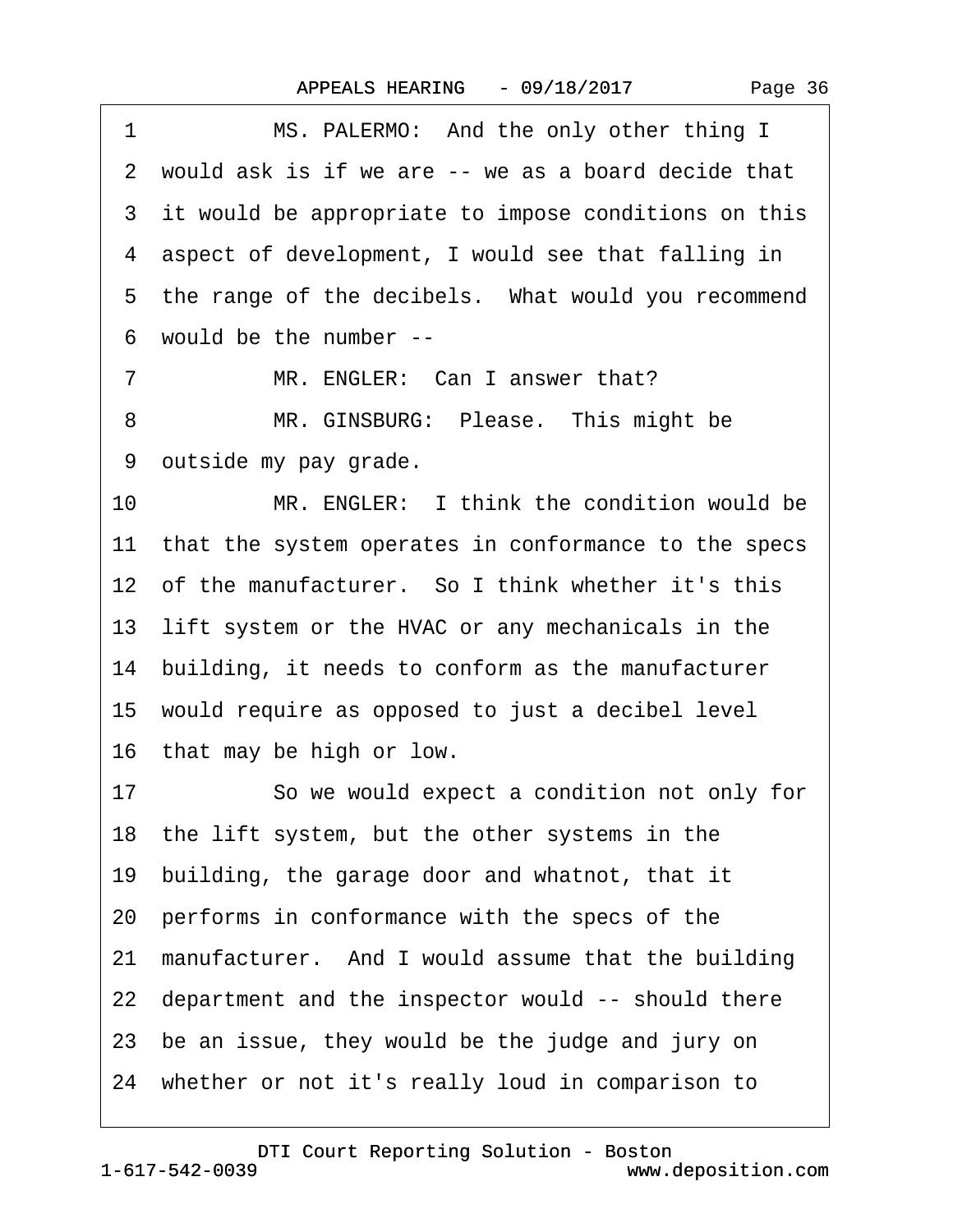1 MS. PALERMO: And the only other thing I
2 would ask is if we are -- we as a board decide that
3 it would be appropriate to impose conditions on this
4 aspect of development, I would see that falling in
5 the range of the decibels. What would you recommend
6 would be the number --
7 MR. ENGLER: Can I answer that?
8 MR. GINSBURG: Please. This might be
9 outside my pay grade.
10 MR. ENGLER: I think the condition would be
11 that the system operates in conformance to the specs
12 of the manufacturer. So I think whether it's this
13 lift system or the HVAC or any mechanicals in the
14 building, it needs to conform as the manufacturer
15 would require as opposed to just a decibel level
16 that may be high or low.
17 So we would expect a condition not only for
18 the lift system, but the other systems in the
19 building, the garage door and whatnot, that it
20 performs in conformance with the specs of the
21 manufacturer. And I would assume that the building
22 department and the inspector would -- should there
23 be an issue, they would be the judge and jury on
24 whether or not it's really loud in comparison to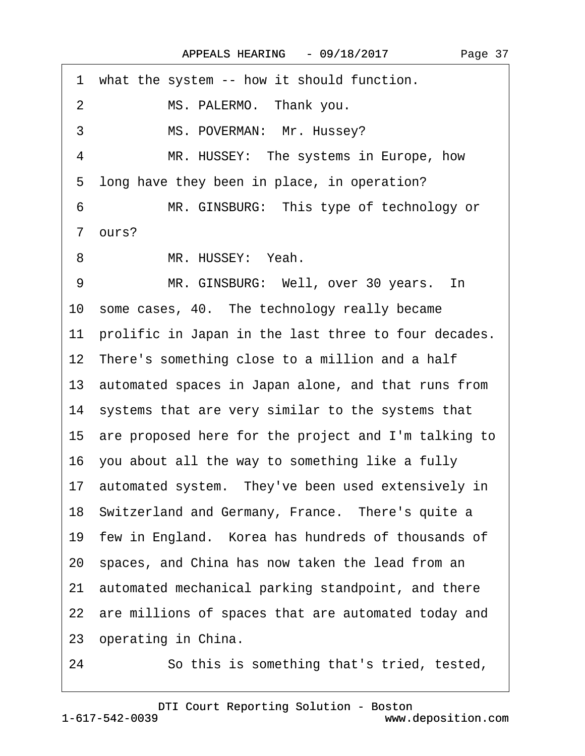1 what the system -- how it should function.

2 MS. PALERMO. Thank you.

3 MS. POVERMAN: Mr. Hussey?

4 MR. HUSSEY: The systems in Europe, how

5 long have they been in place, in operation?

6 MR. GINSBURG: This type of technology or

7 ours?

8 MR. HUSSEY: Yeah.

9 MR. GINSBURG: Well, over 30 years. In

10 some cases, 40. The technology really became

11 prolific in Japan in the last three to four decades.

12 There's something close to a million and a half

13 automated spaces in Japan alone, and that runs from

14 systems that are very similar to the systems that

15 are proposed here for the project and I'm talking to

16 you about all the way to something like a fully

17 automated system. They've been used extensively in

18 Switzerland and Germany, France. There's quite a

19 few in England. Korea has hundreds of thousands of

20 spaces, and China has now taken the lead from an

21 automated mechanical parking standpoint, and there

22 are millions of spaces that are automated today and

23 operating in China.

24 So this is something that's tried, tested,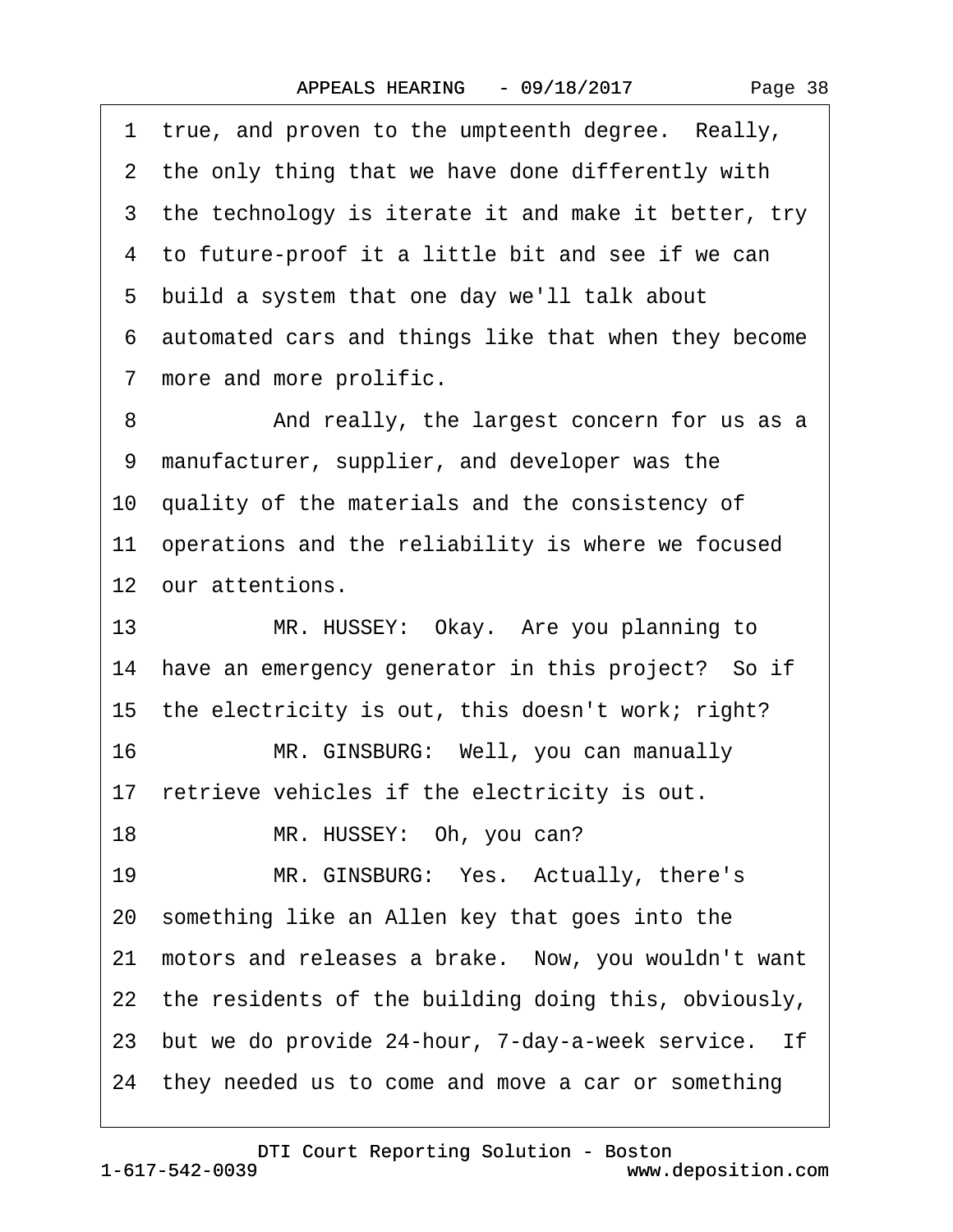1 true, and proven to the umpteenth degree. Really,
2 the only thing that we have done differently with
3 the technology is iterate it and make it better, try
4 to future-proof it a little bit and see if we can
5 build a system that one day we'll talk about
6 automated cars and things like that when they become
7 more and more prolific.
8 And really, the largest concern for us as a
9 manufacturer, supplier, and developer was the
10 quality of the materials and the consistency of
11 operations and the reliability is where we focused
12 our attentions.
13 MR. HUSSEY: Okay. Are you planning to
14 have an emergency generator in this project? So if
15 the electricity is out, this doesn't work; right?
16 MR. GINSBURG: Well, you can manually
17 retrieve vehicles if the electricity is out.
18 MR. HUSSEY: Oh, you can?
19 MR. GINSBURG: Yes. Actually, there's
20 something like an Allen key that goes into the
21 motors and releases a brake. Now, you wouldn't want
22 the residents of the building doing this, obviously,
23 but we do provide 24-hour, 7-day-a-week service. If
24 they needed us to come and move a car or something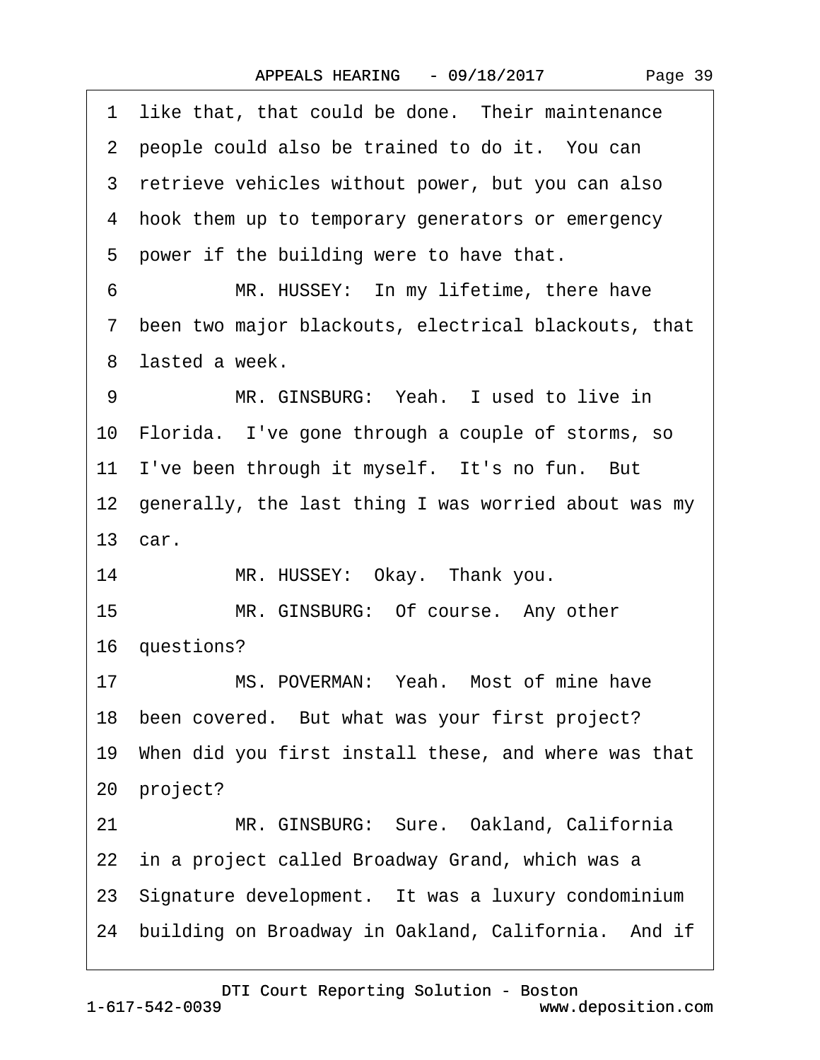1 like that, that could be done. Their maintenance
2 people could also be trained to do it. You can
3 retrieve vehicles without power, but you can also
4 hook them up to temporary generators or emergency
5 power if the building were to have that.

6 MR. HUSSEY: In my lifetime, there have
7 been two major blackouts, electrical blackouts, that
8 lasted a week.

9 MR. GINSBURG: Yeah. I used to live in
10 Florida. I've gone through a couple of storms, so
11 I've been through it myself. It's no fun. But
12 generally, the last thing I was worried about was my
13 car.

14 MR. HUSSEY: Okay. Thank you.

15 MR. GINSBURG: Of course. Any other
16 questions?

17 MS. POVERMAN: Yeah. Most of mine have
18 been covered. But what was your first project?
19 When did you first install these, and where was that
20 project?

21 MR. GINSBURG: Sure. Oakland, California
22 in a project called Broadway Grand, which was a
23 Signature development. It was a luxury condominium
24 building on Broadway in Oakland, California. And if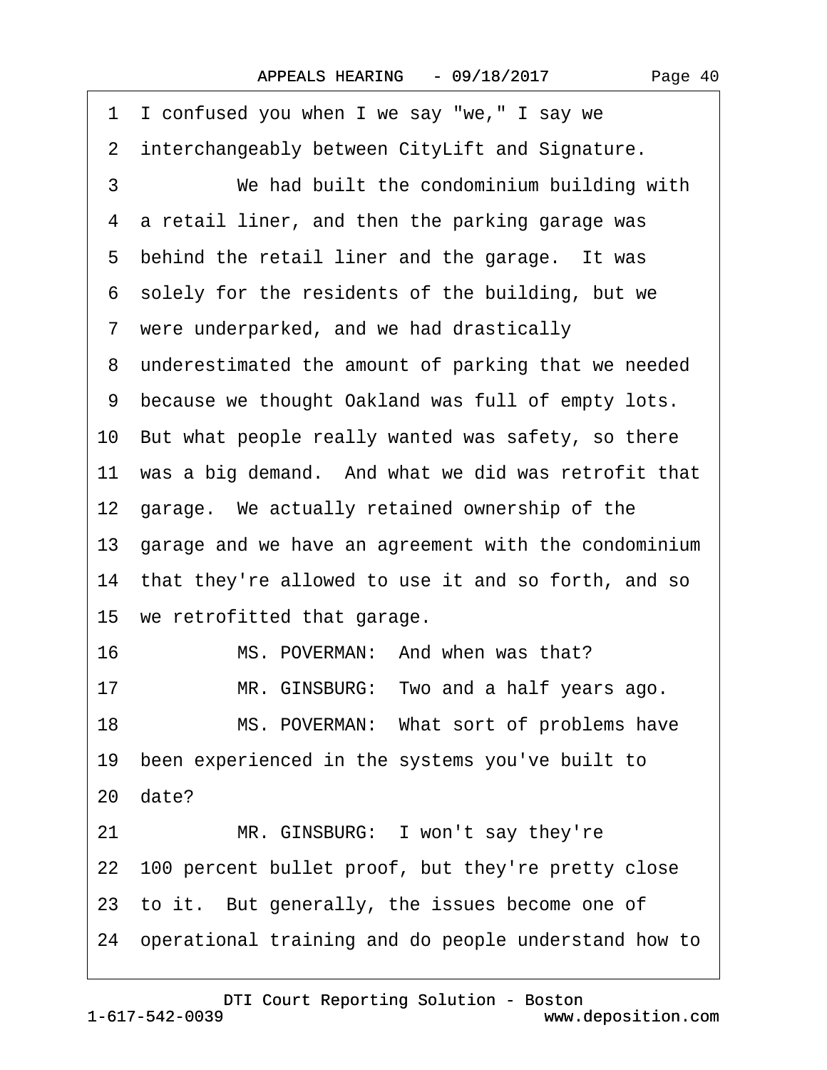1 I confused you when I we say "we," I say we
2 interchangeably between CityLift and Signature.
3 We had built the condominium building with
4 a retail liner, and then the parking garage was
5 behind the retail liner and the garage. It was
6 solely for the residents of the building, but we
7 were underparked, and we had drastically
8 underestimated the amount of parking that we needed
9 because we thought Oakland was full of empty lots.
10 But what people really wanted was safety, so there
11 was a big demand. And what we did was retrofit that
12 garage. We actually retained ownership of the
13 garage and we have an agreement with the condominium
14 that they're allowed to use it and so forth, and so
15 we retrofitted that garage.
16 MS. POVERMAN: And when was that?
17 MR. GINSBURG: Two and a half years ago.
18 MS. POVERMAN: What sort of problems have
19 been experienced in the systems you've built to
20 date?
21 MR. GINSBURG: I won't say they're
22 100 percent bullet proof, but they're pretty close
23 to it. But generally, the issues become one of
24 operational training and do people understand how to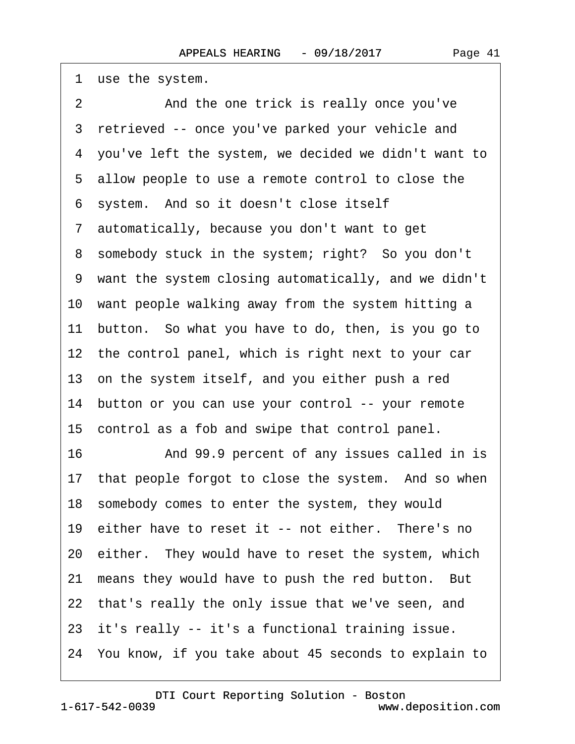1 use the system.

2 And the one trick is really once you've

3 retrieved -- once you've parked your vehicle and

4 you've left the system, we decided we didn't want to

5 allow people to use a remote control to close the

6 system. And so it doesn't close itself

7 automatically, because you don't want to get

8 somebody stuck in the system; right? So you don't

9 want the system closing automatically, and we didn't

10 want people walking away from the system hitting a

11 button. So what you have to do, then, is you go to

12 the control panel, which is right next to your car

13 on the system itself, and you either push a red

14 button or you can use your control -- your remote

15 control as a fob and swipe that control panel.

16 And 99.9 percent of any issues called in is

17 that people forgot to close the system. And so when

18 somebody comes to enter the system, they would

19 either have to reset it -- not either. There's no

20 either. They would have to reset the system, which

21 means they would have to push the red button. But

22 that's really the only issue that we've seen, and

23 it's really -- it's a functional training issue.

24 You know, if you take about 45 seconds to explain to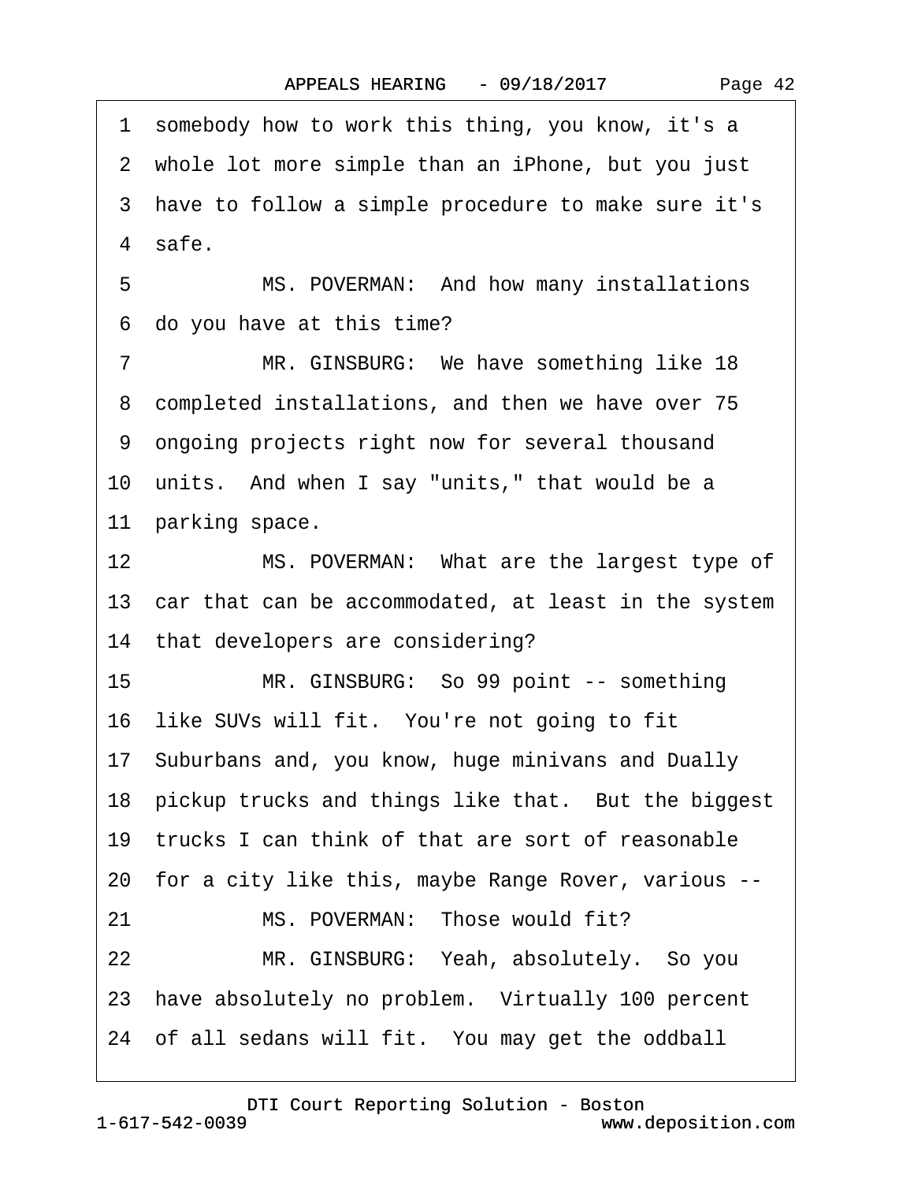1 somebody how to work this thing, you know, it's a
2 whole lot more simple than an iPhone, but you just
3 have to follow a simple procedure to make sure it's
4 safe.

5 MS. POVERMAN: And how many installations
6 do you have at this time?

7 MR. GINSBURG: We have something like 18
8 completed installations, and then we have over 75
9 ongoing projects right now for several thousand
10 units. And when I say "units," that would be a
11 parking space.

12 MS. POVERMAN: What are the largest type of
13 car that can be accommodated, at least in the system
14 that developers are considering?

15 MR. GINSBURG: So 99 point -- something
16 like SUVs will fit. You're not going to fit
17 Suburbans and, you know, huge minivans and Dually
18 pickup trucks and things like that. But the biggest
19 trucks I can think of that are sort of reasonable
20 for a city like this, maybe Range Rover, various --

21 MS. POVERMAN: Those would fit?

22 MR. GINSBURG: Yeah, absolutely. So you
23 have absolutely no problem. Virtually 100 percent
24 of all sedans will fit. You may get the oddball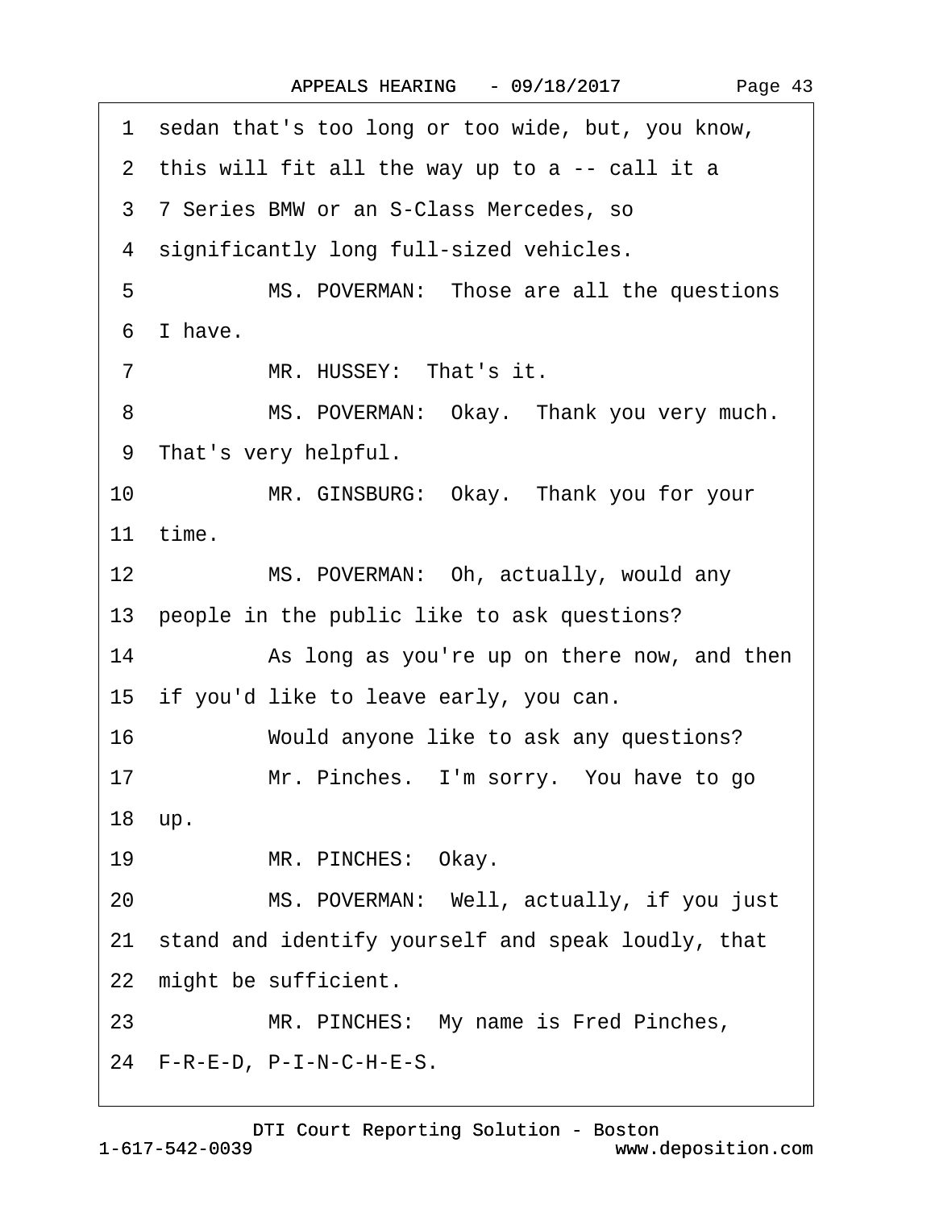1 sedan that's too long or too wide, but, you know,
2 this will fit all the way up to a -- call it a
3 7 Series BMW or an S-Class Mercedes, so
4 significantly long full-sized vehicles.
5 MS. POVERMAN: Those are all the questions
6 I have.
7 MR. HUSSEY: That's it.
8 MS. POVERMAN: Okay. Thank you very much.
9 That's very helpful.
10 MR. GINSBURG: Okay. Thank you for your
11 time.
12 MS. POVERMAN: Oh, actually, would any
13 people in the public like to ask questions?
14 As long as you're up on there now, and then
15 if you'd like to leave early, you can.
16 Would anyone like to ask any questions?
17 Mr. Pinches. I'm sorry. You have to go
18 up.
19 MR. PINCHES: Okay.
20 MS. POVERMAN: Well, actually, if you just
21 stand and identify yourself and speak loudly, that
22 might be sufficient.
23 MR. PINCHES: My name is Fred Pinches,
24 F-R-E-D, P-I-N-C-H-E-S.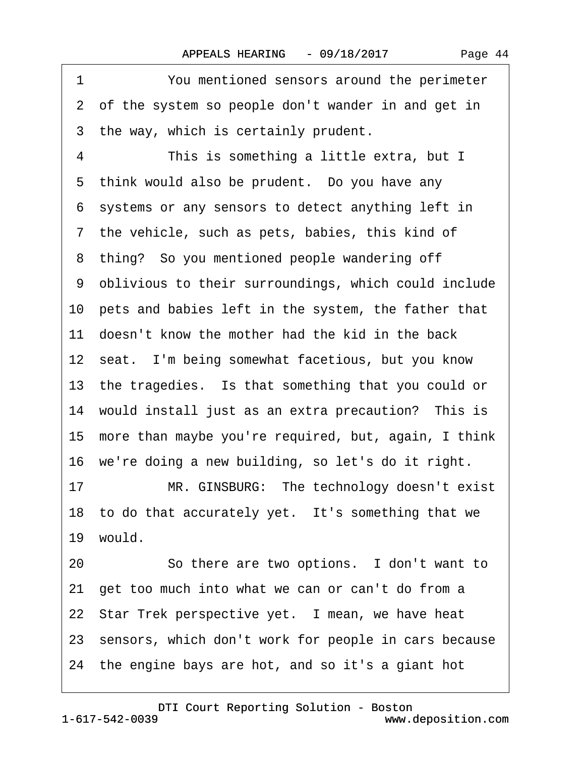1 You mentioned sensors around the perimeter
2 of the system so people don't wander in and get in
3 the way, which is certainly prudent.
4 This is something a little extra, but I
5 think would also be prudent. Do you have any
6 systems or any sensors to detect anything left in
7 the vehicle, such as pets, babies, this kind of
8 thing? So you mentioned people wandering off
9 oblivious to their surroundings, which could include
10 pets and babies left in the system, the father that
11 doesn't know the mother had the kid in the back
12 seat. I'm being somewhat facetious, but you know
13 the tragedies. Is that something that you could or
14 would install just as an extra precaution? This is
15 more than maybe you're required, but, again, I think
16 we're doing a new building, so let's do it right.
17 MR. GINSBURG: The technology doesn't exist
18 to do that accurately yet. It's something that we
19 would.
20 So there are two options. I don't want to
21 get too much into what we can or can't do from a
22 Star Trek perspective yet. I mean, we have heat
23 sensors, which don't work for people in cars because
24 the engine bays are hot, and so it's a giant hot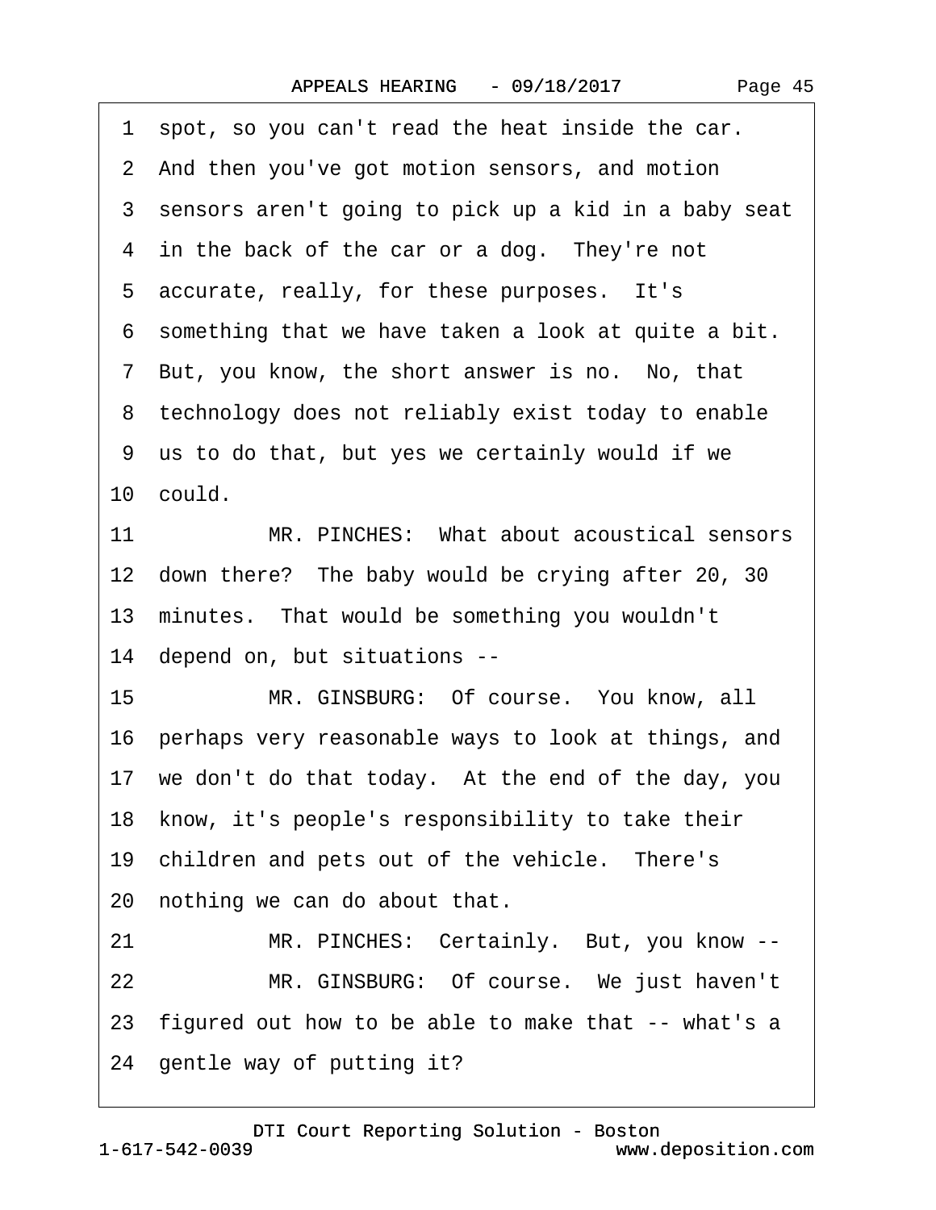1 spot, so you can't read the heat inside the car.
2 And then you've got motion sensors, and motion
3 sensors aren't going to pick up a kid in a baby seat
4 in the back of the car or a dog. They're not
5 accurate, really, for these purposes. It's
6 something that we have taken a look at quite a bit.
7 But, you know, the short answer is no. No, that
8 technology does not reliably exist today to enable
9 us to do that, but yes we certainly would if we
10 could.
11 MR. PINCHES: What about acoustical sensors
12 down there? The baby would be crying after 20, 30
13 minutes. That would be something you wouldn't
14 depend on, but situations --
15 MR. GINSBURG: Of course. You know, all
16 perhaps very reasonable ways to look at things, and
17 we don't do that today. At the end of the day, you
18 know, it's people's responsibility to take their
19 children and pets out of the vehicle. There's
20 nothing we can do about that.
21 MR. PINCHES: Certainly. But, you know --
22 MR. GINSBURG: Of course. We just haven't
23 figured out how to be able to make that -- what's a
24 gentle way of putting it?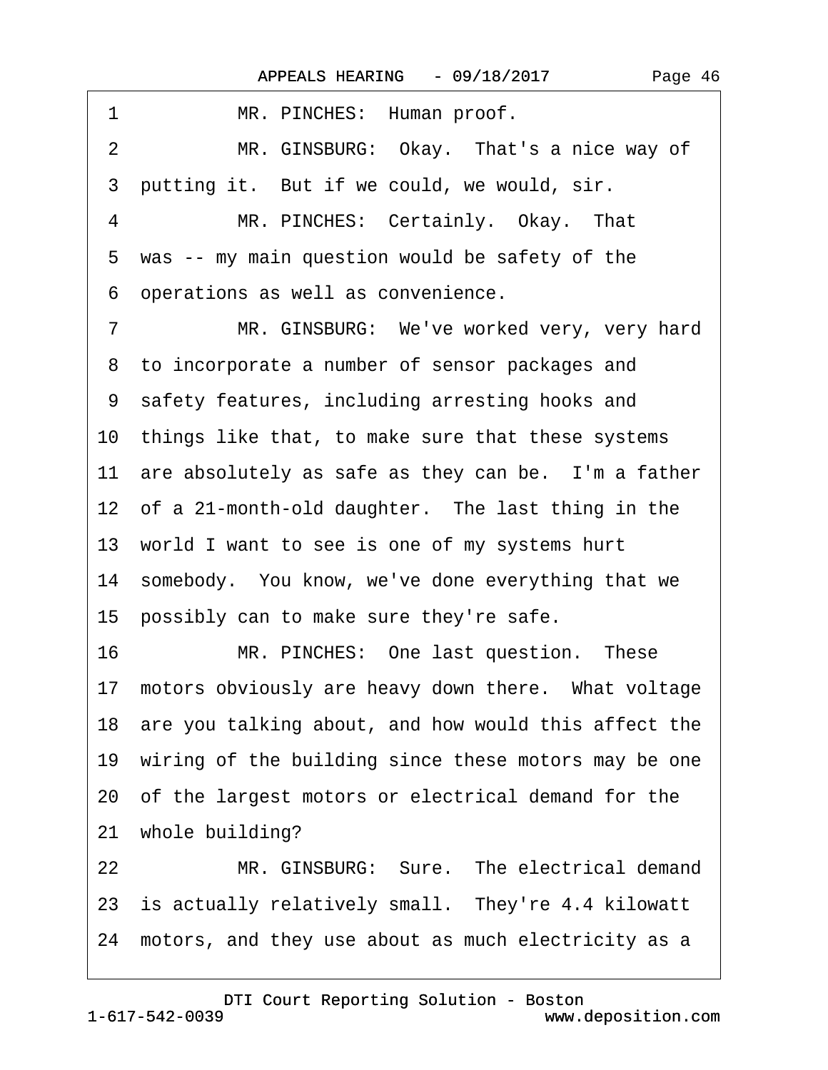1 MR. PINCHES: Human proof.

2 MR. GINSBURG: Okay. That's a nice way of

3 putting it. But if we could, we would, sir.

4 MR. PINCHES: Certainly. Okay. That

5 was -- my main question would be safety of the

6 operations as well as convenience.

7 MR. GINSBURG: We've worked very, very hard

8 to incorporate a number of sensor packages and

9 safety features, including arresting hooks and

10 things like that, to make sure that these systems

11 are absolutely as safe as they can be. I'm a father

12 of a 21-month-old daughter. The last thing in the

13 world I want to see is one of my systems hurt

14 somebody. You know, we've done everything that we

15 possibly can to make sure they're safe.

16 MR. PINCHES: One last question. These

17 motors obviously are heavy down there. What voltage

18 are you talking about, and how would this affect the

19 wiring of the building since these motors may be one

20 of the largest motors or electrical demand for the

21 whole building?

22 MR. GINSBURG: Sure. The electrical demand

23 is actually relatively small. They're 4.4 kilowatt

24 motors, and they use about as much electricity as a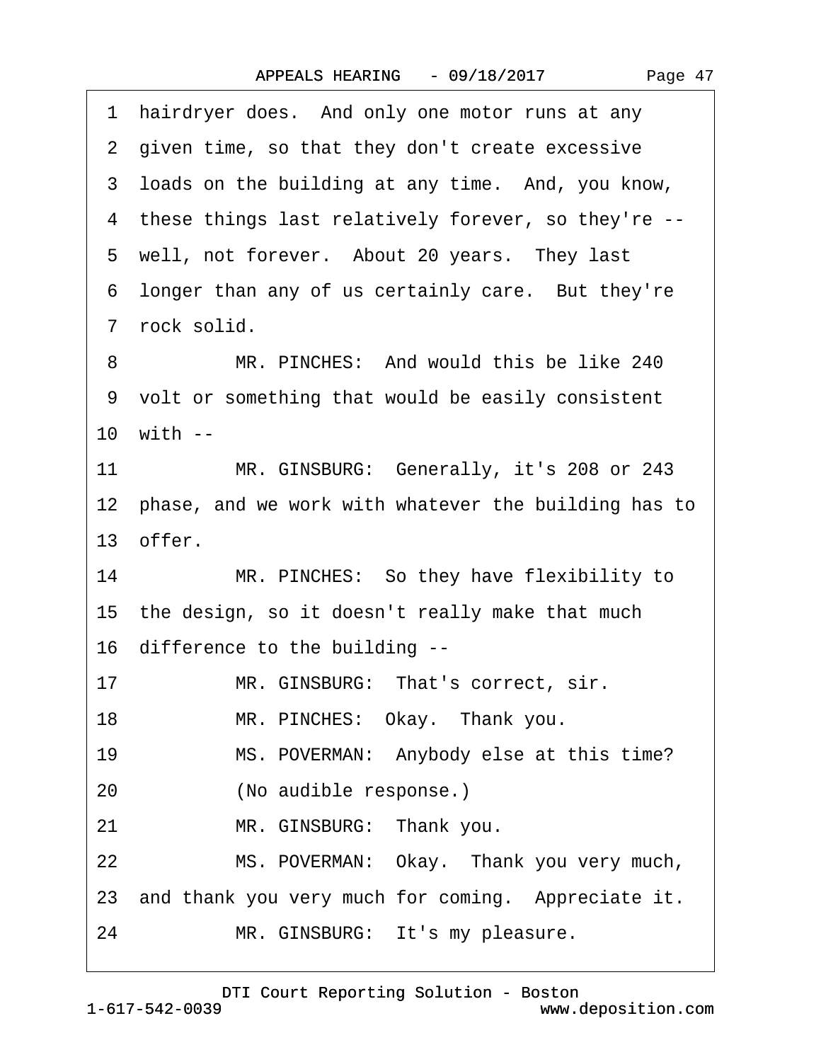1 hairdryer does. And only one motor runs at any
2 given time, so that they don't create excessive
3 loads on the building at any time. And, you know,
4 these things last relatively forever, so they're --
5 well, not forever. About 20 years. They last
6 longer than any of us certainly care. But they're
7 rock solid.

8 MR. PINCHES: And would this be like 240
9 volt or something that would be easily consistent
10 with --

11 MR. GINSBURG: Generally, it's 208 or 243
12 phase, and we work with whatever the building has to
13 offer.

14 MR. PINCHES: So they have flexibility to
15 the design, so it doesn't really make that much
16 difference to the building --

17 MR. GINSBURG: That's correct, sir.

18 MR. PINCHES: Okay. Thank you.

19 MS. POVERMAN: Anybody else at this time?

20 (No audible response.)

21 MR. GINSBURG: Thank you.

22 MS. POVERMAN: Okay. Thank you very much,
23 and thank you very much for coming. Appreciate it.

24 MR. GINSBURG: It's my pleasure.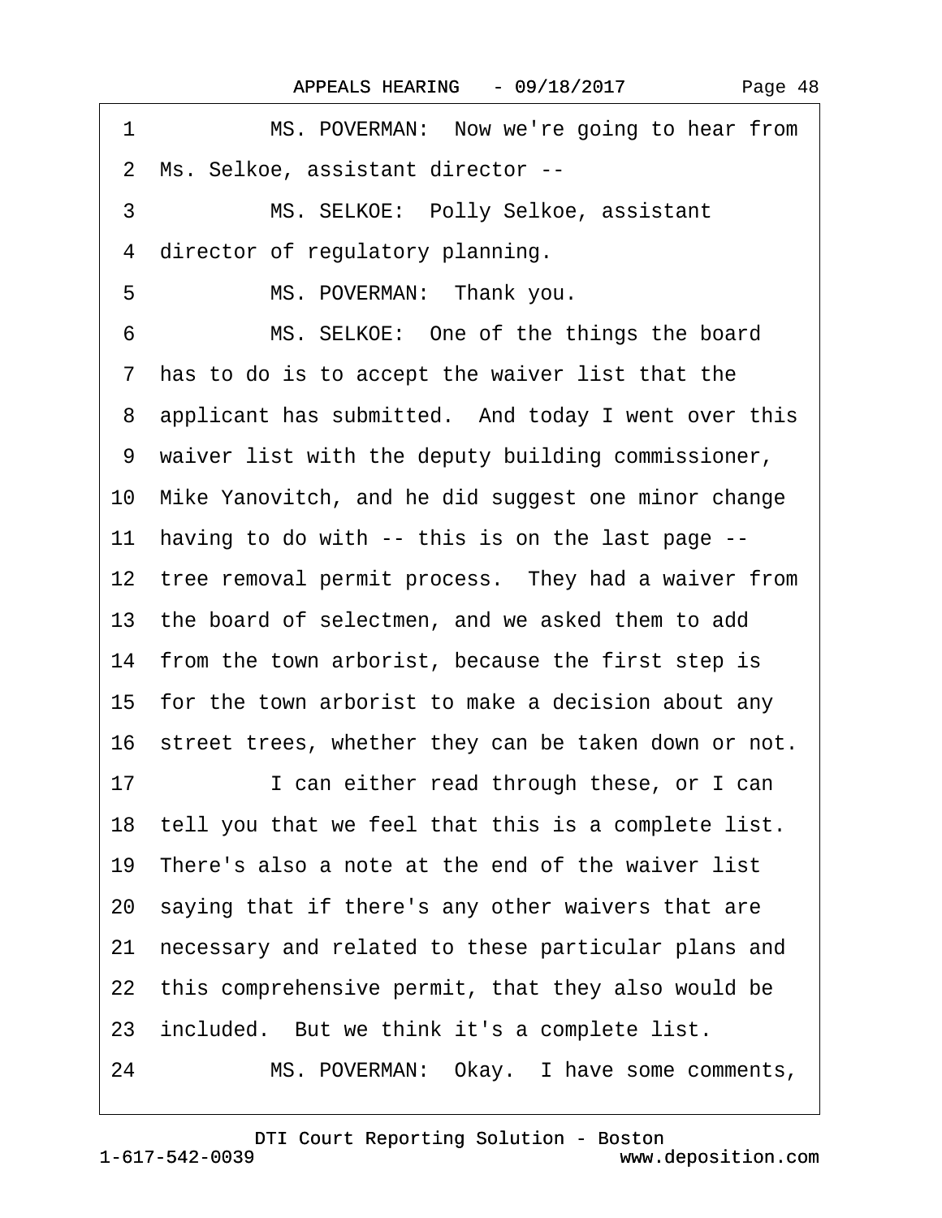1 MS. POVERMAN: Now we're going to hear from
2 Ms. Selkoe, assistant director --
3 MS. SELKOE: Polly Selkoe, assistant
4 director of regulatory planning.
5 MS. POVERMAN: Thank you.
6 MS. SELKOE: One of the things the board
7 has to do is to accept the waiver list that the
8 applicant has submitted. And today I went over this
9 waiver list with the deputy building commissioner,
10 Mike Yanovitch, and he did suggest one minor change
11 having to do with -- this is on the last page --
12 tree removal permit process. They had a waiver from
13 the board of selectmen, and we asked them to add
14 from the town arborist, because the first step is
15 for the town arborist to make a decision about any
16 street trees, whether they can be taken down or not.
17 I can either read through these, or I can
18 tell you that we feel that this is a complete list.
19 There's also a note at the end of the waiver list
20 saying that if there's any other waivers that are
21 necessary and related to these particular plans and
22 this comprehensive permit, that they also would be
23 included. But we think it's a complete list.
24 MS. POVERMAN: Okay. I have some comments,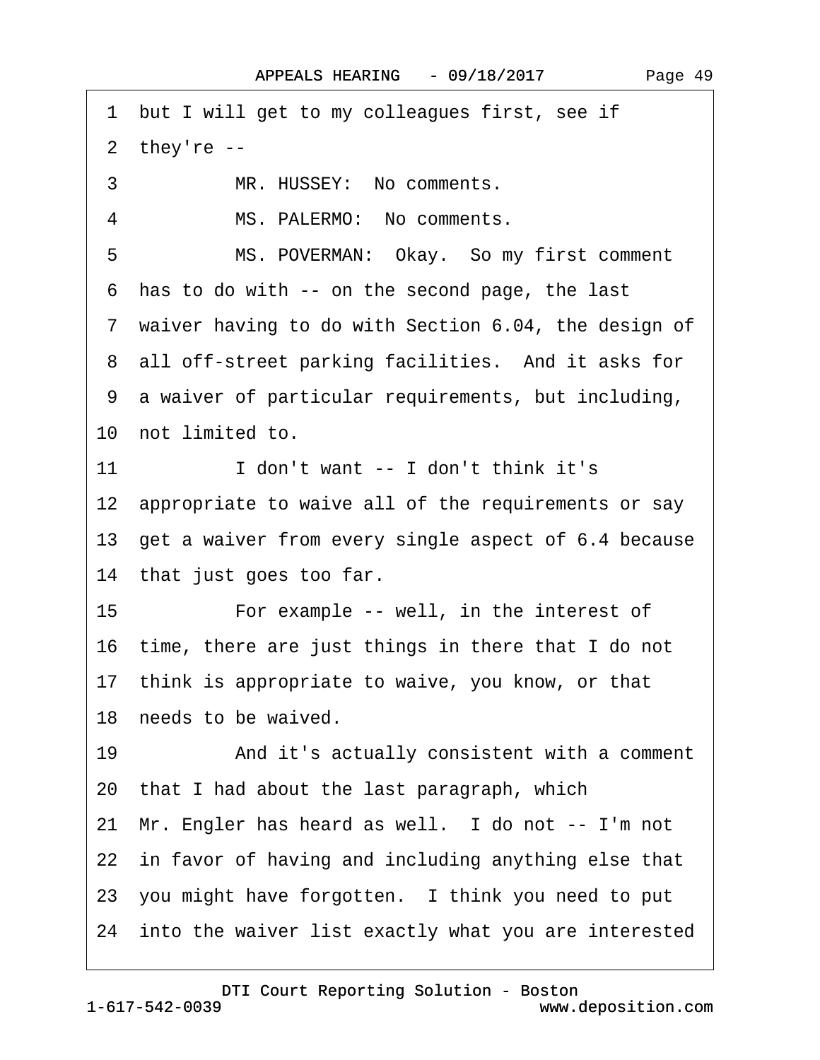1 but I will get to my colleagues first, see if

2 they're --

3 MR. HUSSEY: No comments.

4 MS. PALERMO: No comments.

5 MS. POVERMAN: Okay. So my first comment

6 has to do with -- on the second page, the last

7 waiver having to do with Section 6.04, the design of

8 all off-street parking facilities. And it asks for

9 a waiver of particular requirements, but including,

10 not limited to.

11 I don't want -- I don't think it's

12 appropriate to waive all of the requirements or say

13 get a waiver from every single aspect of 6.4 because

14 that just goes too far.

15 For example -- well, in the interest of

16 time, there are just things in there that I do not

17 think is appropriate to waive, you know, or that

18 needs to be waived.

19 And it's actually consistent with a comment

20 that I had about the last paragraph, which

21 Mr. Engler has heard as well. I do not -- I'm not

22 in favor of having and including anything else that

23 you might have forgotten. I think you need to put

24 into the waiver list exactly what you are interested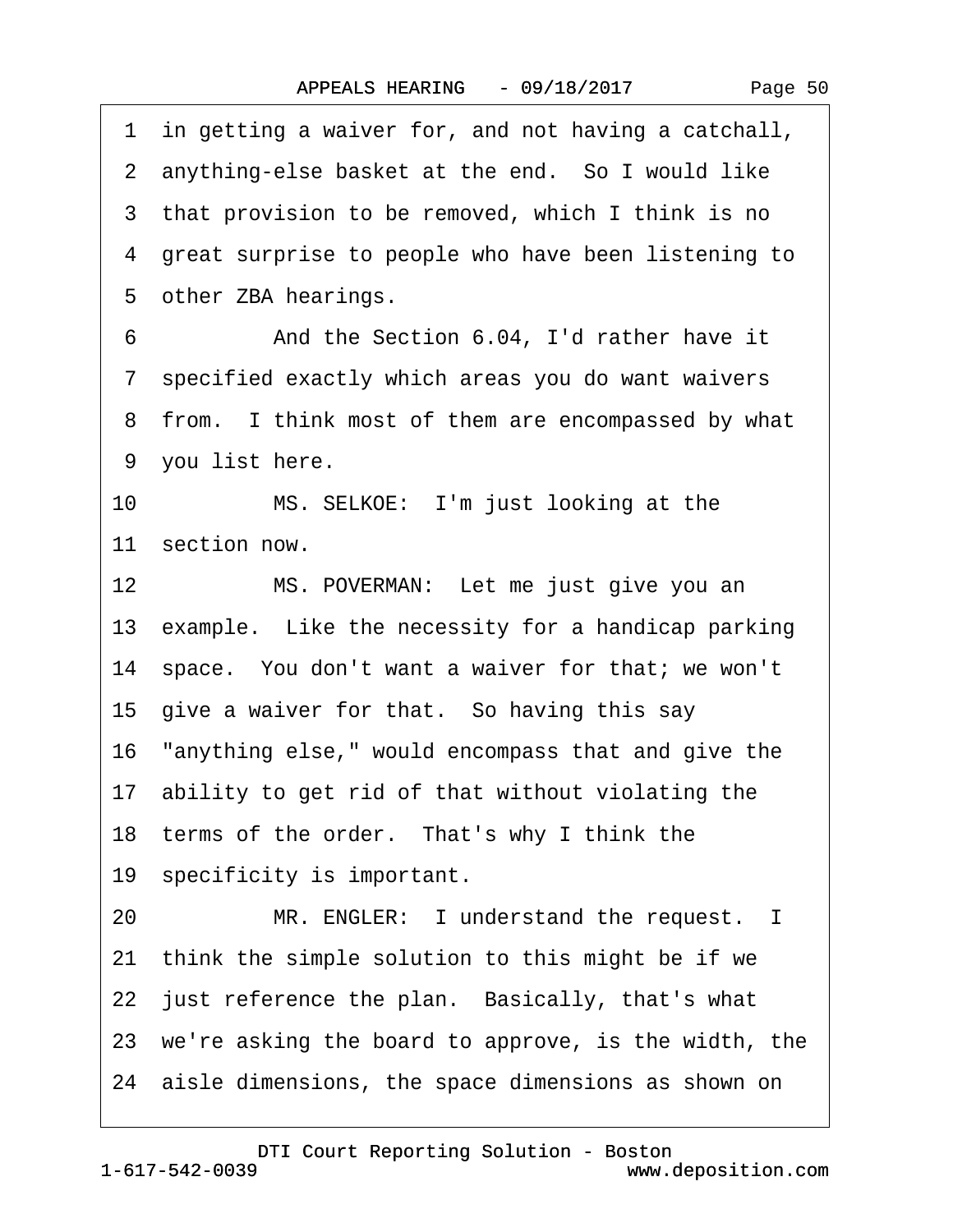1 in getting a waiver for, and not having a catchall,
2 anything-else basket at the end. So I would like
3 that provision to be removed, which I think is no
4 great surprise to people who have been listening to
5 other ZBA hearings.

6 And the Section 6.04, I'd rather have it
7 specified exactly which areas you do want waivers
8 from. I think most of them are encompassed by what
9 you list here.

10 MS. SELKOE: I'm just looking at the
11 section now.

12 MS. POVERMAN: Let me just give you an
13 example. Like the necessity for a handicap parking
14 space. You don't want a waiver for that; we won't
15 give a waiver for that. So having this say
16 "anything else," would encompass that and give the
17 ability to get rid of that without violating the
18 terms of the order. That's why I think the
19 specificity is important.

20 MR. ENGLER: I understand the request. I
21 think the simple solution to this might be if we
22 just reference the plan. Basically, that's what
23 we're asking the board to approve, is the width, the
24 aisle dimensions, the space dimensions as shown on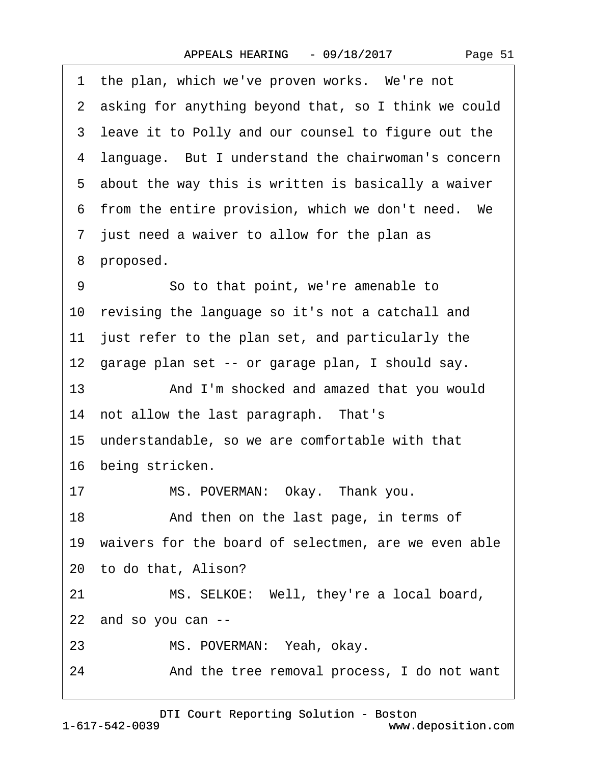1 the plan, which we've proven works. We're not
2 asking for anything beyond that, so I think we could
3 leave it to Polly and our counsel to figure out the
4 language. But I understand the chairwoman's concern
5 about the way this is written is basically a waiver
6 from the entire provision, which we don't need. We
7 just need a waiver to allow for the plan as
8 proposed.

9 So to that point, we're amenable to
10 revising the language so it's not a catchall and
11 just refer to the plan set, and particularly the
12 garage plan set -- or garage plan, I should say.

13 And I'm shocked and amazed that you would
14 not allow the last paragraph. That's
15 understandable, so we are comfortable with that
16 being stricken.

17 MS. POVERMAN: Okay. Thank you.

18 And then on the last page, in terms of
19 waivers for the board of selectmen, are we even able
20 to do that, Alison?

21 MS. SELKOE: Well, they're a local board,
22 and so you can --

23 MS. POVERMAN: Yeah, okay.

24 And the tree removal process, I do not want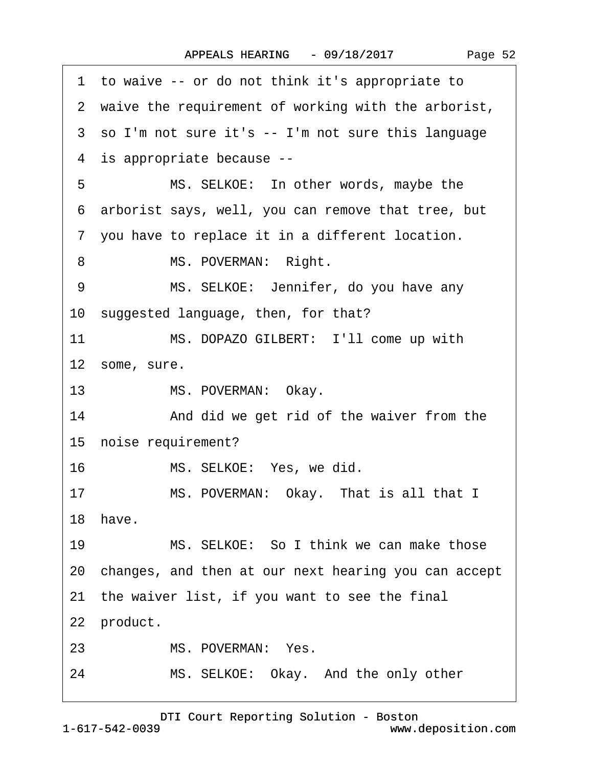1 to waive -- or do not think it's appropriate to

2 waive the requirement of working with the arborist,

3 so I'm not sure it's -- I'm not sure this language

4 is appropriate because --

5 MS. SELKOE: In other words, maybe the

6 arborist says, well, you can remove that tree, but

7 you have to replace it in a different location.

8 MS. POVERMAN: Right.

9 MS. SELKOE: Jennifer, do you have any

10 suggested language, then, for that?

11 MS. DOPAZO GILBERT: I'll come up with

12 some, sure.

13 MS. POVERMAN: Okay.

14 And did we get rid of the waiver from the

15 noise requirement?

16 MS. SELKOE: Yes, we did.

17 MS. POVERMAN: Okay. That is all that I

18 have.

19 MS. SELKOE: So I think we can make those

20 changes, and then at our next hearing you can accept

21 the waiver list, if you want to see the final

22 product.

23 MS. POVERMAN: Yes.

24 MS. SELKOE: Okay. And the only other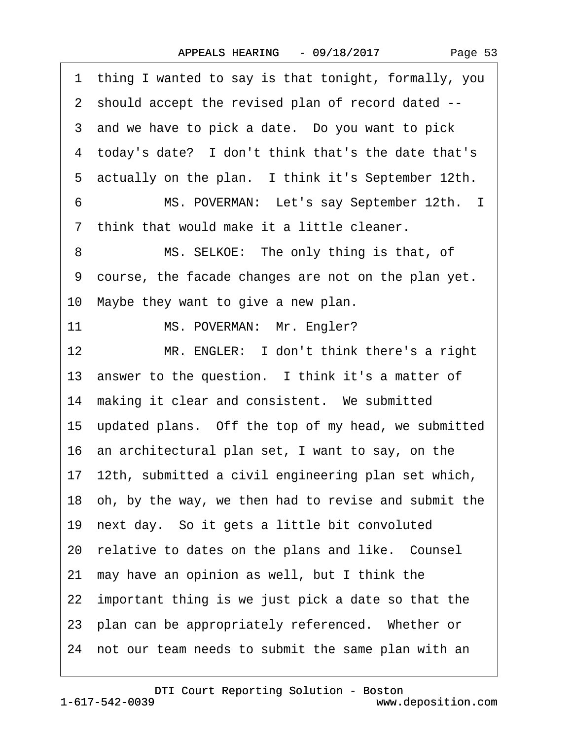1 thing I wanted to say is that tonight, formally, you
2 should accept the revised plan of record dated --
3 and we have to pick a date. Do you want to pick
4 today's date? I don't think that's the date that's
5 actually on the plan. I think it's September 12th.
6 MS. POVERMAN: Let's say September 12th. I
7 think that would make it a little cleaner.
8 MS. SELKOE: The only thing is that, of
9 course, the facade changes are not on the plan yet.
10 Maybe they want to give a new plan.
11 MS. POVERMAN: Mr. Engler?
12 MR. ENGLER: I don't think there's a right
13 answer to the question. I think it's a matter of
14 making it clear and consistent. We submitted
15 updated plans. Off the top of my head, we submitted
16 an architectural plan set, I want to say, on the
17 12th, submitted a civil engineering plan set which,
18 oh, by the way, we then had to revise and submit the
19 next day. So it gets a little bit convoluted
20 relative to dates on the plans and like. Counsel
21 may have an opinion as well, but I think the
22 important thing is we just pick a date so that the
23 plan can be appropriately referenced. Whether or
24 not our team needs to submit the same plan with an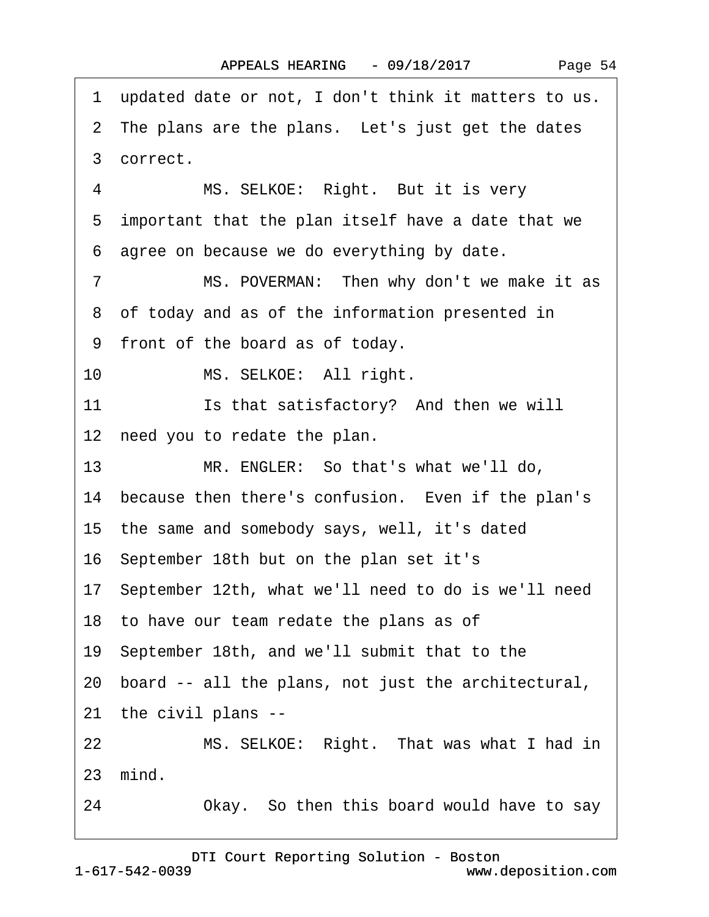1 updated date or not, I don't think it matters to us.

2 The plans are the plans. Let's just get the dates

3 correct.

4 MS. SELKOE: Right. But it is very

5 important that the plan itself have a date that we

6 agree on because we do everything by date.

7 MS. POVERMAN: Then why don't we make it as

8 of today and as of the information presented in

9 front of the board as of today.

10 MS. SELKOE: All right.

11 Is that satisfactory? And then we will

12 need you to redate the plan.

13 MR. ENGLER: So that's what we'll do,

14 because then there's confusion. Even if the plan's

15 the same and somebody says, well, it's dated

16 September 18th but on the plan set it's

17 September 12th, what we'll need to do is we'll need

18 to have our team redate the plans as of

19 September 18th, and we'll submit that to the

20 board -- all the plans, not just the architectural,

21 the civil plans --

22 MS. SELKOE: Right. That was what I had in

23 mind.

24 Okay. So then this board would have to say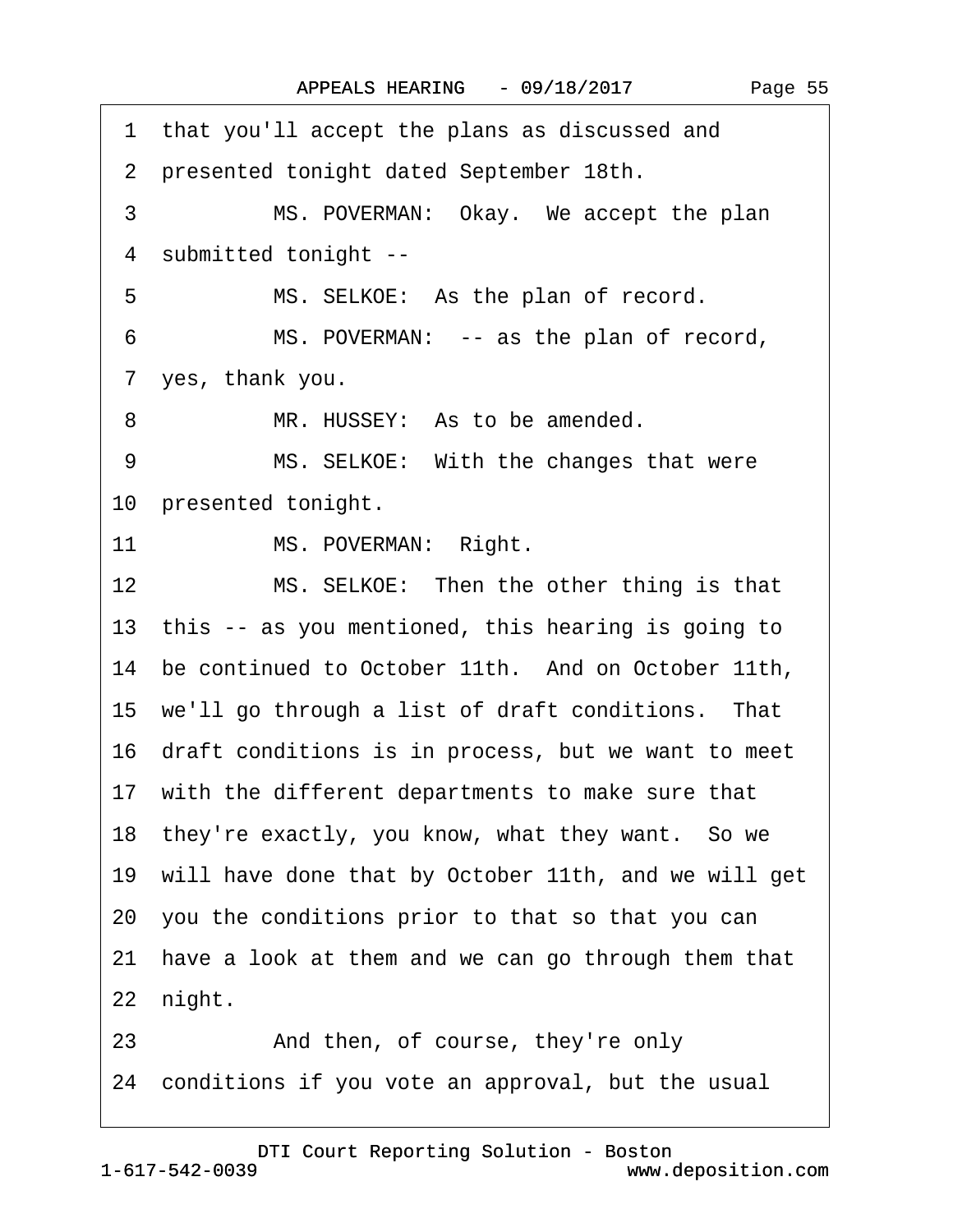1 that you'll accept the plans as discussed and
2 presented tonight dated September 18th.
3 MS. POVERMAN: Okay. We accept the plan
4 submitted tonight --
5 MS. SELKOE: As the plan of record.
6 MS. POVERMAN: -- as the plan of record,
7 yes, thank you.
8 MR. HUSSEY: As to be amended.
9 MS. SELKOE: With the changes that were
10 presented tonight.
11 MS. POVERMAN: Right.
12 MS. SELKOE: Then the other thing is that
13 this -- as you mentioned, this hearing is going to
14 be continued to October 11th. And on October 11th,
15 we'll go through a list of draft conditions. That
16 draft conditions is in process, but we want to meet
17 with the different departments to make sure that
18 they're exactly, you know, what they want. So we
19 will have done that by October 11th, and we will get
20 you the conditions prior to that so that you can
21 have a look at them and we can go through them that
22 night.
23 And then, of course, they're only
24 conditions if you vote an approval, but the usual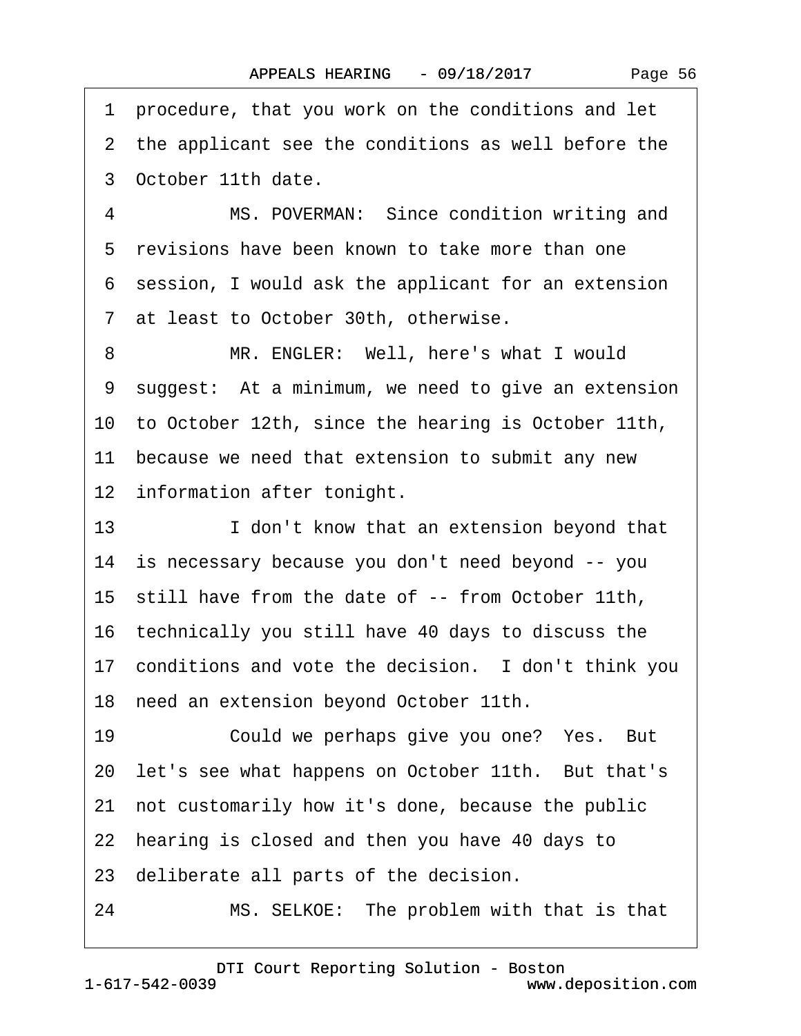1 procedure, that you work on the conditions and let
2 the applicant see the conditions as well before the
3 October 11th date.

4 MS. POVERMAN: Since condition writing and
5 revisions have been known to take more than one
6 session, I would ask the applicant for an extension
7 at least to October 30th, otherwise.

8 MR. ENGLER: Well, here's what I would
9 suggest: At a minimum, we need to give an extension
10 to October 12th, since the hearing is October 11th,
11 because we need that extension to submit any new
12 information after tonight.

13 I don't know that an extension beyond that
14 is necessary because you don't need beyond -- you
15 still have from the date of -- from October 11th,
16 technically you still have 40 days to discuss the
17 conditions and vote the decision. I don't think you
18 need an extension beyond October 11th.

19 Could we perhaps give you one? Yes. But
20 let's see what happens on October 11th. But that's
21 not customarily how it's done, because the public
22 hearing is closed and then you have 40 days to
23 deliberate all parts of the decision.

24 MS. SELKOE: The problem with that is that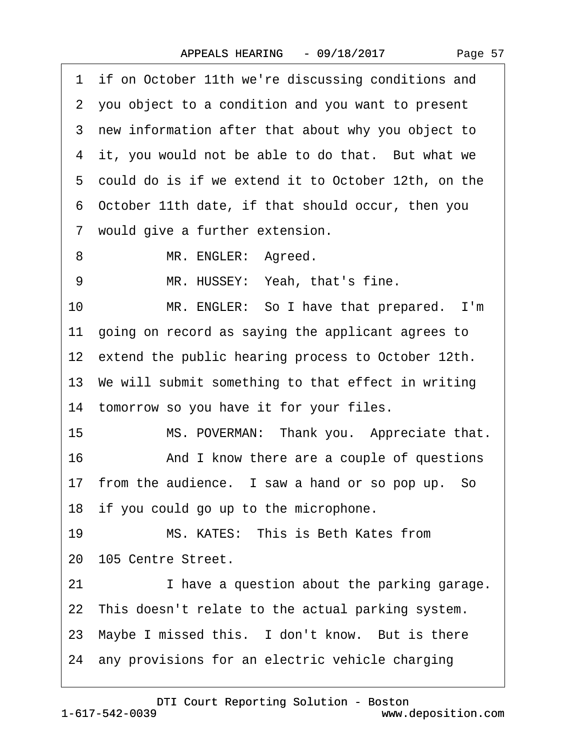1 if on October 11th we're discussing conditions and
2 you object to a condition and you want to present
3 new information after that about why you object to
4 it, you would not be able to do that. But what we
5 could do is if we extend it to October 12th, on the
6 October 11th date, if that should occur, then you
7 would give a further extension.

8 MR. ENGLER: Agreed.

9 MR. HUSSEY: Yeah, that's fine.

10 MR. ENGLER: So I have that prepared. I'm
11 going on record as saying the applicant agrees to
12 extend the public hearing process to October 12th.
13 We will submit something to that effect in writing
14 tomorrow so you have it for your files.

15 MS. POVERMAN: Thank you. Appreciate that.

16 And I know there are a couple of questions
17 from the audience. I saw a hand or so pop up. So
18 if you could go up to the microphone.

19 MS. KATES: This is Beth Kates from
20 105 Centre Street.

21 I have a question about the parking garage.
22 This doesn't relate to the actual parking system.
23 Maybe I missed this. I don't know. But is there
24 any provisions for an electric vehicle charging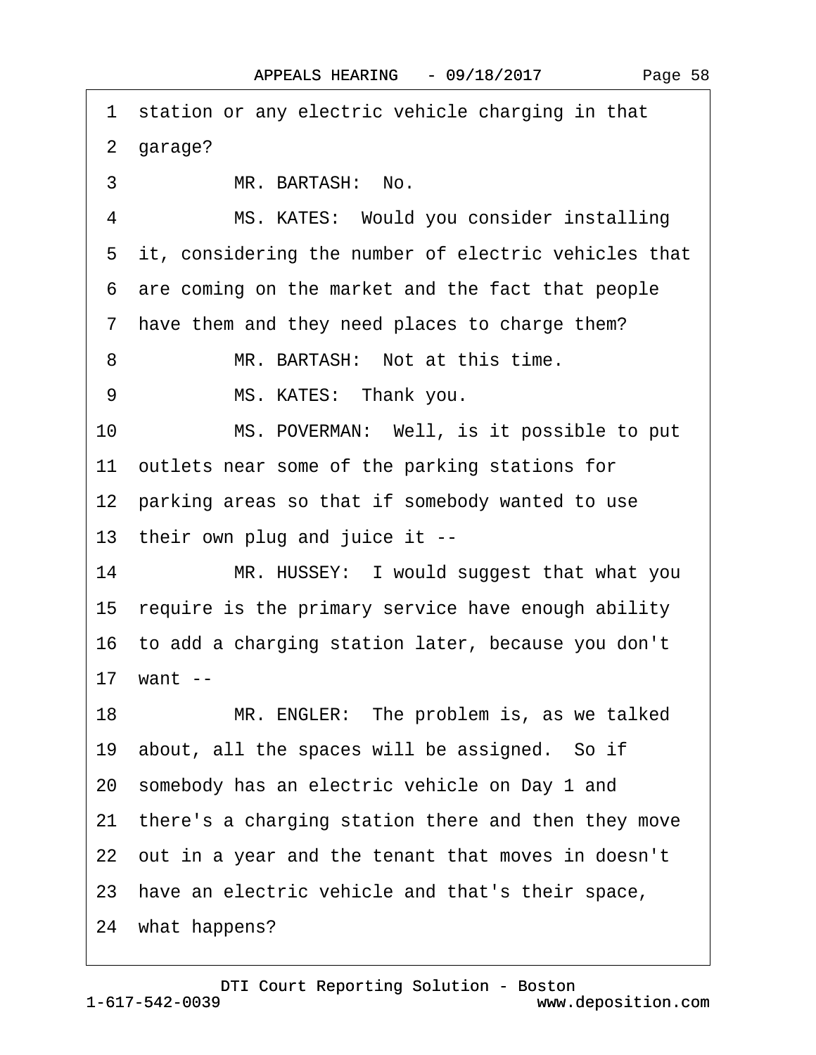1 station or any electric vehicle charging in that

2 garage?

3 MR. BARTASH: No.

4 MS. KATES: Would you consider installing

5 it, considering the number of electric vehicles that

6 are coming on the market and the fact that people

7 have them and they need places to charge them?

8 MR. BARTASH: Not at this time.

9 MS. KATES: Thank you.

10 MS. POVERMAN: Well, is it possible to put

11 outlets near some of the parking stations for

12 parking areas so that if somebody wanted to use

13 their own plug and juice it --

14 MR. HUSSEY: I would suggest that what you

15 require is the primary service have enough ability

16 to add a charging station later, because you don't

17 want --

18 MR. ENGLER: The problem is, as we talked

19 about, all the spaces will be assigned. So if

20 somebody has an electric vehicle on Day 1 and

21 there's a charging station there and then they move

22 out in a year and the tenant that moves in doesn't

23 have an electric vehicle and that's their space,

24 what happens?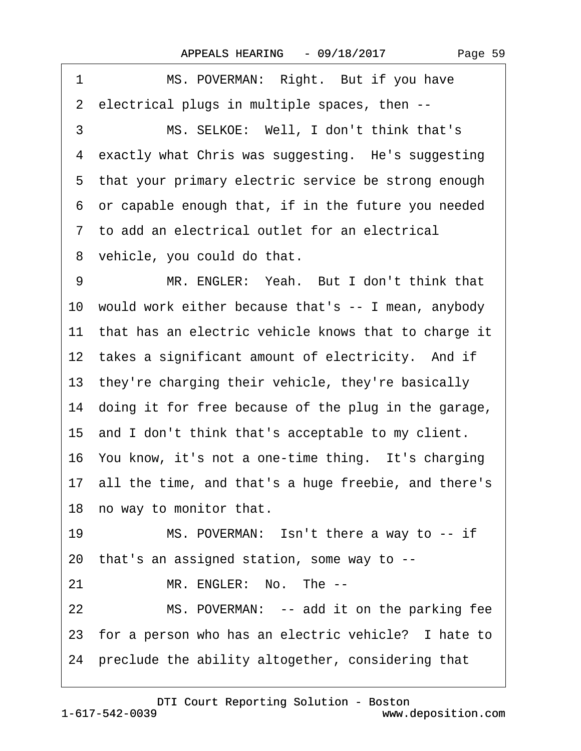1 MS. POVERMAN: Right. But if you have
2 electrical plugs in multiple spaces, then --
3 MS. SELKOE: Well, I don't think that's
4 exactly what Chris was suggesting. He's suggesting
5 that your primary electric service be strong enough
6 or capable enough that, if in the future you needed
7 to add an electrical outlet for an electrical
8 vehicle, you could do that.
9 MR. ENGLER: Yeah. But I don't think that
10 would work either because that's -- I mean, anybody
11 that has an electric vehicle knows that to charge it
12 takes a significant amount of electricity. And if
13 they're charging their vehicle, they're basically
14 doing it for free because of the plug in the garage,
15 and I don't think that's acceptable to my client.
16 You know, it's not a one-time thing. It's charging
17 all the time, and that's a huge freebie, and there's
18 no way to monitor that.
19 MS. POVERMAN: Isn't there a way to -- if
20 that's an assigned station, some way to --
21 MR. ENGLER: No. The --
22 MS. POVERMAN: -- add it on the parking fee
23 for a person who has an electric vehicle? I hate to
24 preclude the ability altogether, considering that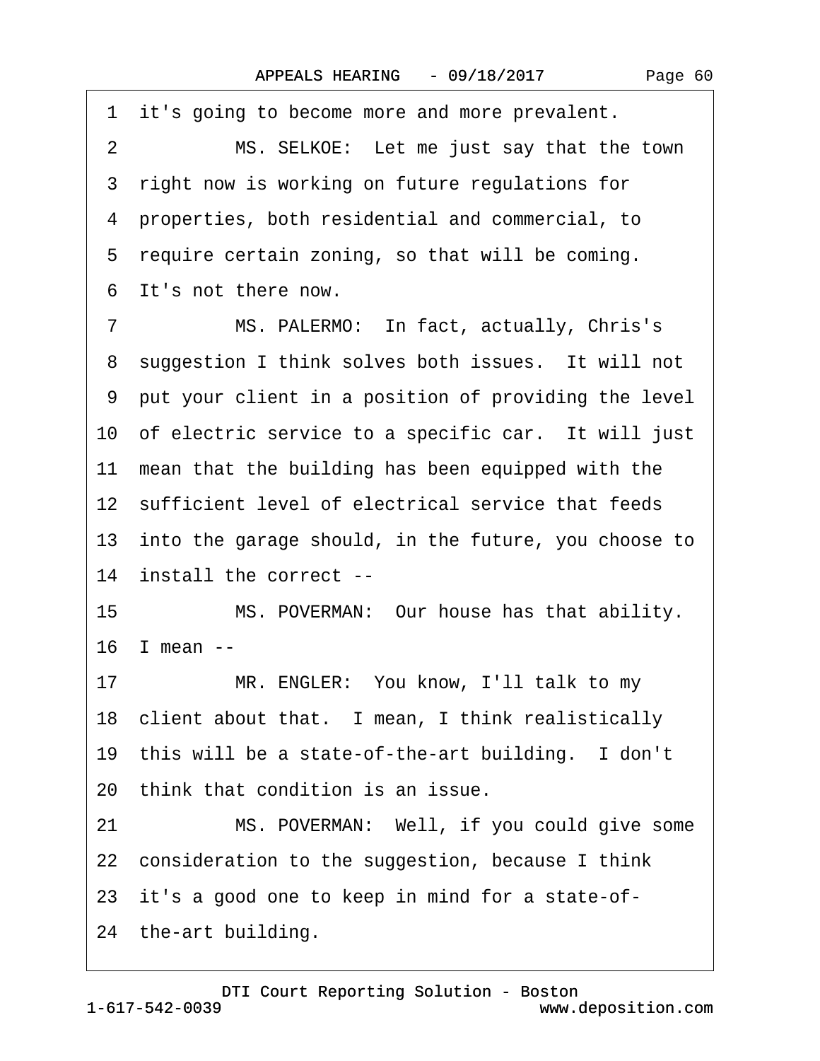1 it's going to become more and more prevalent.

2 MS. SELKOE: Let me just say that the town

3 right now is working on future regulations for

4 properties, both residential and commercial, to

5 require certain zoning, so that will be coming.

6 It's not there now.

7 MS. PALERMO: In fact, actually, Chris's

8 suggestion I think solves both issues. It will not

9 put your client in a position of providing the level

10 of electric service to a specific car. It will just

11 mean that the building has been equipped with the

12 sufficient level of electrical service that feeds

13 into the garage should, in the future, you choose to

14 install the correct --

15 MS. POVERMAN: Our house has that ability.

16 I mean --

17 MR. ENGLER: You know, I'll talk to my

18 client about that. I mean, I think realistically

19 this will be a state-of-the-art building. I don't

20 think that condition is an issue.

21 MS. POVERMAN: Well, if you could give some

22 consideration to the suggestion, because I think

23 it's a good one to keep in mind for a state-of-

24 the-art building.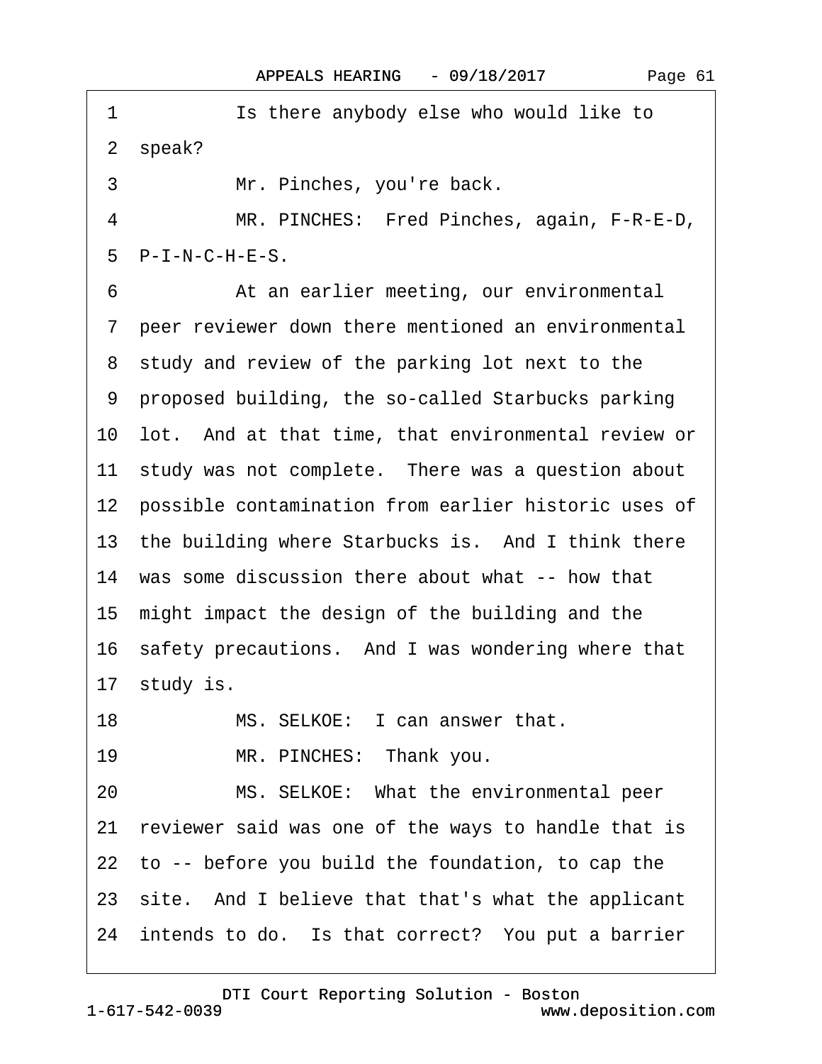1 Is there anybody else who would like to
2 speak?
3 Mr. Pinches, you're back.
4 MR. PINCHES: Fred Pinches, again, F-R-E-D,
5 P-I-N-C-H-E-S.
6 At an earlier meeting, our environmental
7 peer reviewer down there mentioned an environmental
8 study and review of the parking lot next to the
9 proposed building, the so-called Starbucks parking
10 lot. And at that time, that environmental review or
11 study was not complete. There was a question about
12 possible contamination from earlier historic uses of
13 the building where Starbucks is. And I think there
14 was some discussion there about what -- how that
15 might impact the design of the building and the
16 safety precautions. And I was wondering where that
17 study is.
18 MS. SELKOE: I can answer that.
19 MR. PINCHES: Thank you.
20 MS. SELKOE: What the environmental peer
21 reviewer said was one of the ways to handle that is
22 to -- before you build the foundation, to cap the
23 site. And I believe that that's what the applicant
24 intends to do. Is that correct? You put a barrier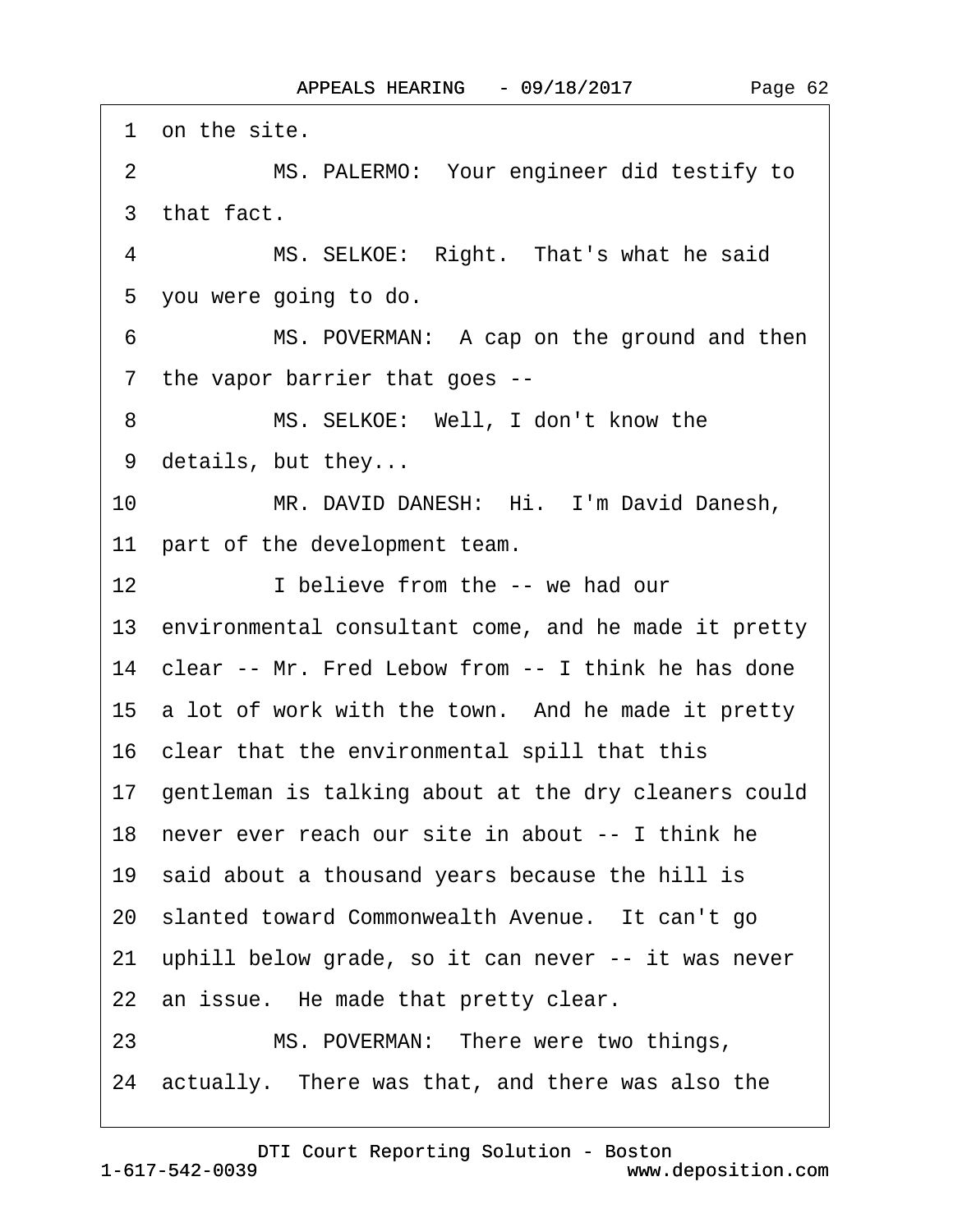1 on the site.

2 MS. PALERMO: Your engineer did testify to

3 that fact.

4 MS. SELKOE: Right. That's what he said

5 you were going to do.

6 MS. POVERMAN: A cap on the ground and then

7 the vapor barrier that goes --

8 MS. SELKOE: Well, I don't know the

9 details, but they...

10 MR. DAVID DANESH: Hi. I'm David Danesh,

11 part of the development team.

12 I believe from the -- we had our

13 environmental consultant come, and he made it pretty

14 clear -- Mr. Fred Lebow from -- I think he has done

15 a lot of work with the town. And he made it pretty

16 clear that the environmental spill that this

17 gentleman is talking about at the dry cleaners could

18 never ever reach our site in about -- I think he

19 said about a thousand years because the hill is

20 slanted toward Commonwealth Avenue. It can't go

21 uphill below grade, so it can never -- it was never

22 an issue. He made that pretty clear.

23 MS. POVERMAN: There were two things,

24 actually. There was that, and there was also the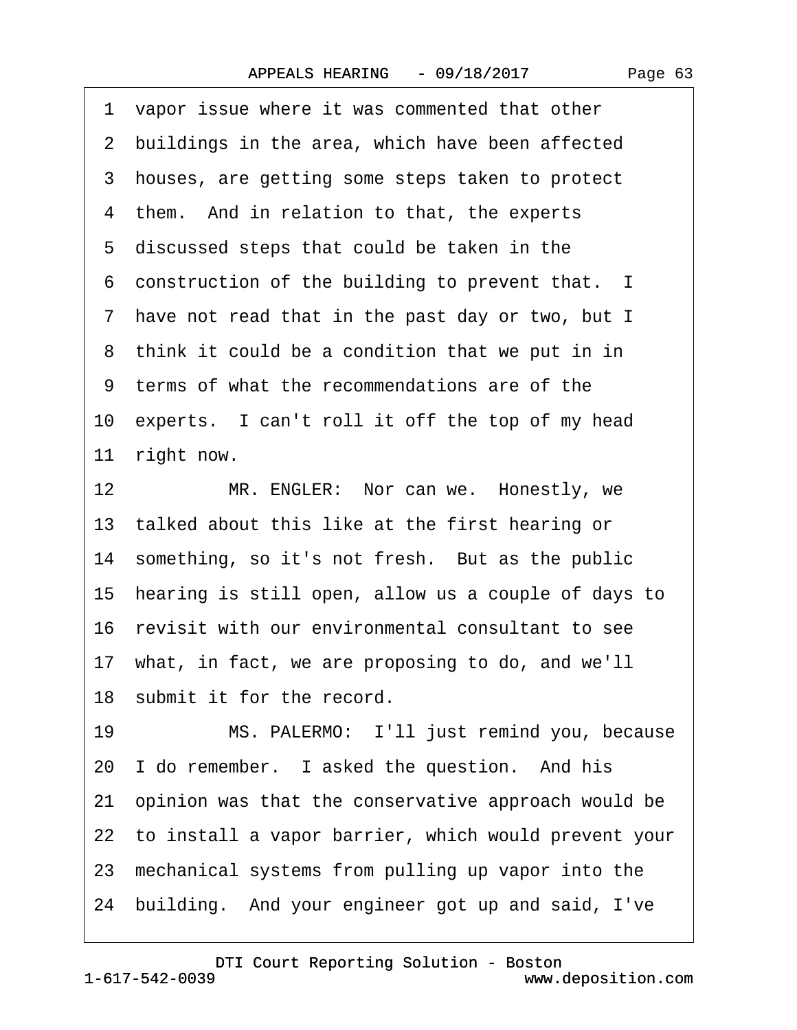1 vapor issue where it was commented that other
2 buildings in the area, which have been affected
3 houses, are getting some steps taken to protect
4 them. And in relation to that, the experts
5 discussed steps that could be taken in the
6 construction of the building to prevent that. I
7 have not read that in the past day or two, but I
8 think it could be a condition that we put in in
9 terms of what the recommendations are of the
10 experts. I can't roll it off the top of my head
11 right now.
12 MR. ENGLER: Nor can we. Honestly, we
13 talked about this like at the first hearing or
14 something, so it's not fresh. But as the public
15 hearing is still open, allow us a couple of days to
16 revisit with our environmental consultant to see
17 what, in fact, we are proposing to do, and we'll
18 submit it for the record.
19 MS. PALERMO: I'll just remind you, because
20 I do remember. I asked the question. And his
21 opinion was that the conservative approach would be
22 to install a vapor barrier, which would prevent your
23 mechanical systems from pulling up vapor into the
24 building. And your engineer got up and said, I've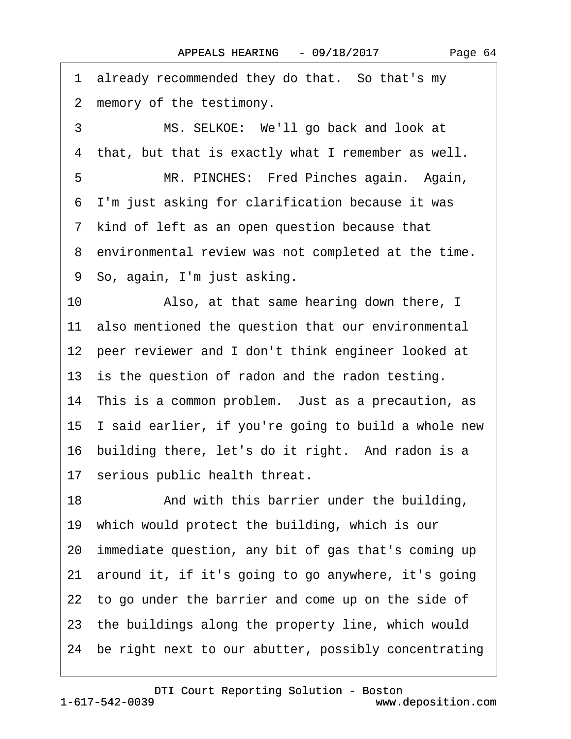1 already recommended they do that. So that's my
2 memory of the testimony.
3 MS. SELKOE: We'll go back and look at
4 that, but that is exactly what I remember as well.
5 MR. PINCHES: Fred Pinches again. Again,
6 I'm just asking for clarification because it was
7 kind of left as an open question because that
8 environmental review was not completed at the time.
9 So, again, I'm just asking.
10 Also, at that same hearing down there, I
11 also mentioned the question that our environmental
12 peer reviewer and I don't think engineer looked at
13 is the question of radon and the radon testing.
14 This is a common problem. Just as a precaution, as
15 I said earlier, if you're going to build a whole new
16 building there, let's do it right. And radon is a
17 serious public health threat.
18 And with this barrier under the building,
19 which would protect the building, which is our
20 immediate question, any bit of gas that's coming up
21 around it, if it's going to go anywhere, it's going
22 to go under the barrier and come up on the side of
23 the buildings along the property line, which would
24 be right next to our abutter, possibly concentrating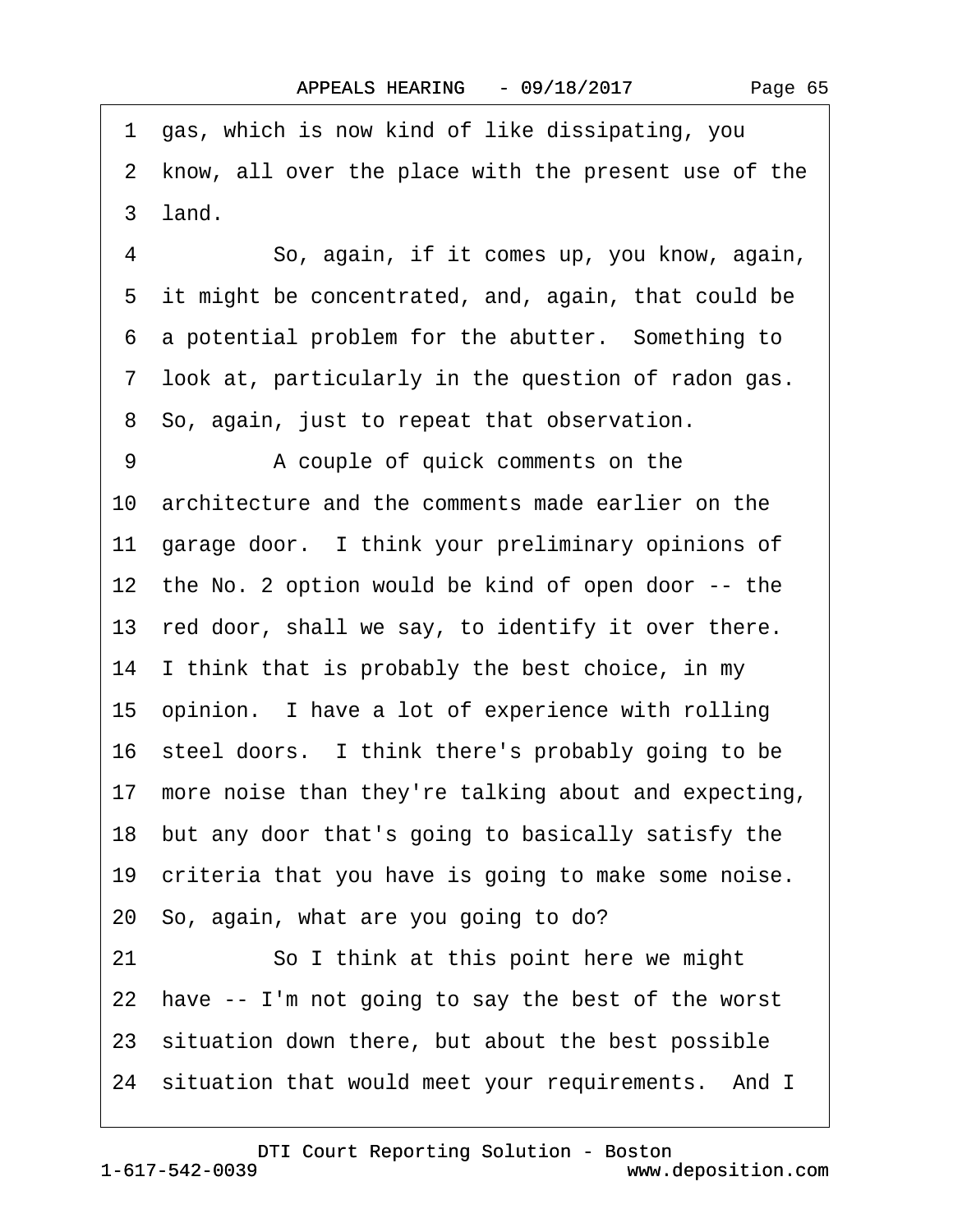1 gas, which is now kind of like dissipating, you
2 know, all over the place with the present use of the
3 land.

4 So, again, if it comes up, you know, again,
5 it might be concentrated, and, again, that could be
6 a potential problem for the abutter. Something to
7 look at, particularly in the question of radon gas.
8 So, again, just to repeat that observation.

9 A couple of quick comments on the
10 architecture and the comments made earlier on the
11 garage door. I think your preliminary opinions of
12 the No. 2 option would be kind of open door -- the
13 red door, shall we say, to identify it over there.
14 I think that is probably the best choice, in my
15 opinion. I have a lot of experience with rolling
16 steel doors. I think there's probably going to be
17 more noise than they're talking about and expecting,
18 but any door that's going to basically satisfy the
19 criteria that you have is going to make some noise.
20 So, again, what are you going to do?

21 So I think at this point here we might
22 have -- I'm not going to say the best of the worst
23 situation down there, but about the best possible
24 situation that would meet your requirements. And I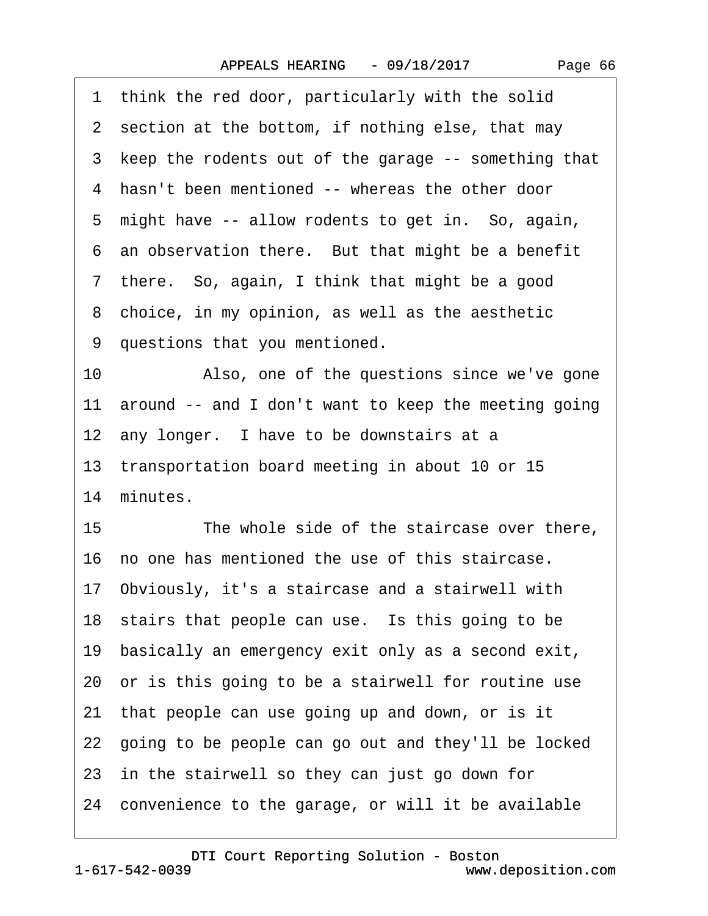1 think the red door, particularly with the solid
2 section at the bottom, if nothing else, that may
3 keep the rodents out of the garage -- something that
4 hasn't been mentioned -- whereas the other door
5 might have -- allow rodents to get in. So, again,
6 an observation there. But that might be a benefit
7 there. So, again, I think that might be a good
8 choice, in my opinion, as well as the aesthetic
9 questions that you mentioned.
10 Also, one of the questions since we've gone
11 around -- and I don't want to keep the meeting going
12 any longer. I have to be downstairs at a
13 transportation board meeting in about 10 or 15
14 minutes.
15 The whole side of the staircase over there,
16 no one has mentioned the use of this staircase.
17 Obviously, it's a staircase and a stairwell with
18 stairs that people can use. Is this going to be
19 basically an emergency exit only as a second exit,
20 or is this going to be a stairwell for routine use
21 that people can use going up and down, or is it
22 going to be people can go out and they'll be locked
23 in the stairwell so they can just go down for
24 convenience to the garage, or will it be available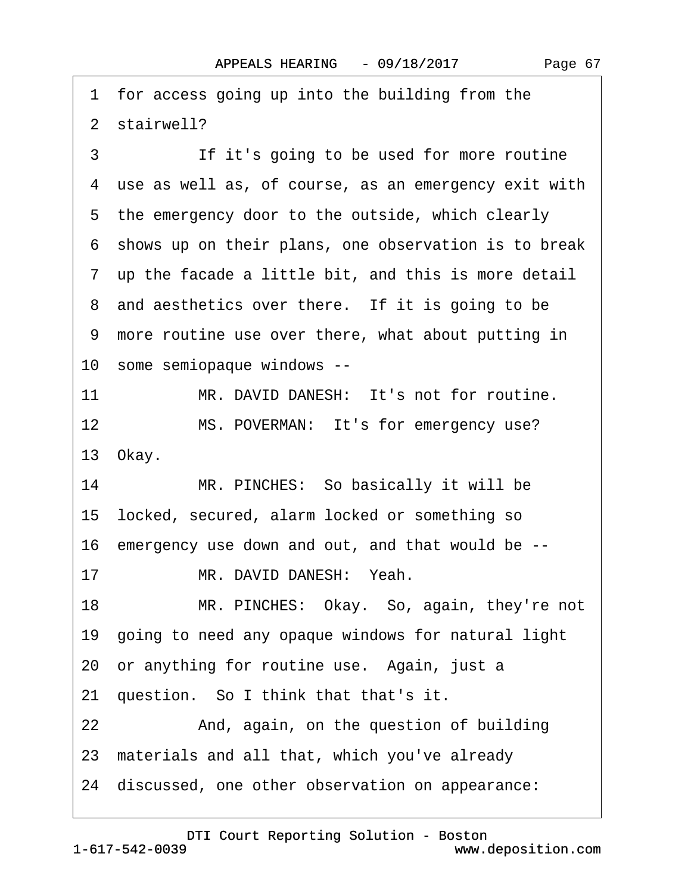1 for access going up into the building from the
2 stairwell?
3 If it's going to be used for more routine
4 use as well as, of course, as an emergency exit with
5 the emergency door to the outside, which clearly
6 shows up on their plans, one observation is to break
7 up the facade a little bit, and this is more detail
8 and aesthetics over there. If it is going to be
9 more routine use over there, what about putting in
10 some semiopaque windows --
11 MR. DAVID DANESH: It's not for routine.
12 MS. POVERMAN: It's for emergency use?
13 Okay.
14 MR. PINCHES: So basically it will be
15 locked, secured, alarm locked or something so
16 emergency use down and out, and that would be --
17 MR. DAVID DANESH: Yeah.
18 MR. PINCHES: Okay. So, again, they're not
19 going to need any opaque windows for natural light
20 or anything for routine use. Again, just a
21 question. So I think that that's it.
22 And, again, on the question of building
23 materials and all that, which you've already
24 discussed, one other observation on appearance: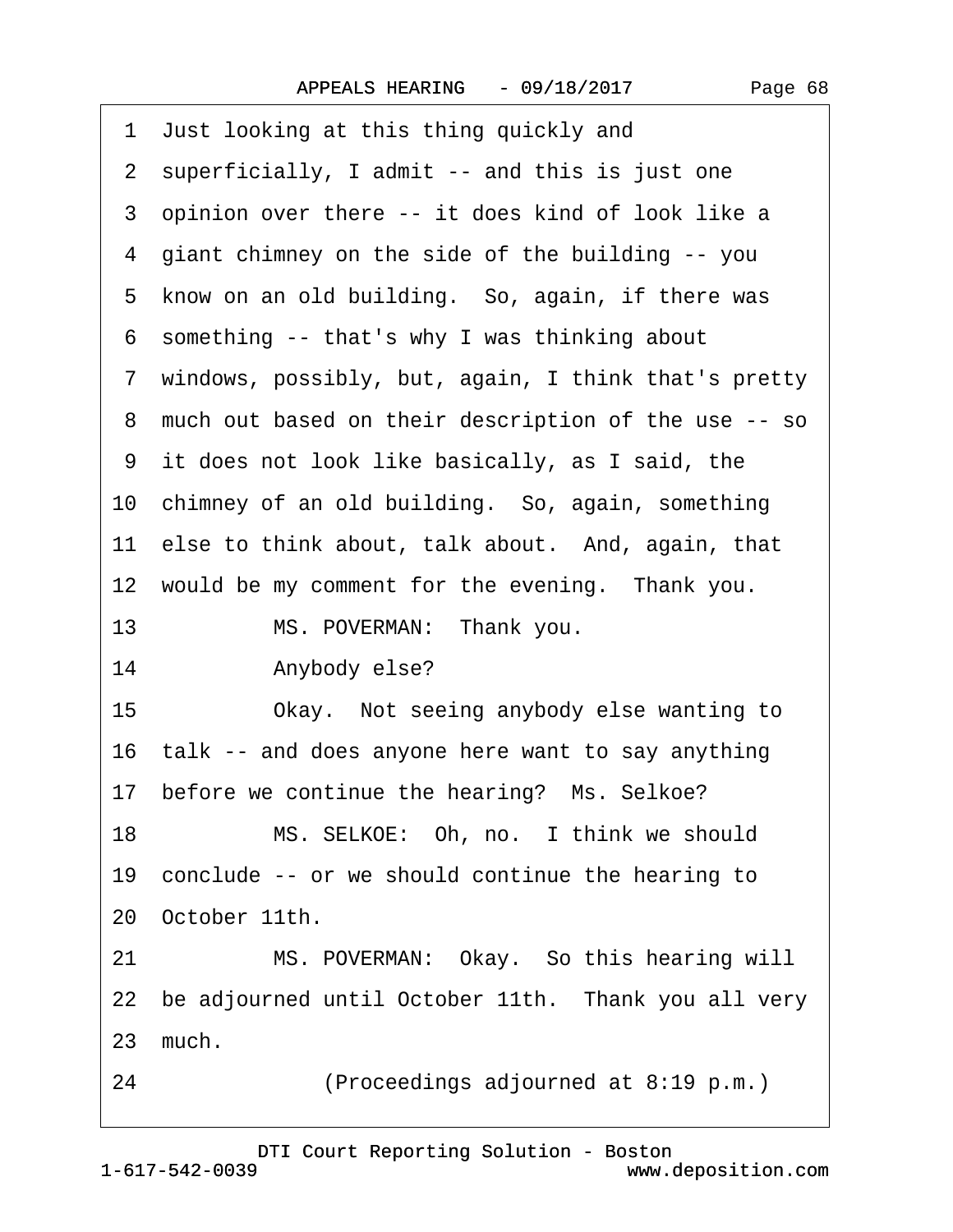1 Just looking at this thing quickly and
2 superficially, I admit -- and this is just one
3 opinion over there -- it does kind of look like a
4 giant chimney on the side of the building -- you
5 know on an old building. So, again, if there was
6 something -- that's why I was thinking about
7 windows, possibly, but, again, I think that's pretty
8 much out based on their description of the use -- so
9 it does not look like basically, as I said, the
10 chimney of an old building. So, again, something
11 else to think about, talk about. And, again, that
12 would be my comment for the evening. Thank you.
13 MS. POVERMAN: Thank you.
14 Anybody else?
15 Okay. Not seeing anybody else wanting to
16 talk -- and does anyone here want to say anything
17 before we continue the hearing? Ms. Selkoe?
18 MS. SELKOE: Oh, no. I think we should
19 conclude -- or we should continue the hearing to
20 October 11th.
21 MS. POVERMAN: Okay. So this hearing will
22 be adjourned until October 11th. Thank you all very
23 much.
24 (Proceedings adjourned at 8:19 p.m.)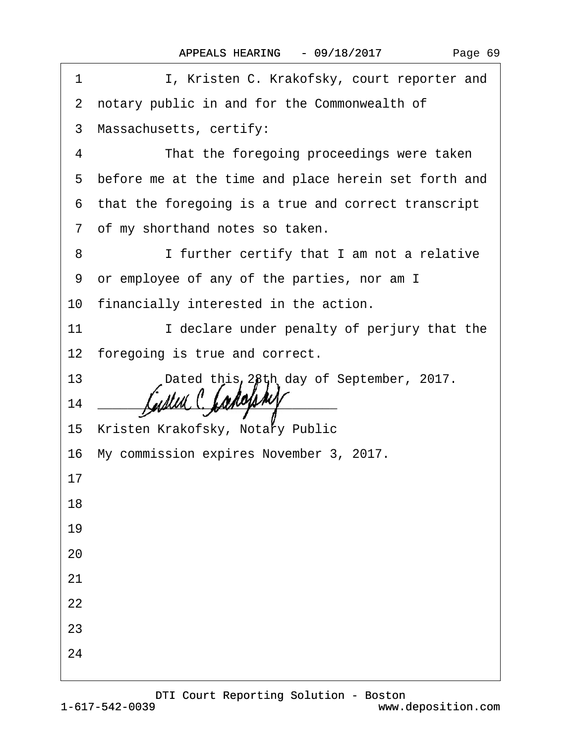1 I, Kristen C. Krakofsky, court reporter and

2 notary public in and for the Commonwealth of

3 Massachusetts, certify:

4 That the foregoing proceedings were taken

5 before me at the time and place herein set forth and

6 that the foregoing is a true and correct transcript

7 of my shorthand notes so taken.

8 I further certify that I am not a relative

9 or employee of any of the parties, nor am I

10 financially interested in the action.

11 I declare under penalty of perjury that the

12 foregoing is true and correct.

13 Dated this 28th day of September, 2017.

14 ______________________________

15 Kristen Krakofsky, Notary Public

16 My commission expires November 3, 2017.

17

18

19

20

21

22

23

24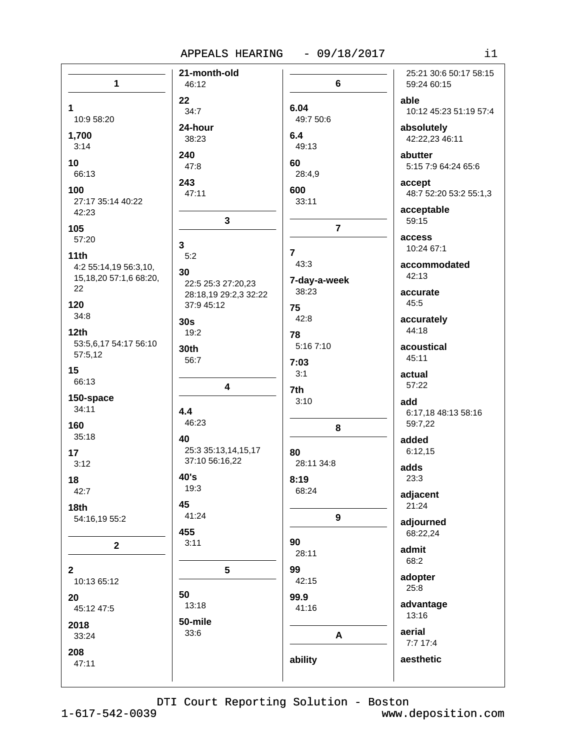## 1

**1**
10:9 58:20

**1,700**
3:14

**10**
66:13

**100**
27:17 35:14 40:22 42:23

**105**
57:20

**11th**
4:2 55:14,19 56:3,10, 15,18,20 57:1,6 68:20, 22

**120**
34:8

**12th**
53:5,6,17 54:17 56:10 57:5,12

**15**
66:13

**150-space**
34:11

**160**
35:18

**17**
3:12

**18**
42:7

**18th**
54:16,19 55:2

## 2

**2**
10:13 65:12

**20**
45:12 47:5

**2018**
33:24

**208**
47:11

**21-month-old**
46:12

**22**
34:7

**24-hour**
38:23

**240**
47:8

**243**
47:11

## 3

**3**
5:2

**30**
22:5 25:3 27:20,23 28:18,19 29:2,3 32:22 37:9 45:12

**30s**
19:2

**30th**
56:7

## 4

**4.4**
46:23

**40**
25:3 35:13,14,15,17 37:10 56:16,22

**40's**
19:3

**45**
41:24

**455**
3:11

## 5

**50**
13:18

**50-mile**
33:6

## 6

**6.04**
49:7 50:6

**6.4**
49:13

**60**
28:4,9

**600**
33:11

## 7

**7**
43:3

**7-day-a-week**
38:23

**75**
42:8

**78**
5:16 7:10

**7:03**
3:1

**7th**
3:10

## 8

**80**
28:11 34:8

**8:19**
68:24

## 9

**90**
28:11

**99**
42:15

**99.9**
41:16

## A

**ability**
25:21 30:6 50:17 58:15 59:24 60:15

**able**
10:12 45:23 51:19 57:4

**absolutely**
42:22,23 46:11

**abutter**
5:15 7:9 64:24 65:6

**accept**
48:7 52:20 53:2 55:1,3

**acceptable**
59:15

**access**
10:24 67:1

**accommodated**
42:13

**accurate**
45:5

**accurately**
44:18

**acoustical**
45:11

**actual**
57:22

**add**
6:17,18 48:13 58:16 59:7,22

**added**
6:12,15

**adds**
23:3

**adjacent**
21:24

**adjourned**
68:22,24

**admit**
68:2

**adopter**
25:8

**advantage**
13:16

**aerial**
7:7 17:4

**aesthetic**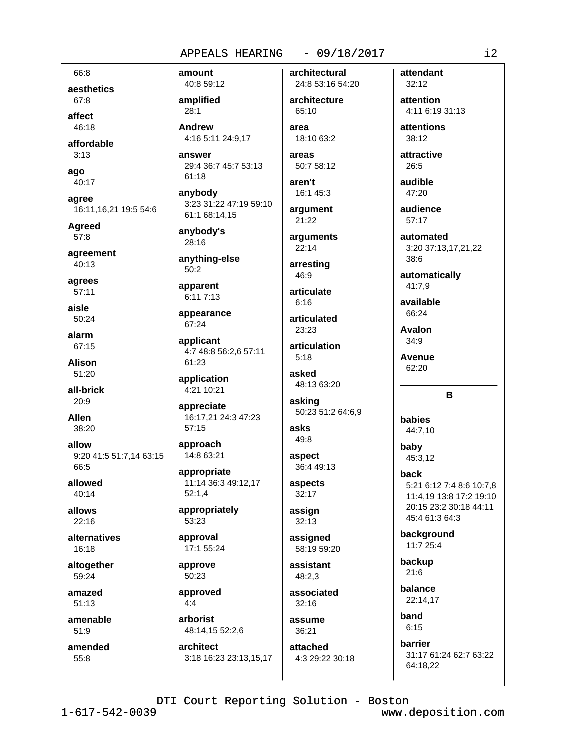66:8

**aesthetics**
67:8

**affect**
46:18

**affordable**
3:13

**ago**
40:17

**agree**
16:11,16,21 19:5 54:6

**Agreed**
57:8

**agreement**
40:13

**agrees**
57:11

**aisle**
50:24

**alarm**
67:15

**Alison**
51:20

**all-brick**
20:9

**Allen**
38:20

**allow**
9:20 41:5 51:7,14 63:15 66:5

**allowed**
40:14

**allows**
22:16

**alternatives**
16:18

**altogether**
59:24

**amazed**
51:13

**amenable**
51:9

**amended**
55:8

**amount**
40:8 59:12

**amplified**
28:1

**Andrew**
4:16 5:11 24:9,17

**answer**
29:4 36:7 45:7 53:13 61:18

**anybody**
3:23 31:22 47:19 59:10 61:1 68:14,15

**anybody's**
28:16

**anything-else**
50:2

**apparent**
6:11 7:13

**appearance**
67:24

**applicant**
4:7 48:8 56:2,6 57:11 61:23

**application**
4:21 10:21

**appreciate**
16:17,21 24:3 47:23 57:15

**approach**
14:8 63:21

**appropriate**
11:14 36:3 49:12,17 52:1,4

**appropriately**
53:23

**approval**
17:1 55:24

**approve**
50:23

**approved**
4:4

**arborist**
48:14,15 52:2,6

**architect**
3:18 16:23 23:13,15,17

**architectural**
24:8 53:16 54:20

**architecture**
65:10

**area**
18:10 63:2

**areas**
50:7 58:12

**aren't**
16:1 45:3

**argument**
21:22

**arguments**
22:14

**arresting**
46:9

**articulate**
6:16

**articulated**
23:23

**articulation**
5:18

**asked**
48:13 63:20

**asking**
50:23 51:2 64:6,9

**asks**
49:8

**aspect**
36:4 49:13

**aspects**
32:17

**assign**
32:13

**assigned**
58:19 59:20

**assistant**
48:2,3

**associated**
32:16

**assume**
36:21

**attached**
4:3 29:22 30:18

**attendant**
32:12

**attention**
4:11 6:19 31:13

**attentions**
38:12

**attractive**
26:5

**audible**
47:20

**audience**
57:17

**automated**
3:20 37:13,17,21,22 38:6

**automatically**
41:7,9

**available**
66:24

**Avalon**
34:9

**Avenue**
62:20

## B

**babies**
44:7,10

**baby**
45:3,12

**back**
5:21 6:12 7:4 8:6 10:7,8 11:4,19 13:8 17:2 19:10 20:15 23:2 30:18 44:11 45:4 61:3 64:3

**background**
11:7 25:4

**backup**
21:6

**balance**
22:14,17

**band**
6:15

**barrier**
31:17 61:24 62:7 63:22 64:18,22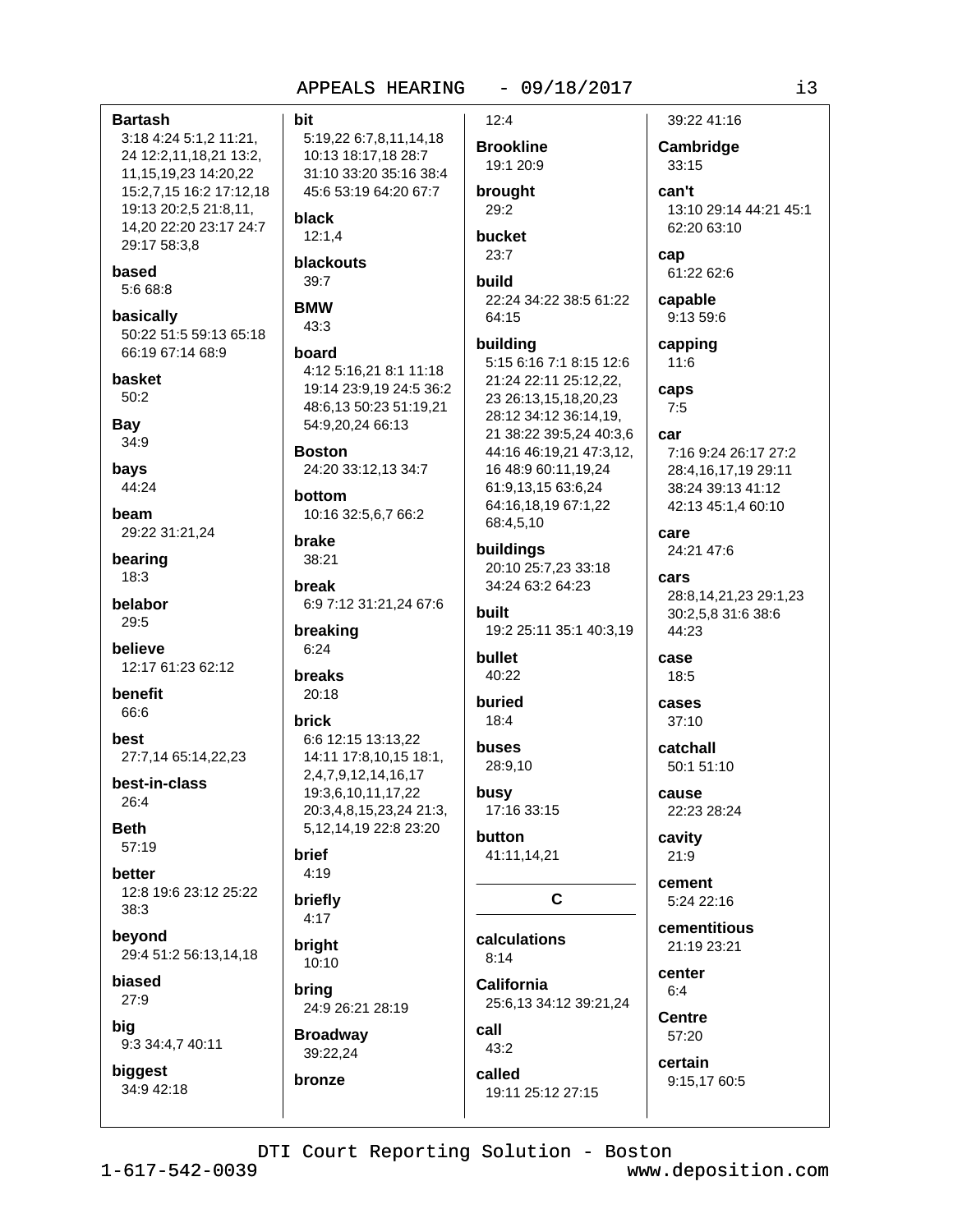**Bartash**
3:18 4:24 5:1,2 11:21, 24 12:2,11,18,21 13:2, 11,15,19,23 14:20,22 15:2,7,15 16:2 17:12,18 19:13 20:2,5 21:8,11, 14,20 22:20 23:17 24:7 29:17 58:3,8

**based**
5:6 68:8

**basically**
50:22 51:5 59:13 65:18 66:19 67:14 68:9

**basket**
50:2

**Bay**
34:9

**bays**
44:24

**beam**
29:22 31:21,24

**bearing**
18:3

**belabor**
29:5

**believe**
12:17 61:23 62:12

**benefit**
66:6

**best**
27:7,14 65:14,22,23

**best-in-class**
26:4

**Beth**
57:19

**better**
12:8 19:6 23:12 25:22 38:3

**beyond**
29:4 51:2 56:13,14,18

**biased**
27:9

**big**
9:3 34:4,7 40:11

**biggest**
34:9 42:18

**bit**
5:19,22 6:7,8,11,14,18 10:13 18:17,18 28:7 31:10 33:20 35:16 38:4 45:6 53:19 64:20 67:7

**black**
12:1,4

**blackouts**
39:7

**BMW**
43:3

**board**
4:12 5:16,21 8:1 11:18 19:14 23:9,19 24:5 36:2 48:6,13 50:23 51:19,21 54:9,20,24 66:13

**Boston**
24:20 33:12,13 34:7

**bottom**
10:16 32:5,6,7 66:2

**brake**
38:21

**break**
6:9 7:12 31:21,24 67:6

**breaking**
6:24

**breaks**
20:18

**brick**
6:6 12:15 13:13,22 14:11 17:8,10,15 18:1, 2,4,7,9,12,14,16,17 19:3,6,10,11,17,22 20:3,4,8,15,23,24 21:3, 5,12,14,19 22:8 23:20

**brief**
4:19

**briefly**
4:17

**bright**
10:10

**bring**
24:9 26:21 28:19

**Broadway**
39:22,24

**bronze**
12:4

**Brookline**
19:1 20:9

**brought**
29:2

**bucket**
23:7

**build**
22:24 34:22 38:5 61:22 64:15

**building**
5:15 6:16 7:1 8:15 12:6 21:24 22:11 25:12,22, 23 26:13,15,18,20,23 28:12 34:12 36:14,19, 21 38:22 39:5,24 40:3,6 44:16 46:19,21 47:3,12, 16 48:9 60:11,19,24 61:9,13,15 63:6,24 64:16,18,19 67:1,22 68:4,5,10

**buildings**
20:10 25:7,23 33:18 34:24 63:2 64:23

**built**
19:2 25:11 35:1 40:3,19

**bullet**
40:22

**buried**
18:4

**buses**
28:9,10

**busy**
17:16 33:15

**button**
41:11,14,21

## C

**calculations**
8:14

**California**
25:6,13 34:12 39:21,24

**call**
43:2

**called**
19:11 25:12 27:15 39:22 41:16

**Cambridge**
33:15

**can't**
13:10 29:14 44:21 45:1 62:20 63:10

**cap**
61:22 62:6

**capable**
9:13 59:6

**capping**
11:6

**caps**
7:5

**car**
7:16 9:24 26:17 27:2 28:4,16,17,19 29:11 38:24 39:13 41:12 42:13 45:1,4 60:10

**care**
24:21 47:6

**cars**
28:8,14,21,23 29:1,23 30:2,5,8 31:6 38:6 44:23

**case**
18:5

**cases**
37:10

**catchall**
50:1 51:10

**cause**
22:23 28:24

**cavity**
21:9

**cement**
5:24 22:16

**cementitious**
21:19 23:21

**center**
6:4

**Centre**
57:20

**certain**
9:15,17 60:5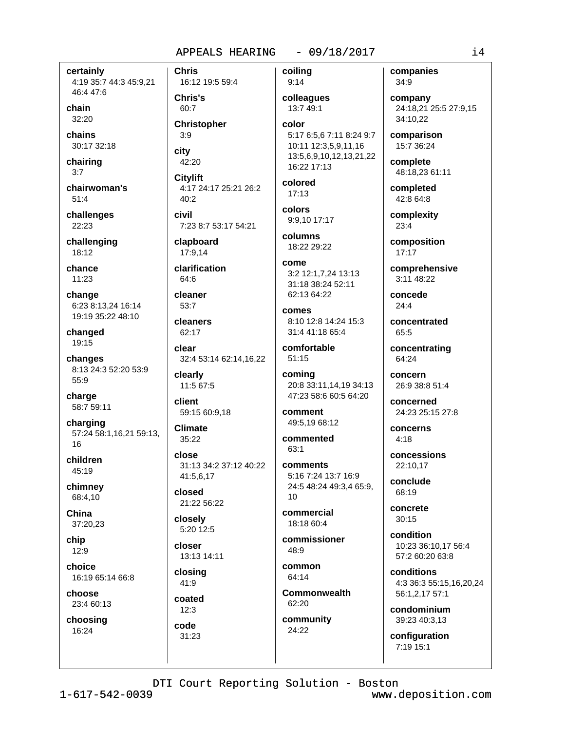**certainly**
4:19 35:7 44:3 45:9,21 46:4 47:6

**chain**
32:20

**chains**
30:17 32:18

**chairing**
3:7

**chairwoman's**
51:4

**challenges**
22:23

**challenging**
18:12

**chance**
11:23

**change**
6:23 8:13,24 16:14 19:19 35:22 48:10

**changed**
19:15

**changes**
8:13 24:3 52:20 53:9 55:9

**charge**
58:7 59:11

**charging**
57:24 58:1,16,21 59:13, 16

**children**
45:19

**chimney**
68:4,10

**China**
37:20,23

**chip**
12:9

**choice**
16:19 65:14 66:8

**choose**
23:4 60:13

**choosing**
16:24

**Chris**
16:12 19:5 59:4

**Chris's**
60:7

**Christopher**
3:9

**city**
42:20

**Citylift**
4:17 24:17 25:21 26:2 40:2

**civil**
7:23 8:7 53:17 54:21

**clapboard**
17:9,14

**clarification**
64:6

**cleaner**
53:7

**cleaners**
62:17

**clear**
32:4 53:14 62:14,16,22

**clearly**
11:5 67:5

**client**
59:15 60:9,18

**Climate**
35:22

**close**
31:13 34:2 37:12 40:22 41:5,6,17

**closed**
21:22 56:22

**closely**
5:20 12:5

**closer**
13:13 14:11

**closing**
41:9

**coated**
12:3

**code**
31:23

**coiling**
9:14

**colleagues**
13:7 49:1

**color**
5:17 6:5,6 7:11 8:24 9:7 10:11 12:3,5,9,11,16 13:5,6,9,10,12,13,21,22 16:22 17:13

**colored**
17:13

**colors**
9:9,10 17:17

**columns**
18:22 29:22

**come**
3:2 12:1,7,24 13:13 31:18 38:24 52:11 62:13 64:22

**comes**
8:10 12:8 14:24 15:3 31:4 41:18 65:4

**comfortable**
51:15

**coming**
20:8 33:11,14,19 34:13 47:23 58:6 60:5 64:20

**comment**
49:5,19 68:12

**commented**
63:1

**comments**
5:16 7:24 13:7 16:9 24:5 48:24 49:3,4 65:9, 10

**commercial**
18:18 60:4

**commissioner**
48:9

**common**
64:14

**Commonwealth**
62:20

**community**
24:22

**companies**
34:9

**company**
24:18,21 25:5 27:9,15 34:10,22

**comparison**
15:7 36:24

**complete**
48:18,23 61:11

**completed**
42:8 64:8

**complexity**
23:4

**composition**
17:17

**comprehensive**
3:11 48:22

**concede**
24:4

**concentrated**
65:5

**concentrating**
64:24

**concern**
26:9 38:8 51:4

**concerned**
24:23 25:15 27:8

**concerns**
4:18

**concessions**
22:10,17

**conclude**
68:19

**concrete**
30:15

**condition**
10:23 36:10,17 56:4 57:2 60:20 63:8

**conditions**
4:3 36:3 55:15,16,20,24 56:1,2,17 57:1

**condominium**
39:23 40:3,13

**configuration**
7:19 15:1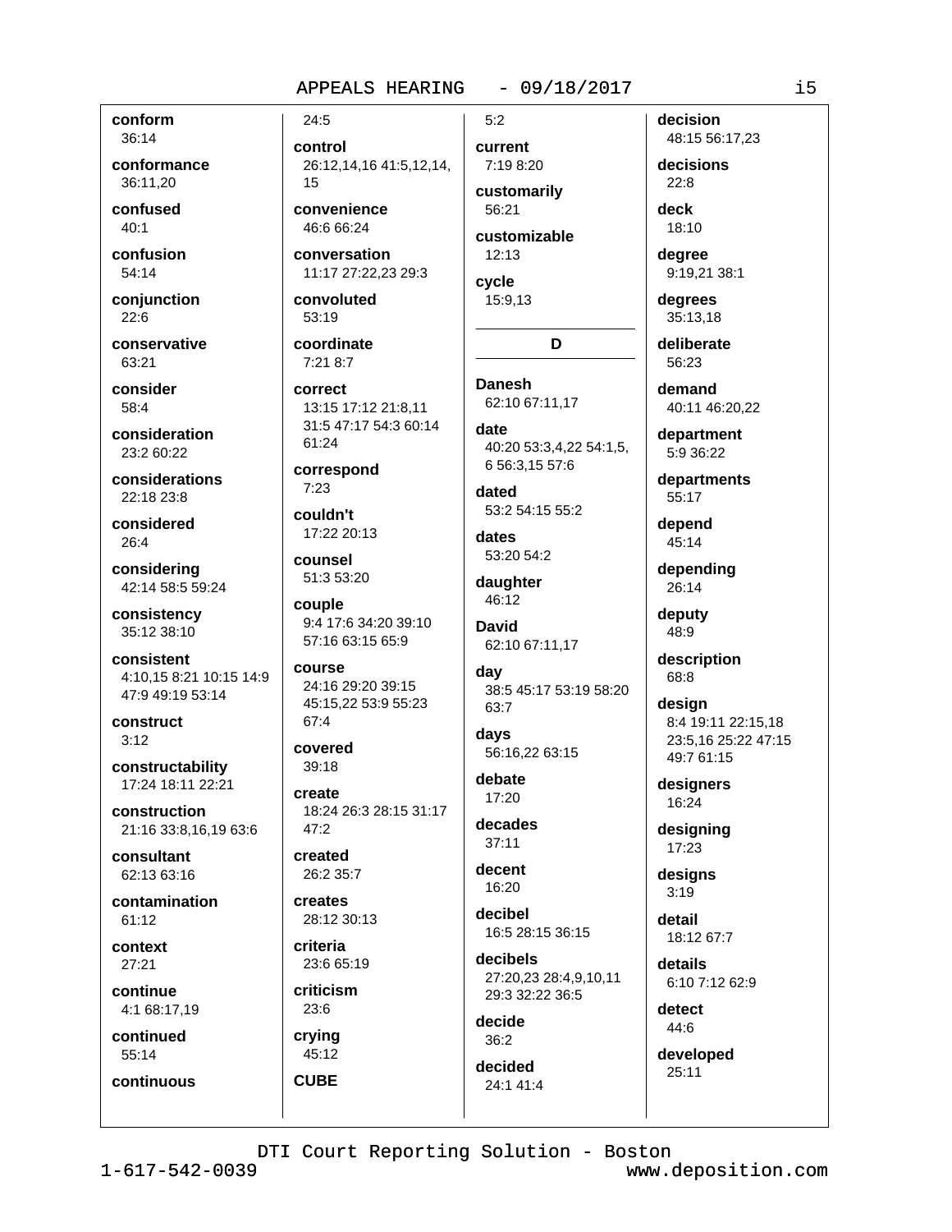**conform**
36:14

**conformance**
36:11,20

**confused**
40:1

**confusion**
54:14

**conjunction**
22:6

**conservative**
63:21

**consider**
58:4

**consideration**
23:2 60:22

**considerations**
22:18 23:8

**considered**
26:4

**considering**
42:14 58:5 59:24

**consistency**
35:12 38:10

**consistent**
4:10,15 8:21 10:15 14:9 47:9 49:19 53:14

**construct**
3:12

**constructability**
17:24 18:11 22:21

**construction**
21:16 33:8,16,19 63:6

**consultant**
62:13 63:16

**contamination**
61:12

**context**
27:21

**continue**
4:1 68:17,19

**continued**
55:14

**continuous**
24:5

**control**
26:12,14,16 41:5,12,14, 15

**convenience**
46:6 66:24

**conversation**
11:17 27:22,23 29:3

**convoluted**
53:19

**coordinate**
7:21 8:7

**correct**
13:15 17:12 21:8,11 31:5 47:17 54:3 60:14 61:24

**correspond**
7:23

**couldn't**
17:22 20:13

**counsel**
51:3 53:20

**couple**
9:4 17:6 34:20 39:10 57:16 63:15 65:9

**course**
24:16 29:20 39:15 45:15,22 53:9 55:23 67:4

**covered**
39:18

**create**
18:24 26:3 28:15 31:17 47:2

**created**
26:2 35:7

**creates**
28:12 30:13

**criteria**
23:6 65:19

**criticism**
23:6

**crying**
45:12

**CUBE**
5:2

**current**
7:19 8:20

**customarily**
56:21

**customizable**
12:13

**cycle**
15:9,13

## D

**Danesh**
62:10 67:11,17

**date**
40:20 53:3,4,22 54:1,5, 6 56:3,15 57:6

**dated**
53:2 54:15 55:2

**dates**
53:20 54:2

**daughter**
46:12

**David**
62:10 67:11,17

**day**
38:5 45:17 53:19 58:20 63:7

**days**
56:16,22 63:15

**debate**
17:20

**decades**
37:11

**decent**
16:20

**decibel**
16:5 28:15 36:15

**decibels**
27:20,23 28:4,9,10,11 29:3 32:22 36:5

**decide**
36:2

**decided**
24:1 41:4

**decision**
48:15 56:17,23

**decisions**
22:8

**deck**
18:10

**degree**
9:19,21 38:1

**degrees**
35:13,18

**deliberate**
56:23

**demand**
40:11 46:20,22

**department**
5:9 36:22

**departments**
55:17

**depend**
45:14

**depending**
26:14

**deputy**
48:9

**description**
68:8

**design**
8:4 19:11 22:15,18 23:5,16 25:22 47:15 49:7 61:15

**designers**
16:24

**designing**
17:23

**designs**
3:19

**detail**
18:12 67:7

**details**
6:10 7:12 62:9

**detect**
44:6

**developed**
25:11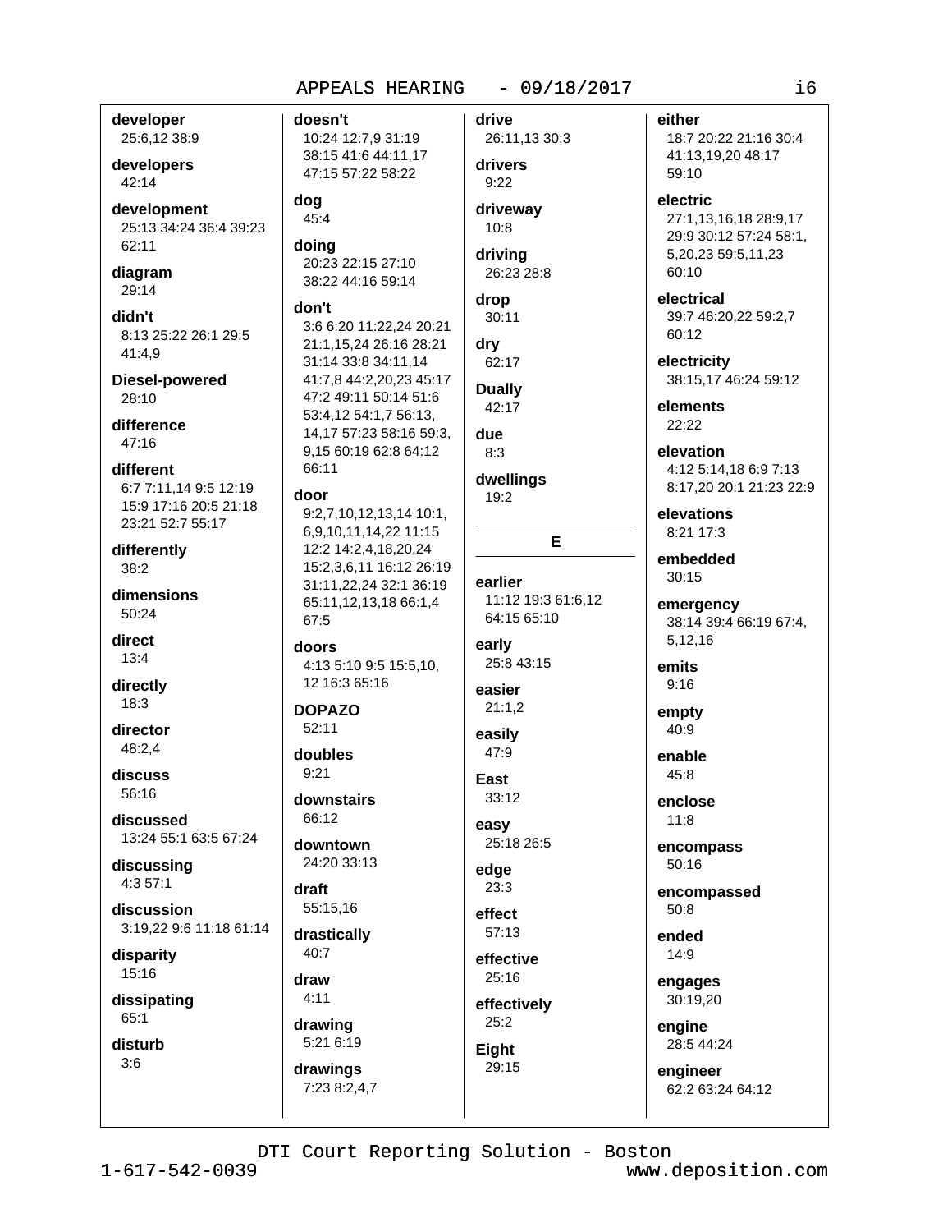**developer**
25:6,12 38:9

**developers**
42:14

**development**
25:13 34:24 36:4 39:23 62:11

**diagram**
29:14

**didn't**
8:13 25:22 26:1 29:5 41:4,9

**Diesel-powered**
28:10

**difference**
47:16

**different**
6:7 7:11,14 9:5 12:19 15:9 17:16 20:5 21:18 23:21 52:7 55:17

**differently**
38:2

**dimensions**
50:24

**direct**
13:4

**directly**
18:3

**director**
48:2,4

**discuss**
56:16

**discussed**
13:24 55:1 63:5 67:24

**discussing**
4:3 57:1

**discussion**
3:19,22 9:6 11:18 61:14

**disparity**
15:16

**dissipating**
65:1

**disturb**
3:6

**doesn't**
10:24 12:7,9 31:19 38:15 41:6 44:11,17 47:15 57:22 58:22

**dog**
45:4

**doing**
20:23 22:15 27:10 38:22 44:16 59:14

**don't**
3:6 6:20 11:22,24 20:21 21:1,15,24 26:16 28:21 31:14 33:8 34:11,14 41:7,8 44:2,20,23 45:17 47:2 49:11 50:14 51:6 53:4,12 54:1,7 56:13, 14,17 57:23 58:16 59:3, 9,15 60:19 62:8 64:12 66:11

**door**
9:2,7,10,12,13,14 10:1, 6,9,10,11,14,22 11:15 12:2 14:2,4,18,20,24 15:2,3,6,11 16:12 26:19 31:11,22,24 32:1 36:19 65:11,12,13,18 66:1,4 67:5

**doors**
4:13 5:10 9:5 15:5,10, 12 16:3 65:16

**DOPAZO**
52:11

**doubles**
9:21

**downstairs**
66:12

**downtown**
24:20 33:13

**draft**
55:15,16

**drastically**
40:7

**draw**
4:11

**drawing**
5:21 6:19

**drawings**
7:23 8:2,4,7

**drive**
26:11,13 30:3

**drivers**
9:22

**driveway**
10:8

**driving**
26:23 28:8

**drop**
30:11

**dry**
62:17

**Dually**
42:17

**due**
8:3

**dwellings**
19:2

## E

**earlier**
11:12 19:3 61:6,12 64:15 65:10

**early**
25:8 43:15

**easier**
21:1,2

**easily**
47:9

**East**
33:12

**easy**
25:18 26:5

**edge**
23:3

**effect**
57:13

**effective**
25:16

**effectively**
25:2

**Eight**
29:15

**either**
18:7 20:22 21:16 30:4 41:13,19,20 48:17 59:10

**electric**
27:1,13,16,18 28:9,17 29:9 30:12 57:24 58:1, 5,20,23 59:5,11,23 60:10

**electrical**
39:7 46:20,22 59:2,7 60:12

**electricity**
38:15,17 46:24 59:12

**elements**
22:22

**elevation**
4:12 5:14,18 6:9 7:13 8:17,20 20:1 21:23 22:9

**elevations**
8:21 17:3

**embedded**
30:15

**emergency**
38:14 39:4 66:19 67:4, 5,12,16

**emits**
9:16

**empty**
40:9

**enable**
45:8

**enclose**
11:8

**encompass**
50:16

**encompassed**
50:8

**ended**
14:9

**engages**
30:19,20

**engine**
28:5 44:24

**engineer**
62:2 63:24 64:12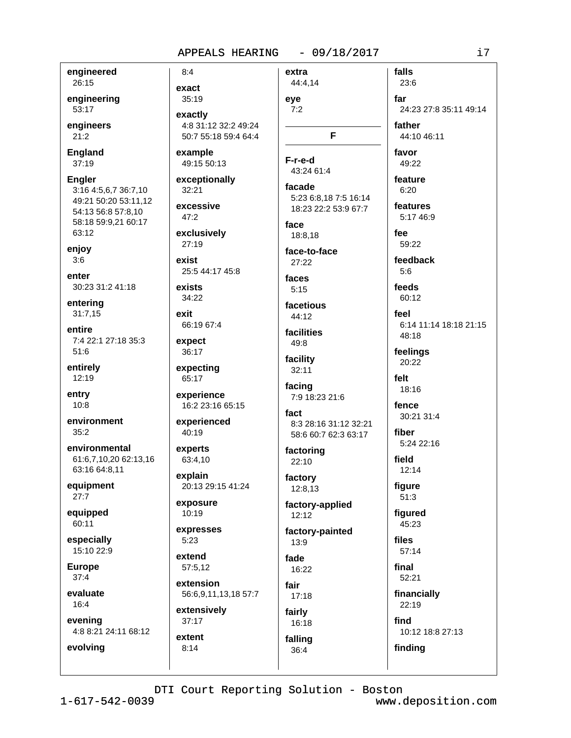**engineered**
26:15

**engineering**
53:17

**engineers**
21:2

**England**
37:19

**Engler**
3:16 4:5,6,7 36:7,10 49:21 50:20 53:11,12 54:13 56:8 57:8,10 58:18 59:9,21 60:17 63:12

**enjoy**
3:6

**enter**
30:23 31:2 41:18

**entering**
31:7,15

**entire**
7:4 22:1 27:18 35:3 51:6

**entirely**
12:19

**entry**
10:8

**environment**
35:2

**environmental**
61:6,7,10,20 62:13,16 63:16 64:8,11

**equipment**
27:7

**equipped**
60:11

**especially**
15:10 22:9

**Europe**
37:4

**evaluate**
16:4

**evening**
4:8 8:21 24:11 68:12

**evolving**
8:4

**exact**
35:19

**exactly**
4:8 31:12 32:2 49:24 50:7 55:18 59:4 64:4

**example**
49:15 50:13

**exceptionally**
32:21

**excessive**
47:2

**exclusively**
27:19

**exist**
25:5 44:17 45:8

**exists**
34:22

**exit**
66:19 67:4

**expect**
36:17

**expecting**
65:17

**experience**
16:2 23:16 65:15

**experienced**
40:19

**experts**
63:4,10

**explain**
20:13 29:15 41:24

**exposure**
10:19

**expresses**
5:23

**extend**
57:5,12

**extension**
56:6,9,11,13,18 57:7

**extensively**
37:17

**extent**
8:14

**extra**
44:4,14

**eye**
7:2

## F

**F-r-e-d**
43:24 61:4

**facade**
5:23 6:8,18 7:5 16:14 18:23 22:2 53:9 67:7

**face**
18:8,18

**face-to-face**
27:22

**faces**
5:15

**facetious**
44:12

**facilities**
49:8

**facility**
32:11

**facing**
7:9 18:23 21:6

**fact**
8:3 28:16 31:12 32:21 58:6 60:7 62:3 63:17

**factoring**
22:10

**factory**
12:8,13

**factory-applied**
12:12

**factory-painted**
13:9

**fade**
16:22

**fair**
17:18

**fairly**
16:18

**falling**
36:4

**falls**
23:6

**far**
24:23 27:8 35:11 49:14

**father**
44:10 46:11

**favor**
49:22

**feature**
6:20

**features**
5:17 46:9

**fee**
59:22

**feedback**
5:6

**feeds**
60:12

**feel**
6:14 11:14 18:18 21:15 48:18

**feelings**
20:22

**felt**
18:16

**fence**
30:21 31:4

**fiber**
5:24 22:16

**field**
12:14

**figure**
51:3

**figured**
45:23

**files**
57:14

**final**
52:21

**financially**
22:19

**find**
10:12 18:8 27:13

**finding**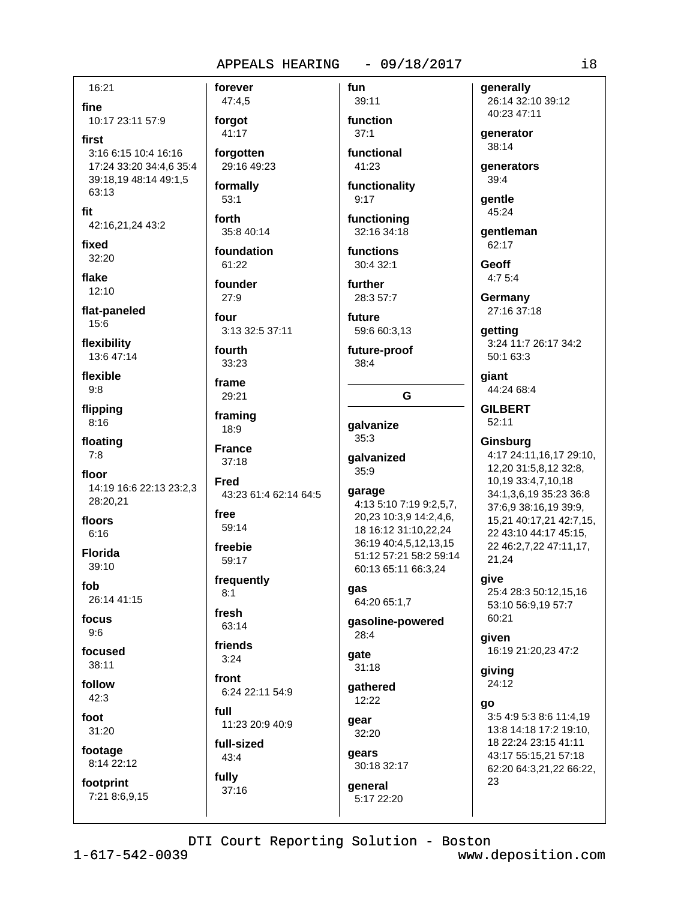16:21

**fine**
10:17 23:11 57:9

**first**
3:16 6:15 10:4 16:16 17:24 33:20 34:4,6 35:4 39:18,19 48:14 49:1,5 63:13

**fit**
42:16,21,24 43:2

**fixed**
32:20

**flake**
12:10

**flat-paneled**
15:6

**flexibility**
13:6 47:14

**flexible**
9:8

**flipping**
8:16

**floating**
7:8

**floor**
14:19 16:6 22:13 23:2,3 28:20,21

**floors**
6:16

**Florida**
39:10

**fob**
26:14 41:15

**focus**
9:6

**focused**
38:11

**follow**
42:3

**foot**
31:20

**footage**
8:14 22:12

**footprint**
7:21 8:6,9,15

**forever**
47:4,5

**forgot**
41:17

**forgotten**
29:16 49:23

**formally**
53:1

**forth**
35:8 40:14

**foundation**
61:22

**founder**
27:9

**four**
3:13 32:5 37:11

**fourth**
33:23

**frame**
29:21

**framing**
18:9

**France**
37:18

**Fred**
43:23 61:4 62:14 64:5

**free**
59:14

**freebie**
59:17

**frequently**
8:1

**fresh**
63:14

**friends**
3:24

**front**
6:24 22:11 54:9

**full**
11:23 20:9 40:9

**full-sized**
43:4

**fully**
37:16

**fun**
39:11

**function**
37:1

**functional**
41:23

**functionality**
9:17

**functioning**
32:16 34:18

**functions**
30:4 32:1

**further**
28:3 57:7

**future**
59:6 60:3,13

**future-proof**
38:4

## G

**galvanize**
35:3

**galvanized**
35:9

**garage**
4:13 5:10 7:19 9:2,5,7, 20,23 10:3,9 14:2,4,6, 18 16:12 31:10,22,24 36:19 40:4,5,12,13,15 51:12 57:21 58:2 59:14 60:13 65:11 66:3,24

**gas**
64:20 65:1,7

**gasoline-powered**
28:4

**gate**
31:18

**gathered**
12:22

**gear**
32:20

**gears**
30:18 32:17

**general**
5:17 22:20

**generally**
26:14 32:10 39:12 40:23 47:11

**generator**
38:14

**generators**
39:4

**gentle**
45:24

**gentleman**
62:17

**Geoff**
4:7 5:4

**Germany**
27:16 37:18

**getting**
3:24 11:7 26:17 34:2 50:1 63:3

**giant**
44:24 68:4

**GILBERT**
52:11

**Ginsburg**
4:17 24:11,16,17 29:10, 12,20 31:5,8,12 32:8, 10,19 33:4,7,10,18 34:1,3,6,19 35:23 36:8 37:6,9 38:16,19 39:9, 15,21 40:17,21 42:7,15, 22 43:10 44:17 45:15, 22 46:2,7,22 47:11,17, 21,24

**give**
25:4 28:3 50:12,15,16 53:10 56:9,19 57:7 60:21

**given**
16:19 21:20,23 47:2

**giving**
24:12

**go**
3:5 4:9 5:3 8:6 11:4,19 13:8 14:18 17:2 19:10, 18 22:24 23:15 41:11 43:17 55:15,21 57:18 62:20 64:3,21,22 66:22, 23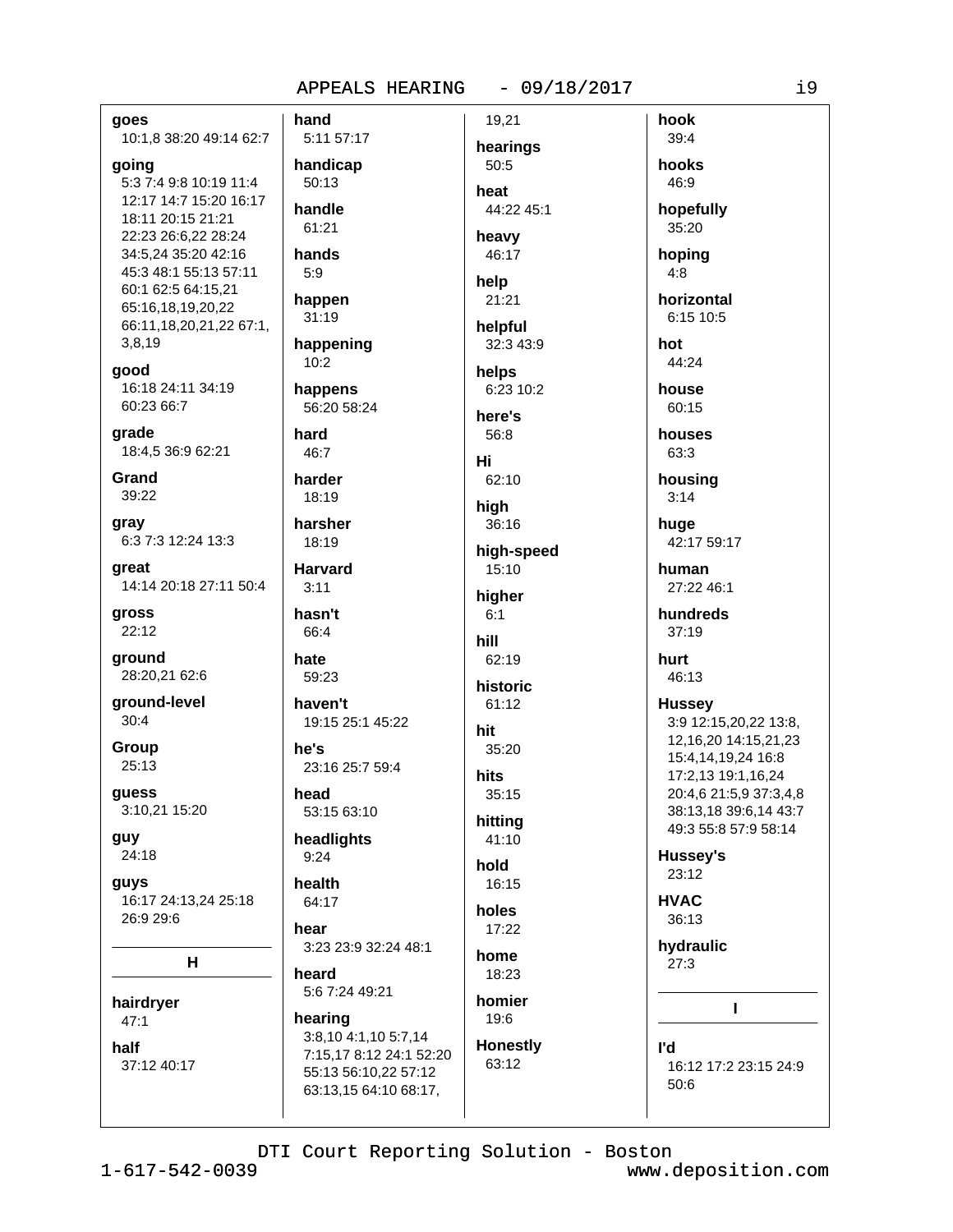**goes**
10:1,8 38:20 49:14 62:7

**going**
5:3 7:4 9:8 10:19 11:4 12:17 14:7 15:20 16:17 18:11 20:15 21:21 22:23 26:6,22 28:24 34:5,24 35:20 42:16 45:3 48:1 55:13 57:11 60:1 62:5 64:15,21 65:16,18,19,20,22 66:11,18,20,21,22 67:1, 3,8,19

**good**
16:18 24:11 34:19 60:23 66:7

**grade**
18:4,5 36:9 62:21

**Grand**
39:22

**gray**
6:3 7:3 12:24 13:3

**great**
14:14 20:18 27:11 50:4

**gross**
22:12

**ground**
28:20,21 62:6

**ground-level**
30:4

**Group**
25:13

**guess**
3:10,21 15:20

**guy**
24:18

**guys**
16:17 24:13,24 25:18 26:9 29:6

## H

**hairdryer**
47:1

**half**
37:12 40:17

**hand**
5:11 57:17

**handicap**
50:13

**handle**
61:21

**hands**
5:9

**happen**
31:19

**happening**
10:2

**happens**
56:20 58:24

**hard**
46:7

**harder**
18:19

**harsher**
18:19

**Harvard**
3:11

**hasn't**
66:4

**hate**
59:23

**haven't**
19:15 25:1 45:22

**he's**
23:16 25:7 59:4

**head**
53:15 63:10

**headlights**
9:24

**health**
64:17

**hear**
3:23 23:9 32:24 48:1

**heard**
5:6 7:24 49:21

**hearing**
3:8,10 4:1,10 5:7,14 7:15,17 8:12 24:1 52:20 55:13 56:10,22 57:12 63:13,15 64:10 68:17, 19,21

**hearings**
50:5

**heat**
44:22 45:1

**heavy**
46:17

**help**
21:21

**helpful**
32:3 43:9

**helps**
6:23 10:2

**here's**
56:8

**Hi**
62:10

**high**
36:16

**high-speed**
15:10

**higher**
6:1

**hill**
62:19

**historic**
61:12

**hit**
35:20

**hits**
35:15

**hitting**
41:10

**hold**
16:15

**holes**
17:22

**home**
18:23

**homier**
19:6

**Honestly**
63:12

**hook**
39:4

**hooks**
46:9

**hopefully**
35:20

**hoping**
4:8

**horizontal**
6:15 10:5

**hot**
44:24

**house**
60:15

**houses**
63:3

**housing**
3:14

**huge**
42:17 59:17

**human**
27:22 46:1

**hundreds**
37:19

**hurt**
46:13

**Hussey**
3:9 12:15,20,22 13:8, 12,16,20 14:15,21,23 15:4,14,19,24 16:8 17:2,13 19:1,16,24 20:4,6 21:5,9 37:3,4,8 38:13,18 39:6,14 43:7 49:3 55:8 57:9 58:14

**Hussey's**
23:12

**HVAC**
36:13

**hydraulic**
27:3

## I

**I'd**
16:12 17:2 23:15 24:9 50:6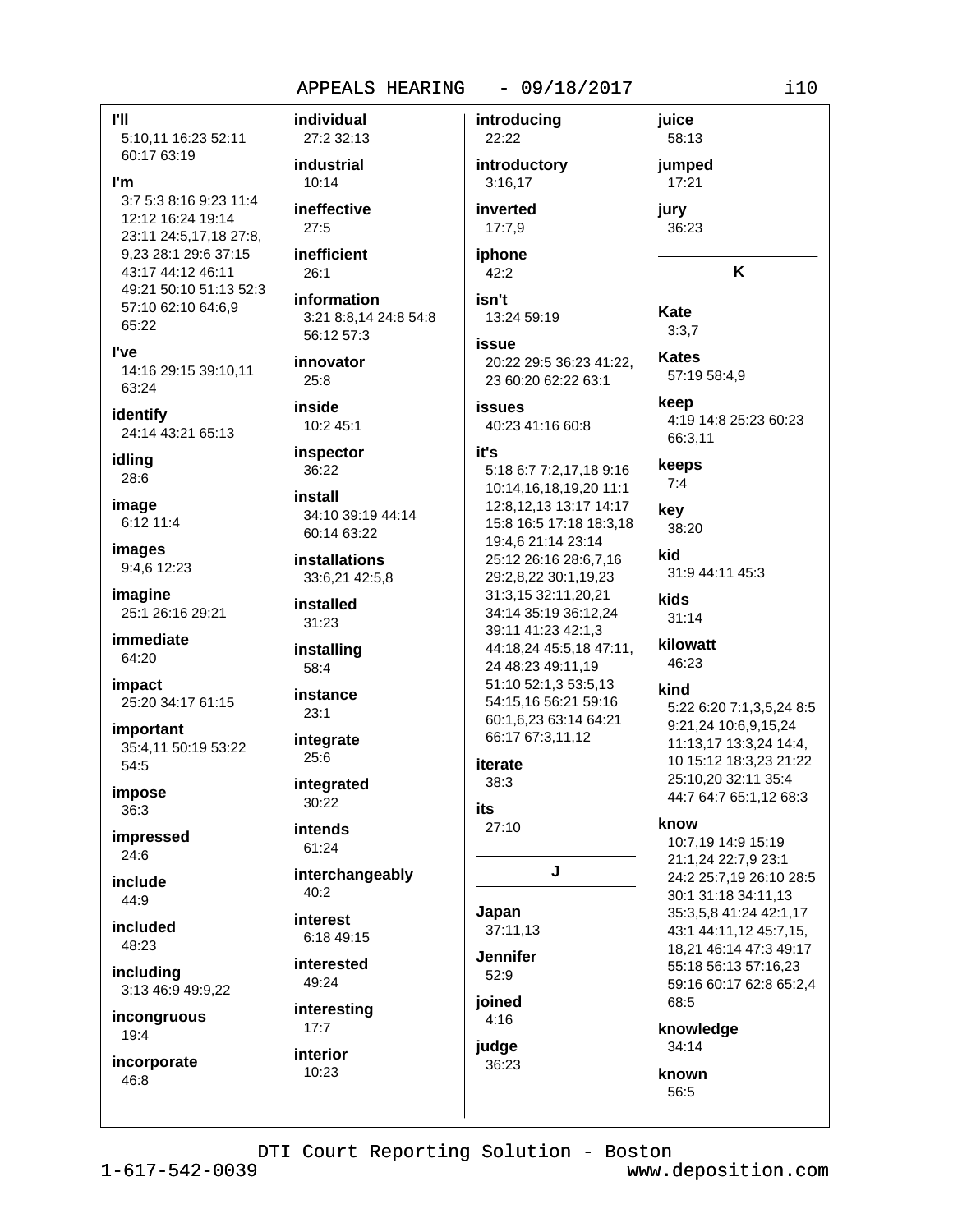**I'll**
5:10,11 16:23 52:11 60:17 63:19

**I'm**
3:7 5:3 8:16 9:23 11:4 12:12 16:24 19:14 23:11 24:5,17,18 27:8, 9,23 28:1 29:6 37:15 43:17 44:12 46:11 49:21 50:10 51:13 52:3 57:10 62:10 64:6,9 65:22

**I've**
14:16 29:15 39:10,11 63:24

**identify**
24:14 43:21 65:13

**idling**
28:6

**image**
6:12 11:4

**images**
9:4,6 12:23

**imagine**
25:1 26:16 29:21

**immediate**
64:20

**impact**
25:20 34:17 61:15

**important**
35:4,11 50:19 53:22 54:5

**impose**
36:3

**impressed**
24:6

**include**
44:9

**included**
48:23

**including**
3:13 46:9 49:9,22

**incongruous**
19:4

**incorporate**
46:8

**individual**
27:2 32:13

**industrial**
10:14

**ineffective**
27:5

**inefficient**
26:1

**information**
3:21 8:8,14 24:8 54:8 56:12 57:3

**innovator**
25:8

**inside**
10:2 45:1

**inspector**
36:22

**install**
34:10 39:19 44:14 60:14 63:22

**installations**
33:6,21 42:5,8

**installed**
31:23

**installing**
58:4

**instance**
23:1

**integrate**
25:6

**integrated**
30:22

**intends**
61:24

**interchangeably**
40:2

**interest**
6:18 49:15

**interested**
49:24

**interesting**
17:7

**interior**
10:23

**introducing**
22:22

**introductory**
3:16,17

**inverted**
17:7,9

**iphone**
42:2

**isn't**
13:24 59:19

**issue**
20:22 29:5 36:23 41:22, 23 60:20 62:22 63:1

**issues**
40:23 41:16 60:8

**it's**
5:18 6:7 7:2,17,18 9:16 10:14,16,18,19,20 11:1 12:8,12,13 13:17 14:17 15:8 16:5 17:18 18:3,18 19:4,6 21:14 23:14 25:12 26:16 28:6,7,16 29:2,8,22 30:1,19,23 31:3,15 32:11,20,21 34:14 35:19 36:12,24 39:11 41:23 42:1,3 44:18,24 45:5,18 47:11, 24 48:23 49:11,19 51:10 52:1,3 53:5,13 54:15,16 56:21 59:16 60:1,6,23 63:14 64:21 66:17 67:3,11,12

**iterate**
38:3

**its**
27:10

## J

**Japan**
37:11,13

**Jennifer**
52:9

**joined**
4:16

**judge**
36:23

**juice**
58:13

**jumped**
17:21

**jury**
36:23

## K

**Kate**
3:3,7

**Kates**
57:19 58:4,9

**keep**
4:19 14:8 25:23 60:23 66:3,11

**keeps**
7:4

**key**
38:20

**kid**
31:9 44:11 45:3

**kids**
31:14

**kilowatt**
46:23

**kind**
5:22 6:20 7:1,3,5,24 8:5 9:21,24 10:6,9,15,24 11:13,17 13:3,24 14:4, 10 15:12 18:3,23 21:22 25:10,20 32:11 35:4 44:7 64:7 65:1,12 68:3

**know**
10:7,19 14:9 15:19 21:1,24 22:7,9 23:1 24:2 25:7,19 26:10 28:5 30:1 31:18 34:11,13 35:3,5,8 41:24 42:1,17 43:1 44:11,12 45:7,15, 18,21 46:14 47:3 49:17 55:18 56:13 57:16,23 59:16 60:17 62:8 65:2,4 68:5

**knowledge**
34:14

**known**
56:5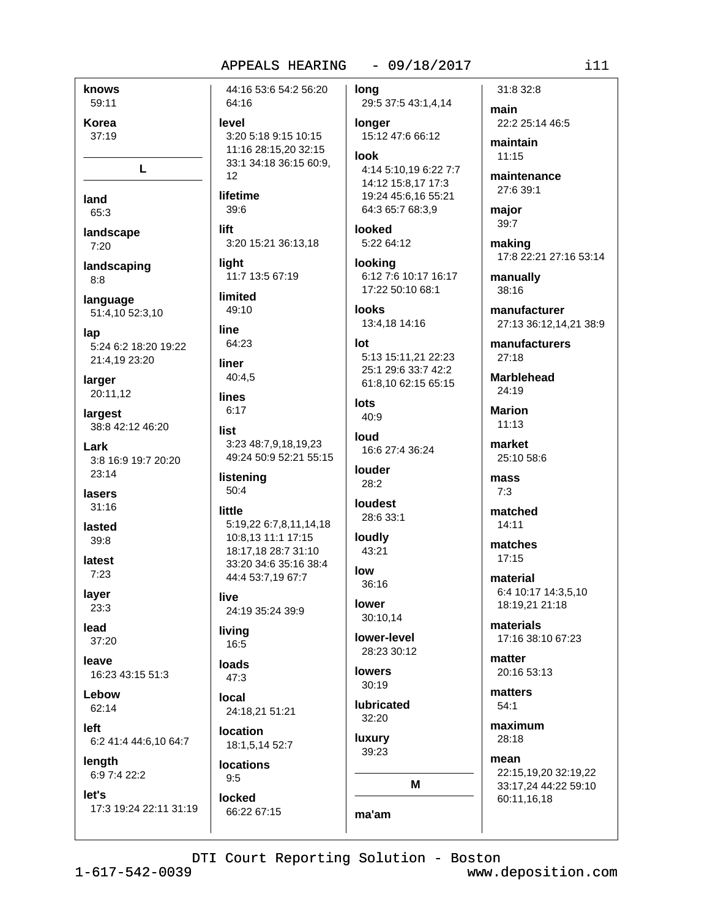**knows**
59:11

**Korea**
37:19

## L

**land**
65:3

**landscape**
7:20

**landscaping**
8:8

**language**
51:4,10 52:3,10

**lap**
5:24 6:2 18:20 19:22 21:4,19 23:20

**larger**
20:11,12

**largest**
38:8 42:12 46:20

**Lark**
3:8 16:9 19:7 20:20 23:14

**lasers**
31:16

**lasted**
39:8

**latest**
7:23

**layer**
23:3

**lead**
37:20

**leave**
16:23 43:15 51:3

**Lebow**
62:14

**left**
6:2 41:4 44:6,10 64:7

**length**
6:9 7:4 22:2

**let's**
17:3 19:24 22:11 31:19 44:16 53:6 54:2 56:20 64:16

**level**
3:20 5:18 9:15 10:15 11:16 28:15,20 32:15 33:1 34:18 36:15 60:9, 12

**lifetime**
39:6

**lift**
3:20 15:21 36:13,18

**light**
11:7 13:5 67:19

**limited**
49:10

**line**
64:23

**liner**
40:4,5

**lines**
6:17

**list**
3:23 48:7,9,18,19,23 49:24 50:9 52:21 55:15

**listening**
50:4

**little**
5:19,22 6:7,8,11,14,18 10:8,13 11:1 17:15 18:17,18 28:7 31:10 33:20 34:6 35:16 38:4 44:4 53:7,19 67:7

**live**
24:19 35:24 39:9

**living**
16:5

**loads**
47:3

**local**
24:18,21 51:21

**location**
18:1,5,14 52:7

**locations**
9:5

**locked**
66:22 67:15

**long**
29:5 37:5 43:1,4,14

**longer**
15:12 47:6 66:12

**look**
4:14 5:10,19 6:22 7:7 14:12 15:8,17 17:3 19:24 45:6,16 55:21 64:3 65:7 68:3,9

**looked**
5:22 64:12

**looking**
6:12 7:6 10:17 16:17 17:22 50:10 68:1

**looks**
13:4,18 14:16

**lot**
5:13 15:11,21 22:23 25:1 29:6 33:7 42:2 61:8,10 62:15 65:15

**lots**
40:9

**loud**
16:6 27:4 36:24

**louder**
28:2

**loudest**
28:6 33:1

**loudly**
43:21

**low**
36:16

**lower**
30:10,14

**lower-level**
28:23 30:12

**lowers**
30:19

**lubricated**
32:20

**luxury**
39:23

## M

**ma'am**
31:8 32:8

**main**
22:2 25:14 46:5

**maintain**
11:15

**maintenance**
27:6 39:1

**major**
39:7

**making**
17:8 22:21 27:16 53:14

**manually**
38:16

**manufacturer**
27:13 36:12,14,21 38:9

**manufacturers**
27:18

**Marblehead**
24:19

**Marion**
11:13

**market**
25:10 58:6

**mass**
7:3

**matched**
14:11

**matches**
17:15

**material**
6:4 10:17 14:3,5,10 18:19,21 21:18

**materials**
17:16 38:10 67:23

**matter**
20:16 53:13

**matters**
54:1

**maximum**
28:18

**mean**
22:15,19,20 32:19,22 33:17,24 44:22 59:10 60:11,16,18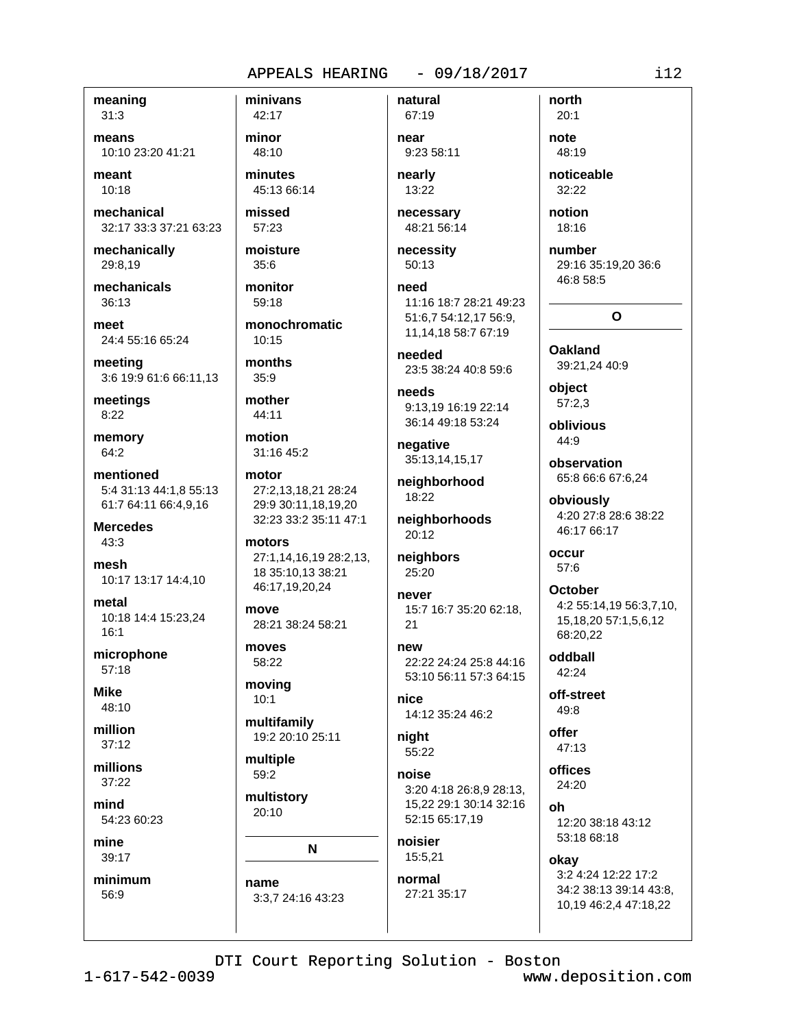**meaning**
31:3

**means**
10:10 23:20 41:21

**meant**
10:18

**mechanical**
32:17 33:3 37:21 63:23

**mechanically**
29:8,19

**mechanicals**
36:13

**meet**
24:4 55:16 65:24

**meeting**
3:6 19:9 61:6 66:11,13

**meetings**
8:22

**memory**
64:2

**mentioned**
5:4 31:13 44:1,8 55:13 61:7 64:11 66:4,9,16

**Mercedes**
43:3

**mesh**
10:17 13:17 14:4,10

**metal**
10:18 14:4 15:23,24 16:1

**microphone**
57:18

**Mike**
48:10

**million**
37:12

**millions**
37:22

**mind**
54:23 60:23

**mine**
39:17

**minimum**
56:9

**minivans**
42:17

**minor**
48:10

**minutes**
45:13 66:14

**missed**
57:23

**moisture**
35:6

**monitor**
59:18

**monochromatic**
10:15

**months**
35:9

**mother**
44:11

**motion**
31:16 45:2

**motor**
27:2,13,18,21 28:24 29:9 30:11,18,19,20 32:23 33:2 35:11 47:1

**motors**
27:1,14,16,19 28:2,13, 18 35:10,13 38:21 46:17,19,20,24

**move**
28:21 38:24 58:21

**moves**
58:22

**moving**
10:1

**multifamily**
19:2 20:10 25:11

**multiple**
59:2

**multistory**
20:10

## N

**name**
3:3,7 24:16 43:23

**natural**
67:19

**near**
9:23 58:11

**nearly**
13:22

**necessary**
48:21 56:14

**necessity**
50:13

**need**
11:16 18:7 28:21 49:23 51:6,7 54:12,17 56:9, 11,14,18 58:7 67:19

**needed**
23:5 38:24 40:8 59:6

**needs**
9:13,19 16:19 22:14 36:14 49:18 53:24

**negative**
35:13,14,15,17

**neighborhood**
18:22

**neighborhoods**
20:12

**neighbors**
25:20

**never**
15:7 16:7 35:20 62:18, 21

**new**
22:22 24:24 25:8 44:16 53:10 56:11 57:3 64:15

**nice**
14:12 35:24 46:2

**night**
55:22

**noise**
3:20 4:18 26:8,9 28:13, 15,22 29:1 30:14 32:16 52:15 65:17,19

**noisier**
15:5,21

**normal**
27:21 35:17

**north**
20:1

**note**
48:19

**noticeable**
32:22

**notion**
18:16

**number**
29:16 35:19,20 36:6 46:8 58:5

## O

**Oakland**
39:21,24 40:9

**object**
57:2,3

**oblivious**
44:9

**observation**
65:8 66:6 67:6,24

**obviously**
4:20 27:8 28:6 38:22 46:17 66:17

**occur**
57:6

**October**
4:2 55:14,19 56:3,7,10, 15,18,20 57:1,5,6,12 68:20,22

**oddball**
42:24

**off-street**
49:8

**offer**
47:13

**offices**
24:20

**oh**
12:20 38:18 43:12 53:18 68:18

**okay**
3:2 4:24 12:22 17:2 34:2 38:13 39:14 43:8, 10,19 46:2,4 47:18,22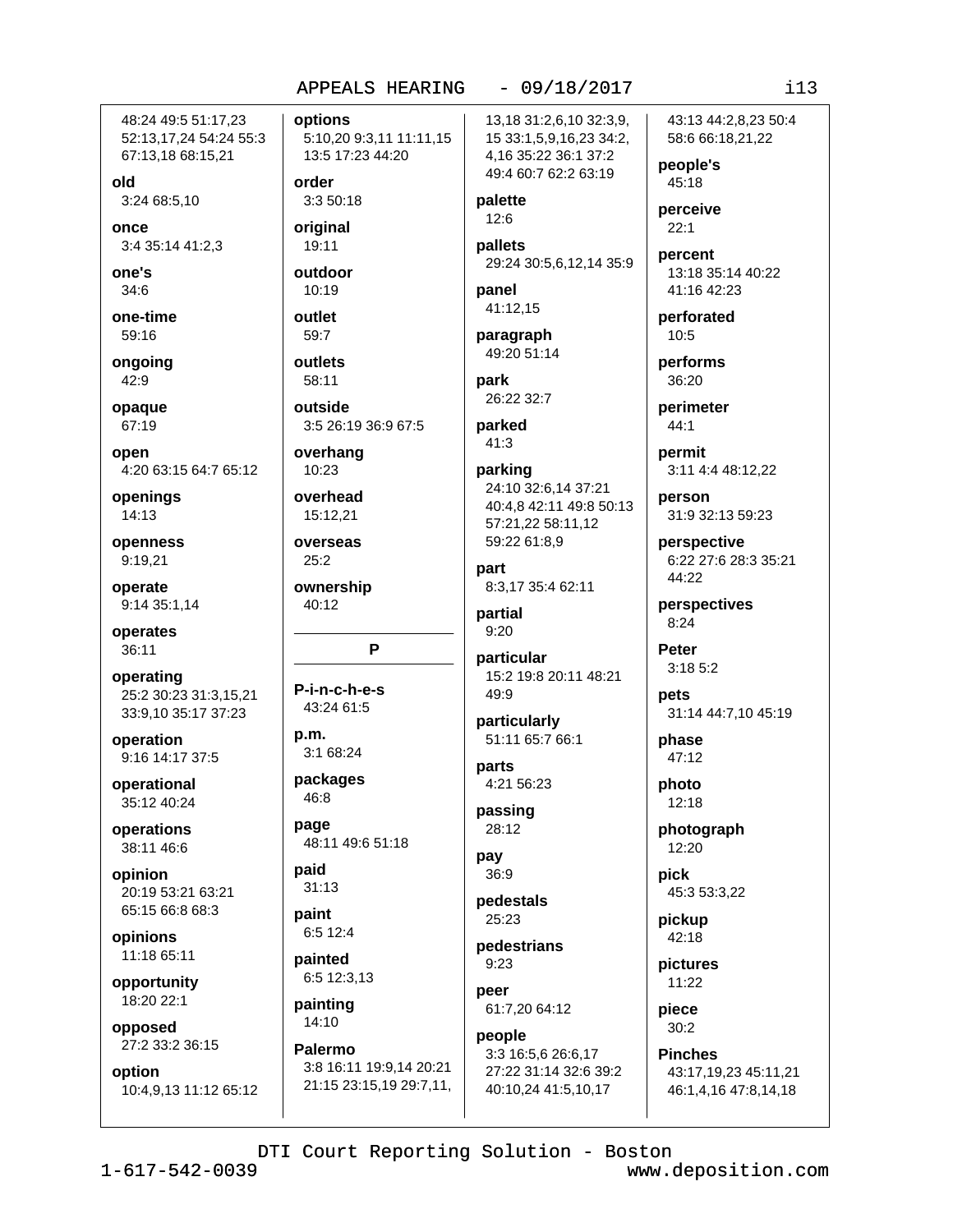48:24 49:5 51:17,23 52:13,17,24 54:24 55:3 67:13,18 68:15,21

**old**
3:24 68:5,10

**once**
3:4 35:14 41:2,3

**one's**
34:6

**one-time**
59:16

**ongoing**
42:9

**opaque**
67:19

**open**
4:20 63:15 64:7 65:12

**openings**
14:13

**openness**
9:19,21

**operate**
9:14 35:1,14

**operates**
36:11

**operating**
25:2 30:23 31:3,15,21 33:9,10 35:17 37:23

**operation**
9:16 14:17 37:5

**operational**
35:12 40:24

**operations**
38:11 46:6

**opinion**
20:19 53:21 63:21 65:15 66:8 68:3

**opinions**
11:18 65:11

**opportunity**
18:20 22:1

**opposed**
27:2 33:2 36:15

**option**
10:4,9,13 11:12 65:12

**options**
5:10,20 9:3,11 11:11,15 13:5 17:23 44:20

**order**
3:3 50:18

**original**
19:11

**outdoor**
10:19

**outlet**
59:7

**outlets**
58:11

**outside**
3:5 26:19 36:9 67:5

**overhang**
10:23

**overhead**
15:12,21

**overseas**
25:2

**ownership**
40:12

## P

**P-i-n-c-h-e-s**
43:24 61:5

**p.m.**
3:1 68:24

**packages**
46:8

**page**
48:11 49:6 51:18

**paid**
31:13

**paint**
6:5 12:4

**painted**
6:5 12:3,13

**painting**
14:10

**Palermo**
3:8 16:11 19:9,14 20:21 21:15 23:15,19 29:7,11, 13,18 31:2,6,10 32:3,9, 15 33:1,5,9,16,23 34:2, 4,16 35:22 36:1 37:2 49:4 60:7 62:2 63:19

**palette**
12:6

**pallets**
29:24 30:5,6,12,14 35:9

**panel**
41:12,15

**paragraph**
49:20 51:14

**park**
26:22 32:7

**parked**
41:3

**parking**
24:10 32:6,14 37:21 40:4,8 42:11 49:8 50:13 57:21,22 58:11,12 59:22 61:8,9

**part**
8:3,17 35:4 62:11

**partial**
9:20

**particular**
15:2 19:8 20:11 48:21 49:9

**particularly**
51:11 65:7 66:1

**parts**
4:21 56:23

**passing**
28:12

**pay**
36:9

**pedestals**
25:23

**pedestrians**
9:23

**peer**
61:7,20 64:12

**people**
3:3 16:5,6 26:6,17 27:22 31:14 32:6 39:2 40:10,24 41:5,10,17 43:13 44:2,8,23 50:4 58:6 66:18,21,22

**people's**
45:18

**perceive**
22:1

**percent**
13:18 35:14 40:22 41:16 42:23

**perforated**
10:5

**performs**
36:20

**perimeter**
44:1

**permit**
3:11 4:4 48:12,22

**person**
31:9 32:13 59:23

**perspective**
6:22 27:6 28:3 35:21 44:22

**perspectives**
8:24

**Peter**
3:18 5:2

**pets**
31:14 44:7,10 45:19

**phase**
47:12

**photo**
12:18

**photograph**
12:20

**pick**
45:3 53:3,22

**pickup**
42:18

**pictures**
11:22

**piece**
30:2

**Pinches**
43:17,19,23 45:11,21 46:1,4,16 47:8,14,18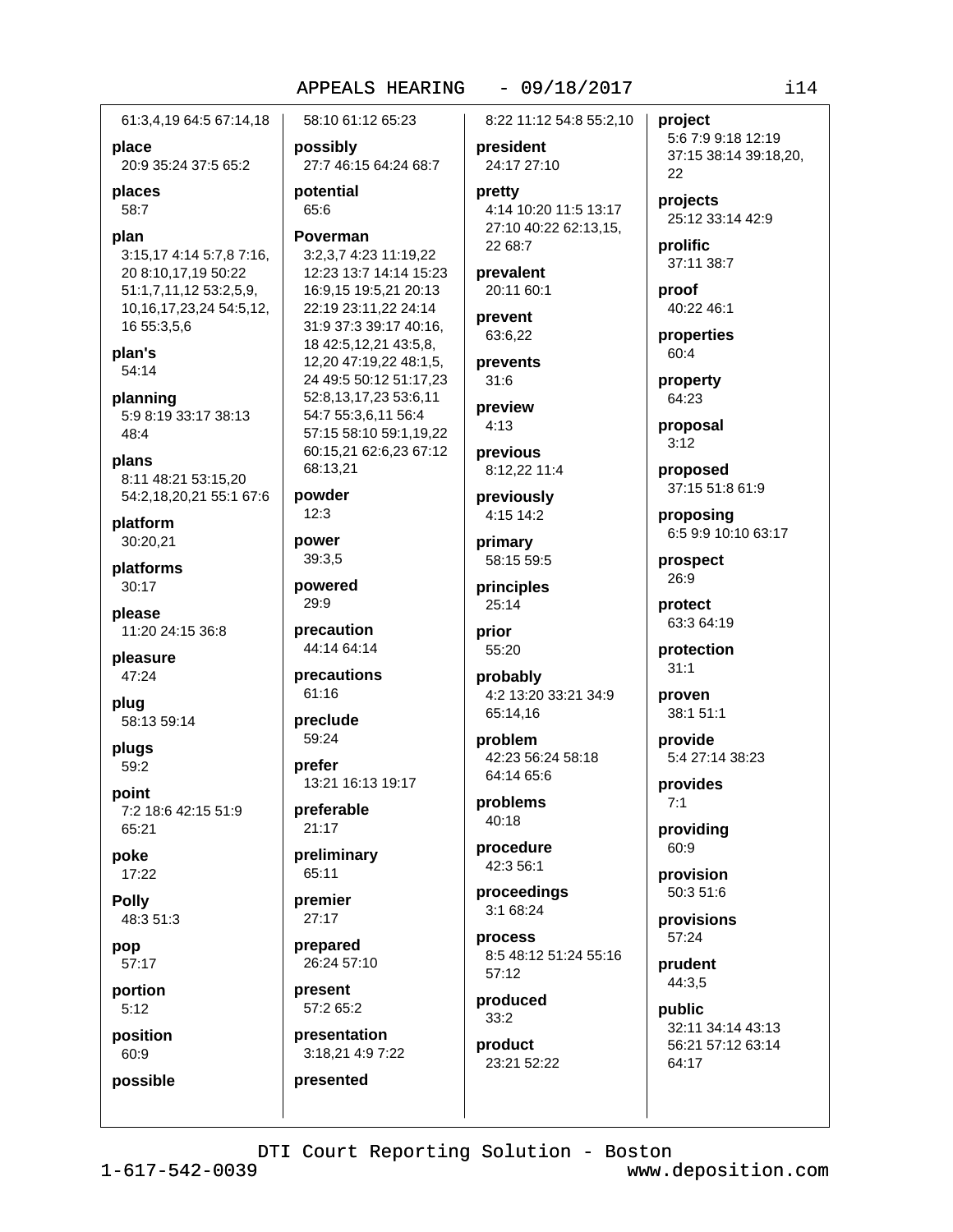61:3,4,19 64:5 67:14,18

**place**
20:9 35:24 37:5 65:2

**places**
58:7

**plan**
3:15,17 4:14 5:7,8 7:16, 20 8:10,17,19 50:22 51:1,7,11,12 53:2,5,9, 10,16,17,23,24 54:5,12, 16 55:3,5,6

**plan's**
54:14

**planning**
5:9 8:19 33:17 38:13 48:4

**plans**
8:11 48:21 53:15,20 54:2,18,20,21 55:1 67:6

**platform**
30:20,21

**platforms**
30:17

**please**
11:20 24:15 36:8

**pleasure**
47:24

**plug**
58:13 59:14

**plugs**
59:2

**point**
7:2 18:6 42:15 51:9 65:21

**poke**
17:22

**Polly**
48:3 51:3

**pop**
57:17

**portion**
5:12

**position**
60:9

**possible**
58:10 61:12 65:23

**possibly**
27:7 46:15 64:24 68:7

**potential**
65:6

**Poverman**
3:2,3,7 4:23 11:19,22 12:23 13:7 14:14 15:23 16:9,15 19:5,21 20:13 22:19 23:11,22 24:14 31:9 37:3 39:17 40:16, 18 42:5,12,21 43:5,8, 12,20 47:19,22 48:1,5, 24 49:5 50:12 51:17,23 52:8,13,17,23 53:6,11 54:7 55:3,6,11 56:4 57:15 58:10 59:1,19,22 60:15,21 62:6,23 67:12 68:13,21

**powder**
12:3

**power**
39:3,5

**powered**
29:9

**precaution**
44:14 64:14

**precautions**
61:16

**preclude**
59:24

**prefer**
13:21 16:13 19:17

**preferable**
21:17

**preliminary**
65:11

**premier**
27:17

**prepared**
26:24 57:10

**present**
57:2 65:2

**presentation**
3:18,21 4:9 7:22

**presented**
8:22 11:12 54:8 55:2,10

**president**
24:17 27:10

**pretty**
4:14 10:20 11:5 13:17 27:10 40:22 62:13,15, 22 68:7

**prevalent**
20:11 60:1

**prevent**
63:6,22

**prevents**
31:6

**preview**
4:13

**previous**
8:12,22 11:4

**previously**
4:15 14:2

**primary**
58:15 59:5

**principles**
25:14

**prior**
55:20

**probably**
4:2 13:20 33:21 34:9 65:14,16

**problem**
42:23 56:24 58:18 64:14 65:6

**problems**
40:18

**procedure**
42:3 56:1

**proceedings**
3:1 68:24

**process**
8:5 48:12 51:24 55:16 57:12

**produced**
33:2

**product**
23:21 52:22

**project**
5:6 7:9 9:18 12:19 37:15 38:14 39:18,20, 22

**projects**
25:12 33:14 42:9

**prolific**
37:11 38:7

**proof**
40:22 46:1

**properties**
60:4

**property**
64:23

**proposal**
3:12

**proposed**
37:15 51:8 61:9

**proposing**
6:5 9:9 10:10 63:17

**prospect**
26:9

**protect**
63:3 64:19

**protection**
31:1

**proven**
38:1 51:1

**provide**
5:4 27:14 38:23

**provides**
7:1

**providing**
60:9

**provision**
50:3 51:6

**provisions**
57:24

**prudent**
44:3,5

**public**
32:11 34:14 43:13 56:21 57:12 63:14 64:17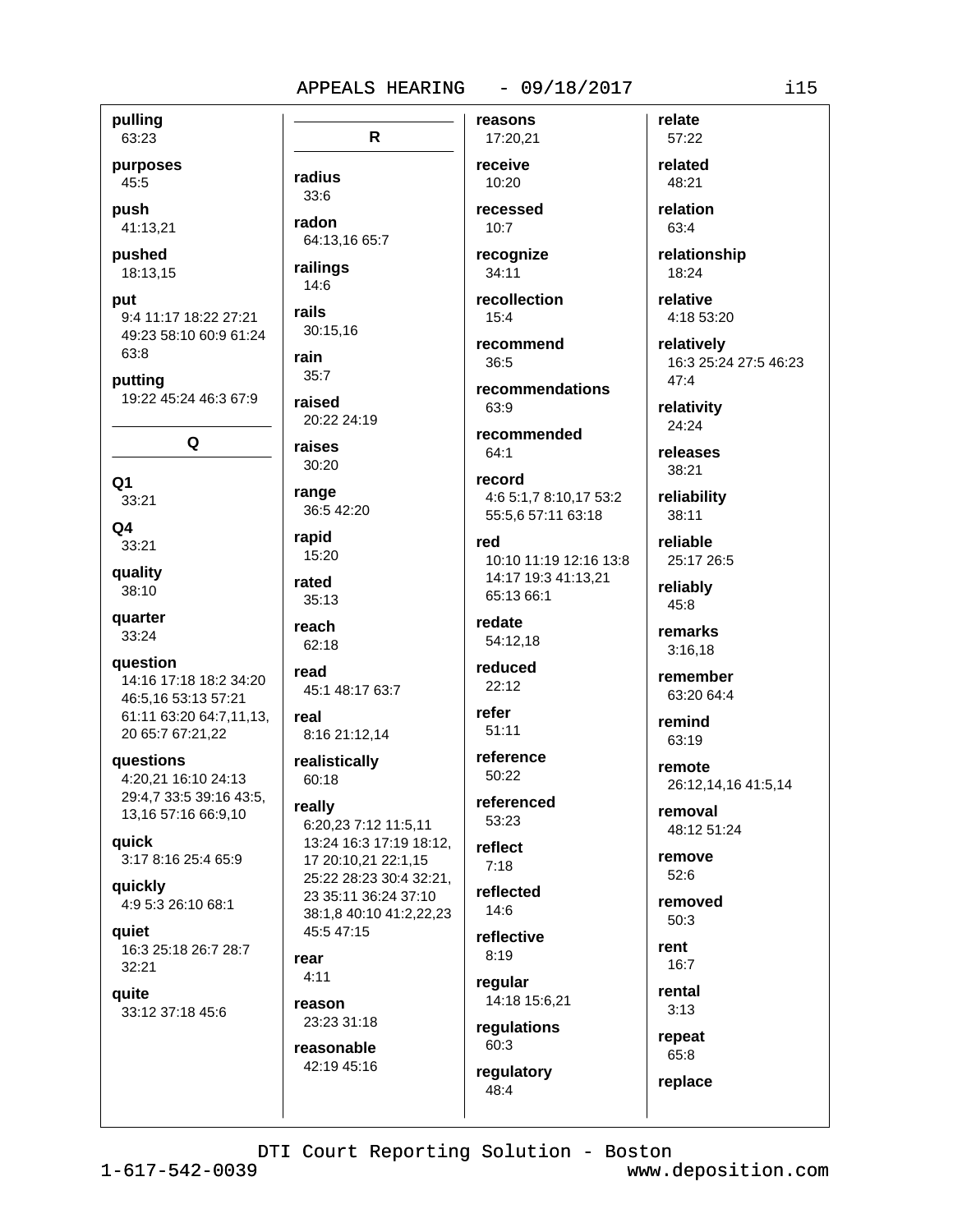**pulling**
63:23

**purposes**
45:5

**push**
41:13,21

**pushed**
18:13,15

**put**
9:4 11:17 18:22 27:21 49:23 58:10 60:9 61:24 63:8

**putting**
19:22 45:24 46:3 67:9

## Q

**Q1**
33:21

**Q4**
33:21

**quality**
38:10

**quarter**
33:24

**question**
14:16 17:18 18:2 34:20 46:5,16 53:13 57:21 61:11 63:20 64:7,11,13, 20 65:7 67:21,22

**questions**
4:20,21 16:10 24:13 29:4,7 33:5 39:16 43:5, 13,16 57:16 66:9,10

**quick**
3:17 8:16 25:4 65:9

**quickly**
4:9 5:3 26:10 68:1

**quiet**
16:3 25:18 26:7 28:7 32:21

**quite**
33:12 37:18 45:6

## R

**radius**
33:6

**radon**
64:13,16 65:7

**railings**
14:6

**rails**
30:15,16

**rain**
35:7

**raised**
20:22 24:19

**raises**
30:20

**range**
36:5 42:20

**rapid**
15:20

**rated**
35:13

**reach**
62:18

**read**
45:1 48:17 63:7

**real**
8:16 21:12,14

**realistically**
60:18

**really**
6:20,23 7:12 11:5,11 13:24 16:3 17:19 18:12, 17 20:10,21 22:1,15 25:22 28:23 30:4 32:21, 23 35:11 36:24 37:10 38:1,8 40:10 41:2,22,23 45:5 47:15

**rear**
4:11

**reason**
23:23 31:18

**reasonable**
42:19 45:16

**reasons**
17:20,21

**receive**
10:20

**recessed**
10:7

**recognize**
34:11

**recollection**
15:4

**recommend**
36:5

**recommendations**
63:9

**recommended**
64:1

**record**
4:6 5:1,7 8:10,17 53:2 55:5,6 57:11 63:18

**red**
10:10 11:19 12:16 13:8 14:17 19:3 41:13,21 65:13 66:1

**redate**
54:12,18

**reduced**
22:12

**refer**
51:11

**reference**
50:22

**referenced**
53:23

**reflect**
7:18

**reflected**
14:6

**reflective**
8:19

**regular**
14:18 15:6,21

**regulations**
60:3

**regulatory**
48:4

**relate**
57:22

**related**
48:21

**relation**
63:4

**relationship**
18:24

**relative**
4:18 53:20

**relatively**
16:3 25:24 27:5 46:23 47:4

**relativity**
24:24

**releases**
38:21

**reliability**
38:11

**reliable**
25:17 26:5

**reliably**
45:8

**remarks**
3:16,18

**remember**
63:20 64:4

**remind**
63:19

**remote**
26:12,14,16 41:5,14

**removal**
48:12 51:24

**remove**
52:6

**removed**
50:3

**rent**
16:7

**rental**
3:13

**repeat**
65:8

**replace**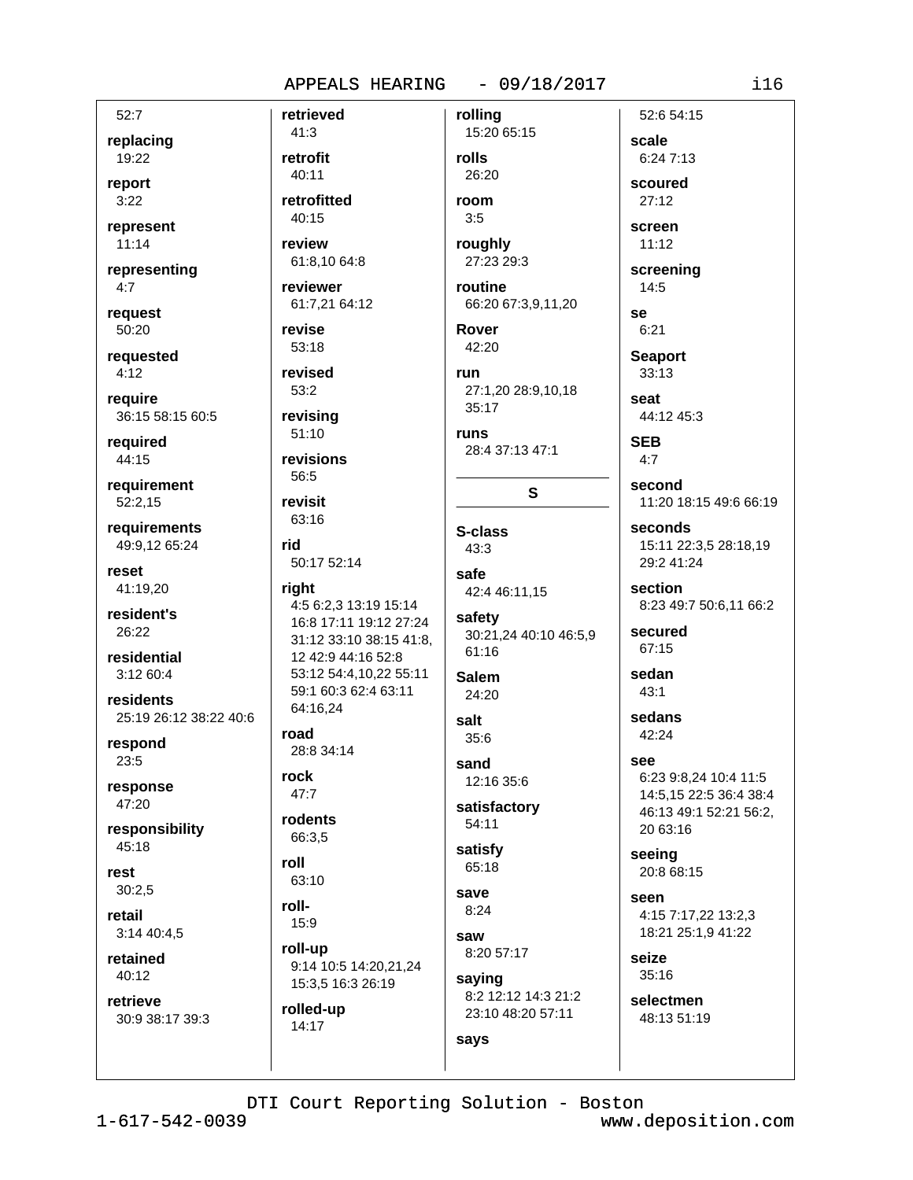52:7

**replacing**
19:22

**report**
3:22

**represent**
11:14

**representing**
4:7

**request**
50:20

**requested**
4:12

**require**
36:15 58:15 60:5

**required**
44:15

**requirement**
52:2,15

**requirements**
49:9,12 65:24

**reset**
41:19,20

**resident's**
26:22

**residential**
3:12 60:4

**residents**
25:19 26:12 38:22 40:6

**respond**
23:5

**response**
47:20

**responsibility**
45:18

**rest**
30:2,5

**retail**
3:14 40:4,5

**retained**
40:12

**retrieve**
30:9 38:17 39:3

**retrieved**
41:3

**retrofit**
40:11

**retrofitted**
40:15

**review**
61:8,10 64:8

**reviewer**
61:7,21 64:12

**revise**
53:18

**revised**
53:2

**revising**
51:10

**revisions**
56:5

**revisit**
63:16

**rid**
50:17 52:14

**right**
4:5 6:2,3 13:19 15:14 16:8 17:11 19:12 27:24 31:12 33:10 38:15 41:8, 12 42:9 44:16 52:8 53:12 54:4,10,22 55:11 59:1 60:3 62:4 63:11 64:16,24

**road**
28:8 34:14

**rock**
47:7

**rodents**
66:3,5

**roll**
63:10

**roll-**
15:9

**roll-up**
9:14 10:5 14:20,21,24 15:3,5 16:3 26:19

**rolled-up**
14:17

**rolling**
15:20 65:15

**rolls**
26:20

**room**
3:5

**roughly**
27:23 29:3

**routine**
66:20 67:3,9,11,20

**Rover**
42:20

**run**
27:1,20 28:9,10,18 35:17

**runs**
28:4 37:13 47:1

## S

**S-class**
43:3

**safe**
42:4 46:11,15

**safety**
30:21,24 40:10 46:5,9 61:16

**Salem**
24:20

**salt**
35:6

**sand**
12:16 35:6

**satisfactory**
54:11

**satisfy**
65:18

**save**
8:24

**saw**
8:20 57:17

**saying**
8:2 12:12 14:3 21:2 23:10 48:20 57:11

**says**
52:6 54:15

**scale**
6:24 7:13

**scoured**
27:12

**screen**
11:12

**screening**
14:5

**se**
6:21

**Seaport**
33:13

**seat**
44:12 45:3

**SEB**
4:7

**second**
11:20 18:15 49:6 66:19

**seconds**
15:11 22:3,5 28:18,19 29:2 41:24

**section**
8:23 49:7 50:6,11 66:2

**secured**
67:15

**sedan**
43:1

**sedans**
42:24

**see**
6:23 9:8,24 10:4 11:5 14:5,15 22:5 36:4 38:4 46:13 49:1 52:21 56:2, 20 63:16

**seeing**
20:8 68:15

**seen**
4:15 7:17,22 13:2,3 18:21 25:1,9 41:22

**seize**
35:16

**selectmen**
48:13 51:19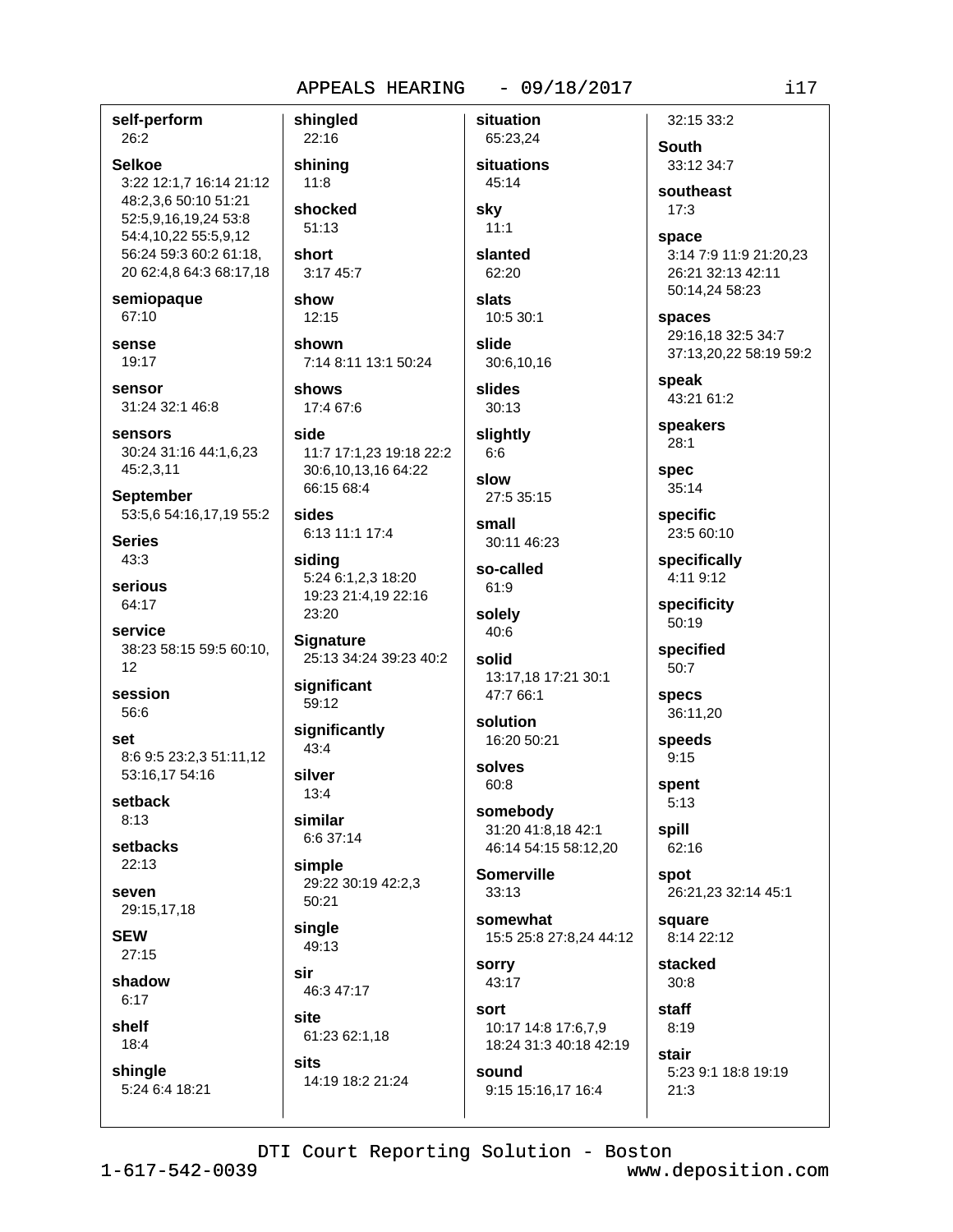**self-perform**
26:2

**Selkoe**
3:22 12:1,7 16:14 21:12 48:2,3,6 50:10 51:21 52:5,9,16,19,24 53:8 54:4,10,22 55:5,9,12 56:24 59:3 60:2 61:18, 20 62:4,8 64:3 68:17,18

**semiopaque**
67:10

**sense**
19:17

**sensor**
31:24 32:1 46:8

**sensors**
30:24 31:16 44:1,6,23 45:2,3,11

**September**
53:5,6 54:16,17,19 55:2

**Series**
43:3

**serious**
64:17

**service**
38:23 58:15 59:5 60:10, 12

**session**
56:6

**set**
8:6 9:5 23:2,3 51:11,12 53:16,17 54:16

**setback**
8:13

**setbacks**
22:13

**seven**
29:15,17,18

**SEW**
27:15

**shadow**
6:17

**shelf**
18:4

**shingle**
5:24 6:4 18:21

**shingled**
22:16

**shining**
11:8

**shocked**
51:13

**short**
3:17 45:7

**show**
12:15

**shown**
7:14 8:11 13:1 50:24

**shows**
17:4 67:6

**side**
11:7 17:1,23 19:18 22:2 30:6,10,13,16 64:22 66:15 68:4

**sides**
6:13 11:1 17:4

**siding**
5:24 6:1,2,3 18:20 19:23 21:4,19 22:16 23:20

**Signature**
25:13 34:24 39:23 40:2

**significant**
59:12

**significantly**
43:4

**silver**
13:4

**similar**
6:6 37:14

**simple**
29:22 30:19 42:2,3 50:21

**single**
49:13

**sir**
46:3 47:17

**site**
61:23 62:1,18

**sits**
14:19 18:2 21:24

**situation**
65:23,24

**situations**
45:14

**sky**
11:1

**slanted**
62:20

**slats**
10:5 30:1

**slide**
30:6,10,16

**slides**
30:13

**slightly**
6:6

**slow**
27:5 35:15

**small**
30:11 46:23

**so-called**
61:9

**solely**
40:6

**solid**
13:17,18 17:21 30:1 47:7 66:1

**solution**
16:20 50:21

**solves**
60:8

**somebody**
31:20 41:8,18 42:1 46:14 54:15 58:12,20

**Somerville**
33:13

**somewhat**
15:5 25:8 27:8,24 44:12

**sorry**
43:17

**sort**
10:17 14:8 17:6,7,9 18:24 31:3 40:18 42:19

**sound**
9:15 15:16,17 16:4

32:15 33:2

**South**
33:12 34:7

**southeast**
17:3

**space**
3:14 7:9 11:9 21:20,23 26:21 32:13 42:11 50:14,24 58:23

**spaces**
29:16,18 32:5 34:7 37:13,20,22 58:19 59:2

**speak**
43:21 61:2

**speakers**
28:1

**spec**
35:14

**specific**
23:5 60:10

**specifically**
4:11 9:12

**specificity**
50:19

**specified**
50:7

**specs**
36:11,20

**speeds**
9:15

**spent**
5:13

**spill**
62:16

**spot**
26:21,23 32:14 45:1

**square**
8:14 22:12

**stacked**
30:8

**staff**
8:19

**stair**
5:23 9:1 18:8 19:19 21:3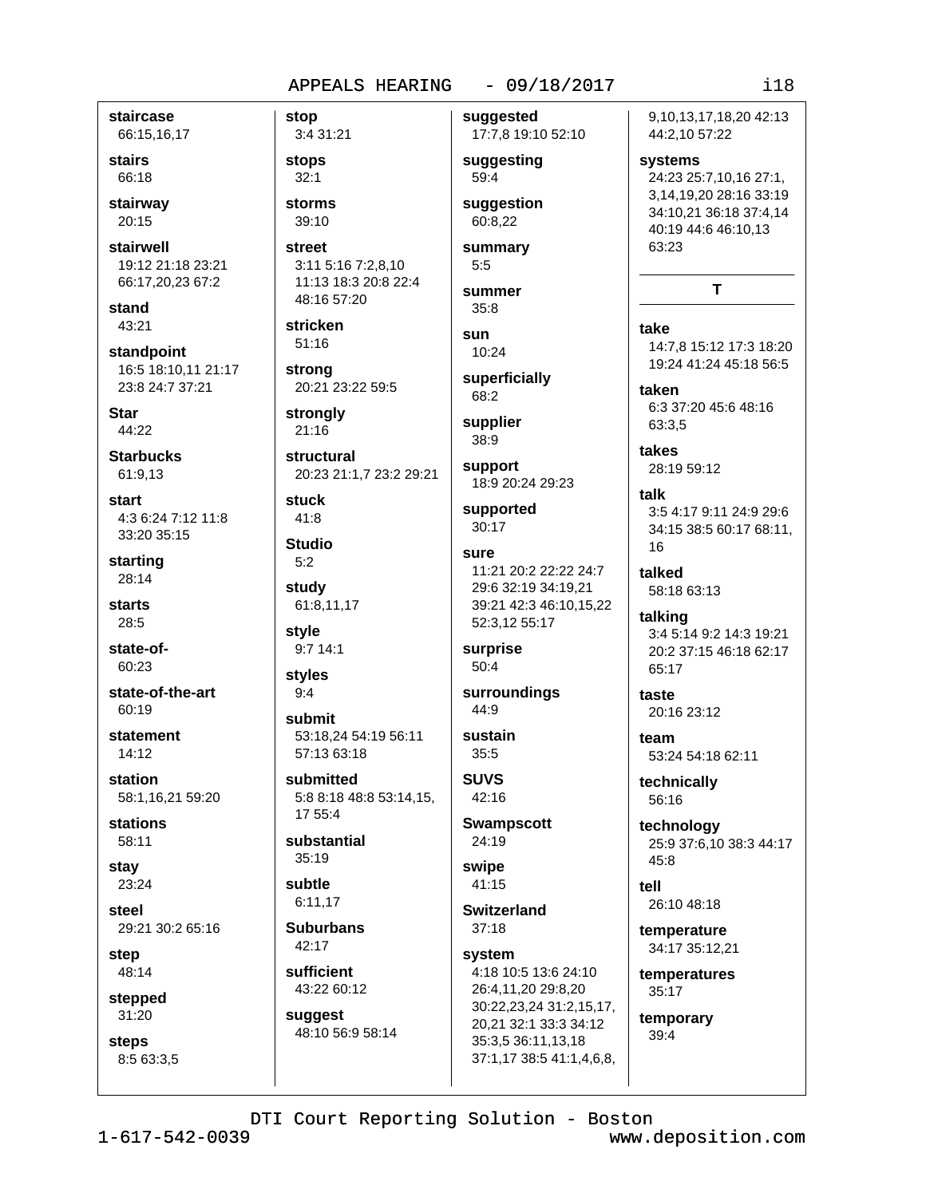**staircase**
66:15,16,17

**stairs**
66:18

**stairway**
20:15

**stairwell**
19:12 21:18 23:21 66:17,20,23 67:2

**stand**
43:21

**standpoint**
16:5 18:10,11 21:17 23:8 24:7 37:21

**Star**
44:22

**Starbucks**
61:9,13

**start**
4:3 6:24 7:12 11:8 33:20 35:15

**starting**
28:14

**starts**
28:5

**state-of-**
60:23

**state-of-the-art**
60:19

**statement**
14:12

**station**
58:1,16,21 59:20

**stations**
58:11

**stay**
23:24

**steel**
29:21 30:2 65:16

**step**
48:14

**stepped**
31:20

**steps**
8:5 63:3,5

**stop**
3:4 31:21

**stops**
32:1

**storms**
39:10

**street**
3:11 5:16 7:2,8,10 11:13 18:3 20:8 22:4 48:16 57:20

**stricken**
51:16

**strong**
20:21 23:22 59:5

**strongly**
21:16

**structural**
20:23 21:1,7 23:2 29:21

**stuck**
41:8

**Studio**
5:2

**study**
61:8,11,17

**style**
9:7 14:1

**styles**
9:4

**submit**
53:18,24 54:19 56:11 57:13 63:18

**submitted**
5:8 8:18 48:8 53:14,15,17 55:4

**substantial**
35:19

**subtle**
6:11,17

**Suburbans**
42:17

**sufficient**
43:22 60:12

**suggest**
48:10 56:9 58:14

**suggested**
17:7,8 19:10 52:10

**suggesting**
59:4

**suggestion**
60:8,22

**summary**
5:5

**summer**
35:8

**sun**
10:24

**superficially**
68:2

**supplier**
38:9

**support**
18:9 20:24 29:23

**supported**
30:17

**sure**
11:21 20:2 22:22 24:7 29:6 32:19 34:19,21 39:21 42:3 46:10,15,22 52:3,12 55:17

**surprise**
50:4

**surroundings**
44:9

**sustain**
35:5

**SUVS**
42:16

**Swampscott**
24:19

**swipe**
41:15

**Switzerland**
37:18

**system**
4:18 10:5 13:6 24:10 26:4,11,20 29:8,20 30:22,23,24 31:2,15,17,20,21 32:1 33:3 34:12 35:3,5 36:11,13,18 37:1,17 38:5 41:1,4,6,8,9,10,13,17,18,20 42:13 44:2,10 57:22

**systems**
24:23 25:7,10,16 27:1,3,14,19,20 28:16 33:19 34:10,21 36:18 37:4,14 40:19 44:6 46:10,13 63:23

## T

**take**
14:7,8 15:12 17:3 18:20 19:24 41:24 45:18 56:5

**taken**
6:3 37:20 45:6 48:16 63:3,5

**takes**
28:19 59:12

**talk**
3:5 4:17 9:11 24:9 29:6 34:15 38:5 60:17 68:11,16

**talked**
58:18 63:13

**talking**
3:4 5:14 9:2 14:3 19:21 20:2 37:15 46:18 62:17 65:17

**taste**
20:16 23:12

**team**
53:24 54:18 62:11

**technically**
56:16

**technology**
25:9 37:6,10 38:3 44:17 45:8

**tell**
26:10 48:18

**temperature**
34:17 35:12,21

**temperatures**
35:17

**temporary**
39:4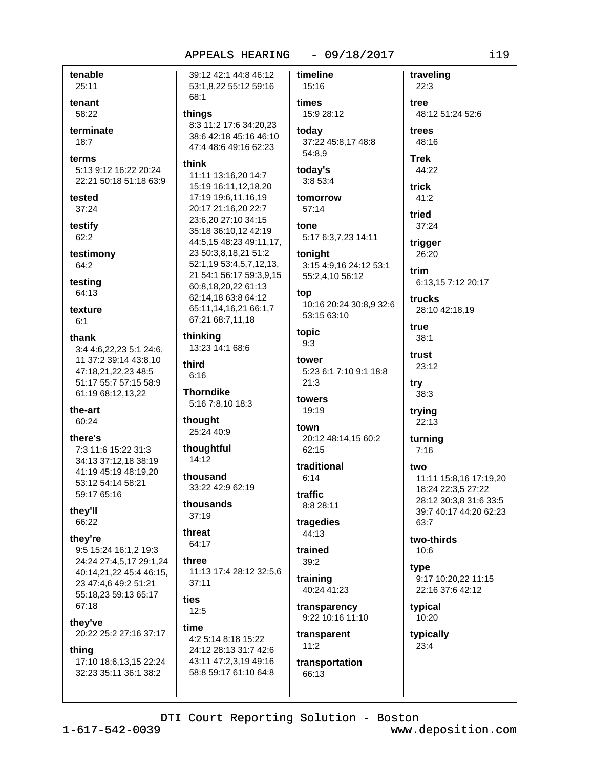**tenable**
25:11

**tenant**
58:22

**terminate**
18:7

**terms**
5:13 9:12 16:22 20:24 22:21 50:18 51:18 63:9

**tested**
37:24

**testify**
62:2

**testimony**
64:2

**testing**
64:13

**texture**
6:1

**thank**
3:4 4:6,22,23 5:1 24:6, 11 37:2 39:14 43:8,10 47:18,21,22,23 48:5 51:17 55:7 57:15 58:9 61:19 68:12,13,22

**the-art**
60:24

**there's**
7:3 11:6 15:22 31:3 34:13 37:12,18 38:19 41:19 45:19 48:19,20 53:12 54:14 58:21 59:17 65:16

**they'll**
66:22

**they're**
9:5 15:24 16:1,2 19:3 24:24 27:4,5,17 29:1,24 40:14,21,22 45:4 46:15, 23 47:4,6 49:2 51:21 55:18,23 59:13 65:17 67:18

**they've**
20:22 25:2 27:16 37:17

**thing**
17:10 18:6,13,15 22:24 32:23 35:11 36:1 38:2 39:12 42:1 44:8 46:12 53:1,8,22 55:12 59:16 68:1

**things**
8:3 11:2 17:6 34:20,23 38:6 42:18 45:16 46:10 47:4 48:6 49:16 62:23

**think**
11:11 13:16,20 14:7 15:19 16:11,12,18,20 17:19 19:6,11,16,19 20:17 21:16,20 22:7 23:6,20 27:10 34:15 35:18 36:10,12 42:19 44:5,15 48:23 49:11,17, 23 50:3,8,18,21 51:2 52:1,19 53:4,5,7,12,13, 21 54:1 56:17 59:3,9,15 60:8,18,20,22 61:13 62:14,18 63:8 64:12 65:11,14,16,21 66:1,7 67:21 68:7,11,18

**thinking**
13:23 14:1 68:6

**third**
6:16

**Thorndike**
5:16 7:8,10 18:3

**thought**
25:24 40:9

**thoughtful**
14:12

**thousand**
33:22 42:9 62:19

**thousands**
37:19

**threat**
64:17

**three**
11:13 17:4 28:12 32:5,6 37:11

**ties**
12:5

**time**
4:2 5:14 8:18 15:22 24:12 28:13 31:7 42:6 43:11 47:2,3,19 49:16 58:8 59:17 61:10 64:8

**timeline**
15:16

**times**
15:9 28:12

**today**
37:22 45:8,17 48:8 54:8,9

**today's**
3:8 53:4

**tomorrow**
57:14

**tone**
5:17 6:3,7,23 14:11

**tonight**
3:15 4:9,16 24:12 53:1 55:2,4,10 56:12

**top**
10:16 20:24 30:8,9 32:6 53:15 63:10

**topic**
9:3

**tower**
5:23 6:1 7:10 9:1 18:8 21:3

**towers**
19:19

**town**
20:12 48:14,15 60:2 62:15

**traditional**
6:14

**traffic**
8:8 28:11

**tragedies**
44:13

**trained**
39:2

**training**
40:24 41:23

**transparency**
9:22 10:16 11:10

**transparent**
11:2

**transportation**
66:13

**traveling**
22:3

**tree**
48:12 51:24 52:6

**trees**
48:16

**Trek**
44:22

**trick**
41:2

**tried**
37:24

**trigger**
26:20

**trim**
6:13,15 7:12 20:17

**trucks**
28:10 42:18,19

**true**
38:1

**trust**
23:12

**try**
38:3

**trying**
22:13

**turning**
7:16

**two**
11:11 15:8,16 17:19,20 18:24 22:3,5 27:22 28:12 30:3,8 31:6 33:5 39:7 40:17 44:20 62:23 63:7

**two-thirds**
10:6

**type**
9:17 10:20,22 11:15 22:16 37:6 42:12

**typical**
10:20

**typically**
23:4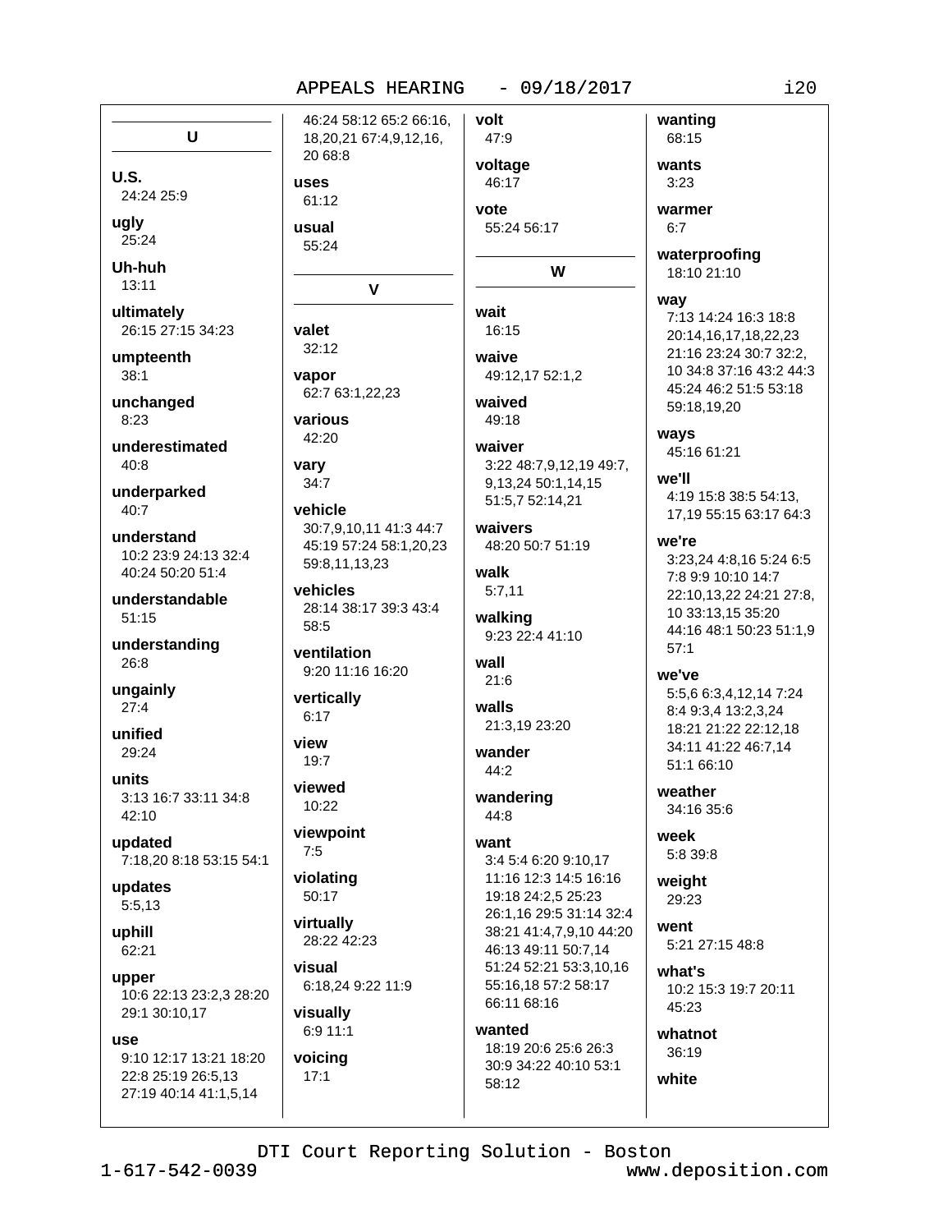## U

**U.S.**
24:24 25:9

**ugly**
25:24

**Uh-huh**
13:11

**ultimately**
26:15 27:15 34:23

**umpteenth**
38:1

**unchanged**
8:23

**underestimated**
40:8

**underparked**
40:7

**understand**
10:2 23:9 24:13 32:4 40:24 50:20 51:4

**understandable**
51:15

**understanding**
26:8

**ungainly**
27:4

**unified**
29:24

**units**
3:13 16:7 33:11 34:8 42:10

**updated**
7:18,20 8:18 53:15 54:1

**updates**
5:5,13

**uphill**
62:21

**upper**
10:6 22:13 23:2,3 28:20 29:1 30:10,17

**use**
9:10 12:17 13:21 18:20 22:8 25:19 26:5,13 27:19 40:14 41:1,5,14 46:24 58:12 65:2 66:16, 18,20,21 67:4,9,12,16, 20 68:8

**uses**
61:12

**usual**
55:24

## V

**valet**
32:12

**vapor**
62:7 63:1,22,23

**various**
42:20

**vary**
34:7

**vehicle**
30:7,9,10,11 41:3 44:7 45:19 57:24 58:1,20,23 59:8,11,13,23

**vehicles**
28:14 38:17 39:3 43:4 58:5

**ventilation**
9:20 11:16 16:20

**vertically**
6:17

**view**
19:7

**viewed**
10:22

**viewpoint**
7:5

**violating**
50:17

**virtually**
28:22 42:23

**visual**
6:18,24 9:22 11:9

**visually**
6:9 11:1

**voicing**
17:1

**volt**
47:9

**voltage**
46:17

**vote**
55:24 56:17

## W

**wait**
16:15

**waive**
49:12,17 52:1,2

**waived**
49:18

**waiver**
3:22 48:7,9,12,19 49:7, 9,13,24 50:1,14,15 51:5,7 52:14,21

**waivers**
48:20 50:7 51:19

**walk**
5:7,11

**walking**
9:23 22:4 41:10

**wall**
21:6

**walls**
21:3,19 23:20

**wander**
44:2

**wandering**
44:8

**want**
3:4 5:4 6:20 9:10,17 11:16 12:3 14:5 16:16 19:18 24:2,5 25:23 26:1,16 29:5 31:14 32:4 38:21 41:4,7,9,10 44:20 46:13 49:11 50:7,14 51:24 52:21 53:3,10,16 55:16,18 57:2 58:17 66:11 68:16

**wanted**
18:19 20:6 25:6 26:3 30:9 34:22 40:10 53:1 58:12

**wanting**
68:15

**wants**
3:23

**warmer**
6:7

**waterproofing**
18:10 21:10

**way**
7:13 14:24 16:3 18:8 20:14,16,17,18,22,23 21:16 23:24 30:7 32:2, 10 34:8 37:16 43:2 44:3 45:24 46:2 51:5 53:18 59:18,19,20

**ways**
45:16 61:21

**we'll**
4:19 15:8 38:5 54:13, 17,19 55:15 63:17 64:3

**we're**
3:23,24 4:8,16 5:24 6:5 7:8 9:9 10:10 14:7 22:10,13,22 24:21 27:8, 10 33:13,15 35:20 44:16 48:1 50:23 51:1,9 57:1

**we've**
5:5,6 6:3,4,12,14 7:24 8:4 9:3,4 13:2,3,24 18:21 21:22 22:12,18 34:11 41:22 46:7,14 51:1 66:10

**weather**
34:16 35:6

**week**
5:8 39:8

**weight**
29:23

**went**
5:21 27:15 48:8

**what's**
10:2 15:3 19:7 20:11 45:23

**whatnot**
36:19

**white**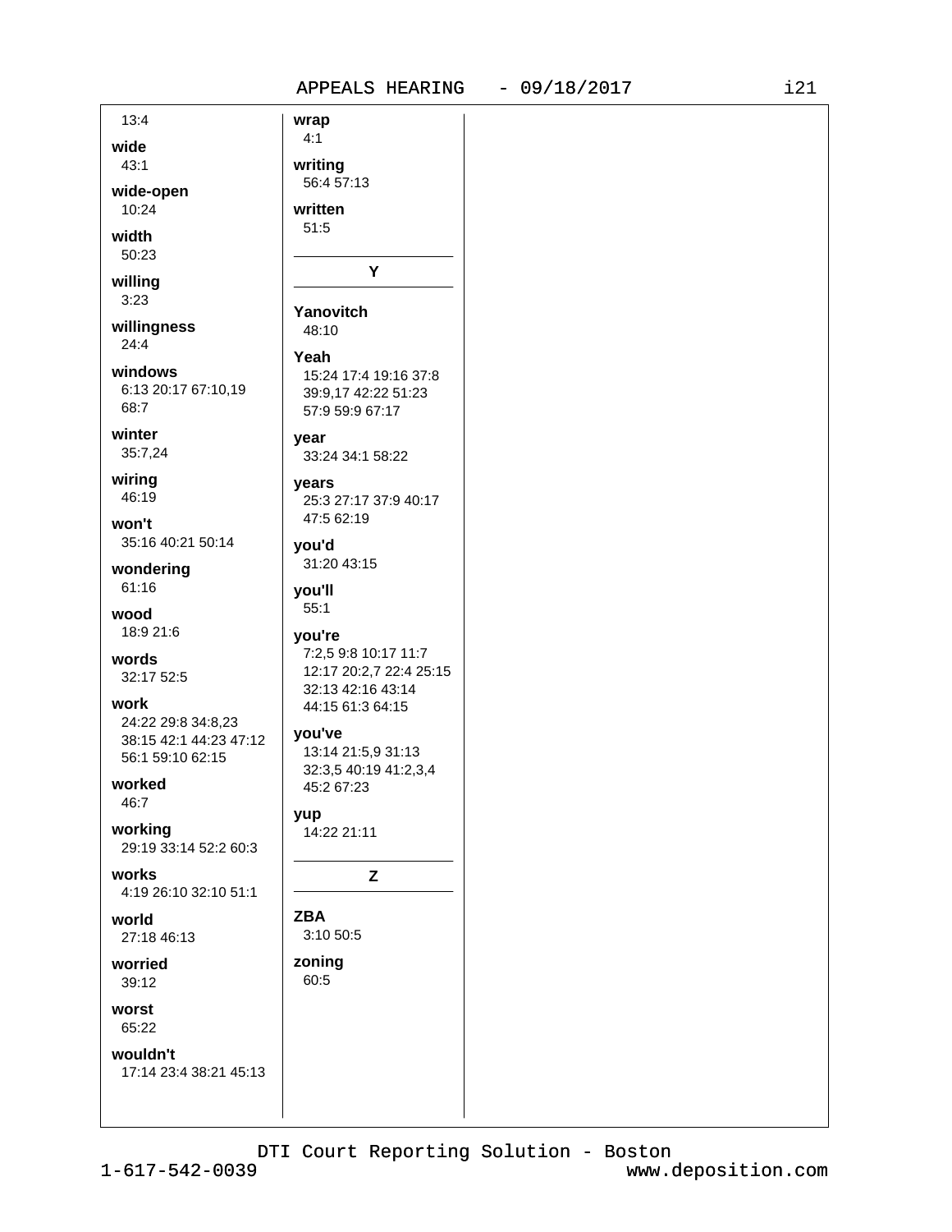13:4

**wide**
43:1

**wide-open**
10:24

**width**
50:23

**willing**
3:23

**willingness**
24:4

**windows**
6:13 20:17 67:10,19 68:7

**winter**
35:7,24

**wiring**
46:19

**won't**
35:16 40:21 50:14

**wondering**
61:16

**wood**
18:9 21:6

**words**
32:17 52:5

**work**
24:22 29:8 34:8,23 38:15 42:1 44:23 47:12 56:1 59:10 62:15

**worked**
46:7

**working**
29:19 33:14 52:2 60:3

**works**
4:19 26:10 32:10 51:1

**world**
27:18 46:13

**worried**
39:12

**worst**
65:22

**wouldn't**
17:14 23:4 38:21 45:13

**wrap**
4:1

**writing**
56:4 57:13

**written**
51:5

## Y

**Yanovitch**
48:10

**Yeah**
15:24 17:4 19:16 37:8 39:9,17 42:22 51:23 57:9 59:9 67:17

**year**
33:24 34:1 58:22

**years**
25:3 27:17 37:9 40:17 47:5 62:19

**you'd**
31:20 43:15

**you'll**
55:1

**you're**
7:2,5 9:8 10:17 11:7 12:17 20:2,7 22:4 25:15 32:13 42:16 43:14 44:15 61:3 64:15

**you've**
13:14 21:5,9 31:13 32:3,5 40:19 41:2,3,4 45:2 67:23

**yup**
14:22 21:11

## Z

**ZBA**
3:10 50:5

**zoning**
60:5